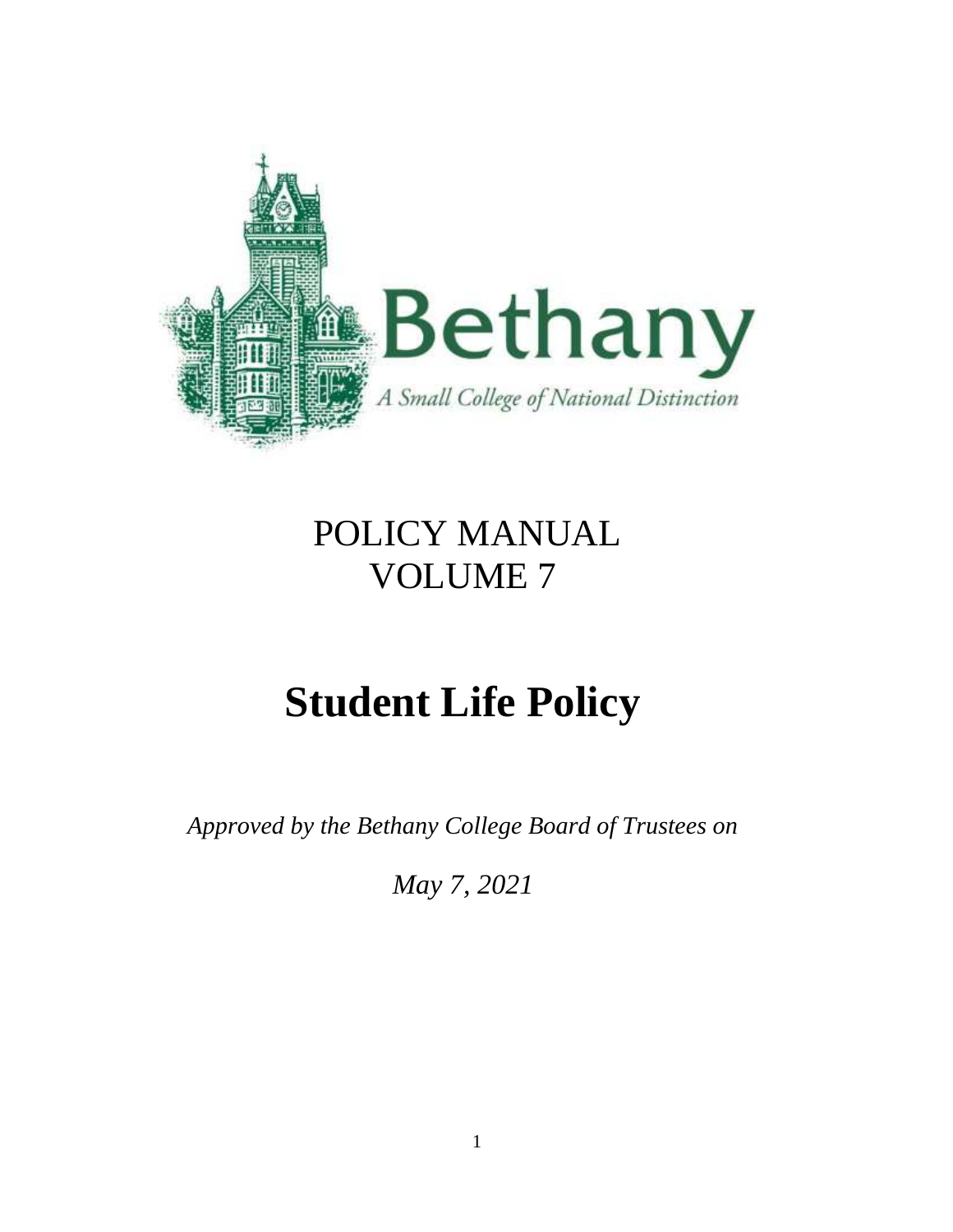Bethany

*A Small College of National Distinction*

POLICY MANUAL
VOLUME 7

# Student Life Policy

*Approved by the Bethany College Board of Trustees on*

*May 7, 2021*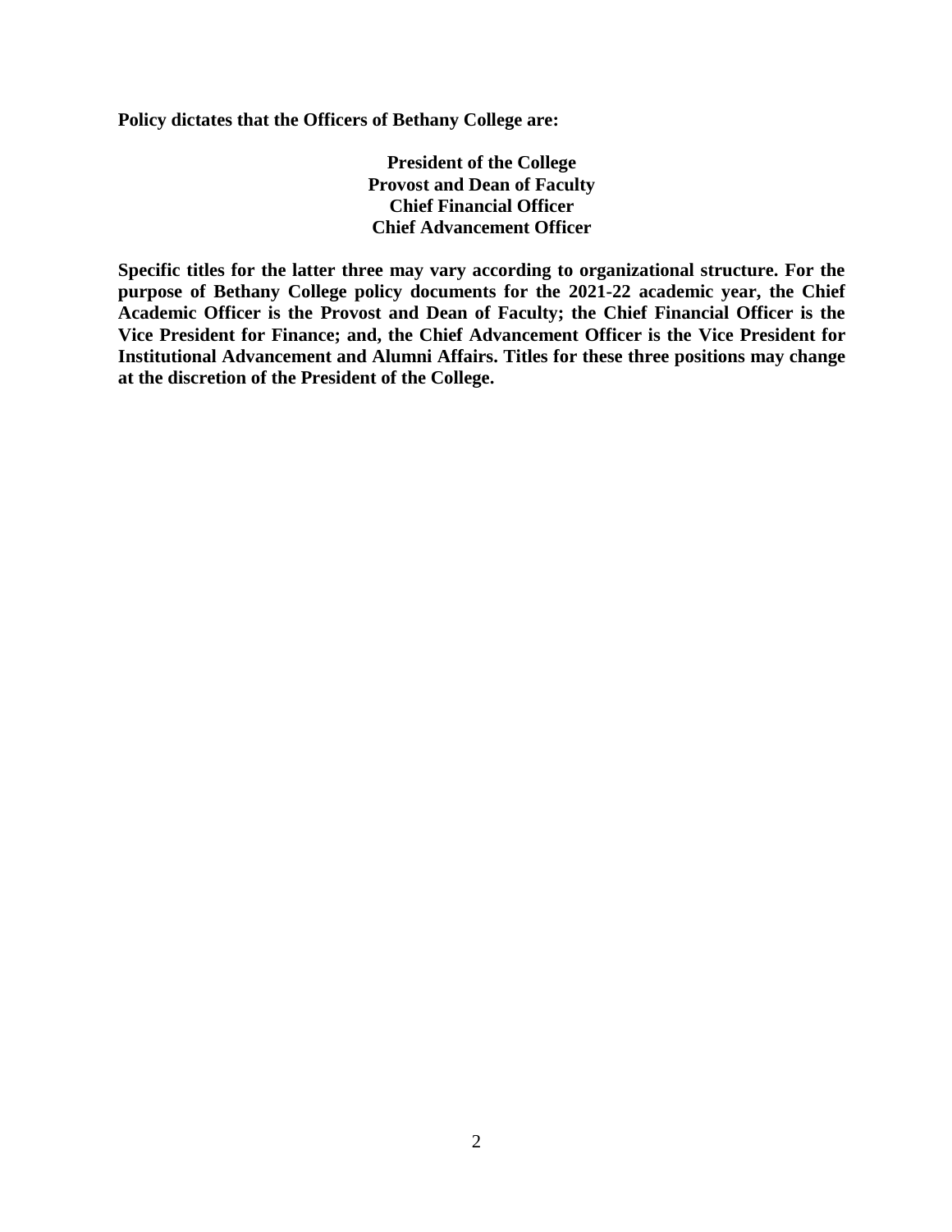**Policy dictates that the Officers of Bethany College are:**

**President of the College**
**Provost and Dean of Faculty**
**Chief Financial Officer**
**Chief Advancement Officer**

**Specific titles for the latter three may vary according to organizational structure. For the purpose of Bethany College policy documents for the 2021-22 academic year, the Chief Academic Officer is the Provost and Dean of Faculty; the Chief Financial Officer is the Vice President for Finance; and, the Chief Advancement Officer is the Vice President for Institutional Advancement and Alumni Affairs. Titles for these three positions may change at the discretion of the President of the College.**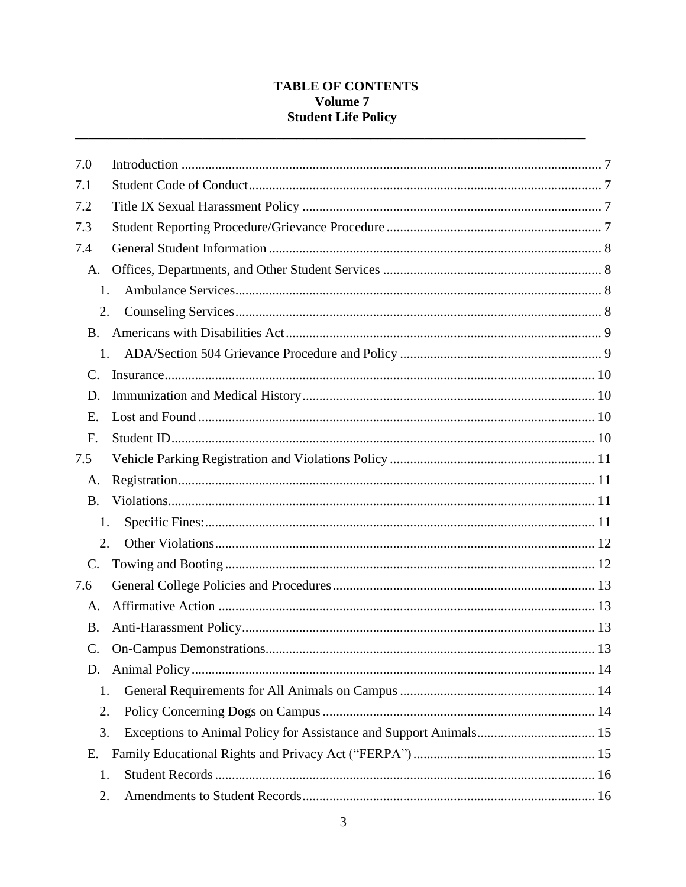**TABLE OF CONTENTS**
**Volume 7**
**Student Life Policy**

---

| | | |
|---|---|---|
| 7.0 | Introduction | 7 |
| 7.1 | Student Code of Conduct | 7 |
| 7.2 | Title IX Sexual Harassment Policy | 7 |
| 7.3 | Student Reporting Procedure/Grievance Procedure | 7 |
| 7.4 | General Student Information | 8 |
| A. | Offices, Departments, and Other Student Services | 8 |
| 1. | Ambulance Services | 8 |
| 2. | Counseling Services | 8 |
| B. | Americans with Disabilities Act | 9 |
| 1. | ADA/Section 504 Grievance Procedure and Policy | 9 |
| C. | Insurance | 10 |
| D. | Immunization and Medical History | 10 |
| E. | Lost and Found | 10 |
| F. | Student ID | 10 |
| 7.5 | Vehicle Parking Registration and Violations Policy | 11 |
| A. | Registration | 11 |
| B. | Violations | 11 |
| 1. | Specific Fines: | 11 |
| 2. | Other Violations | 12 |
| C. | Towing and Booting | 12 |
| 7.6 | General College Policies and Procedures | 13 |
| A. | Affirmative Action | 13 |
| B. | Anti-Harassment Policy | 13 |
| C. | On-Campus Demonstrations | 13 |
| D. | Animal Policy | 14 |
| 1. | General Requirements for All Animals on Campus | 14 |
| 2. | Policy Concerning Dogs on Campus | 14 |
| 3. | Exceptions to Animal Policy for Assistance and Support Animals | 15 |
| E. | Family Educational Rights and Privacy Act (“FERPA”) | 15 |
| 1. | Student Records | 16 |
| 2. | Amendments to Student Records | 16 |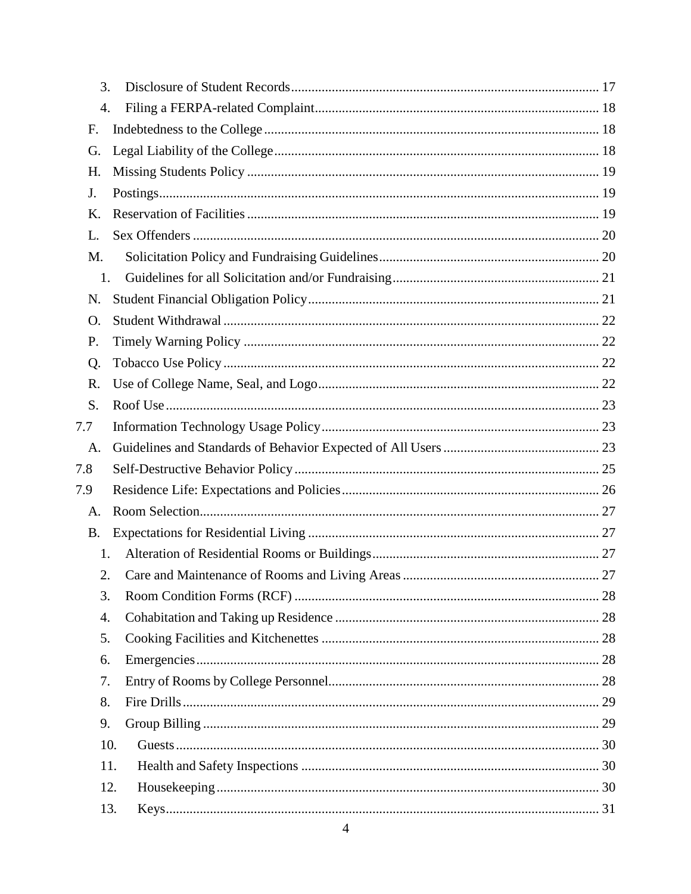3. Disclosure of Student Records ..... 17
4. Filing a FERPA-related Complaint ..... 18

F. Indebtedness to the College ..... 18

G. Legal Liability of the College ..... 18

H. Missing Students Policy ..... 19

J. Postings ..... 19

K. Reservation of Facilities ..... 19

L. Sex Offenders ..... 20

M. Solicitation Policy and Fundraising Guidelines ..... 20

1. Guidelines for all Solicitation and/or Fundraising ..... 21

N. Student Financial Obligation Policy ..... 21

O. Student Withdrawal ..... 22

P. Timely Warning Policy ..... 22

Q. Tobacco Use Policy ..... 22

R. Use of College Name, Seal, and Logo ..... 22

S. Roof Use ..... 23

7.7 Information Technology Usage Policy ..... 23

A. Guidelines and Standards of Behavior Expected of All Users ..... 23

7.8 Self-Destructive Behavior Policy ..... 25

7.9 Residence Life: Expectations and Policies ..... 26

A. Room Selection ..... 27

B. Expectations for Residential Living ..... 27

1. Alteration of Residential Rooms or Buildings ..... 27
2. Care and Maintenance of Rooms and Living Areas ..... 27
3. Room Condition Forms (RCF) ..... 28
4. Cohabitation and Taking up Residence ..... 28
5. Cooking Facilities and Kitchenettes ..... 28
6. Emergencies ..... 28
7. Entry of Rooms by College Personnel ..... 28
8. Fire Drills ..... 29
9. Group Billing ..... 29
10. Guests ..... 30
11. Health and Safety Inspections ..... 30
12. Housekeeping ..... 30
13. Keys ..... 31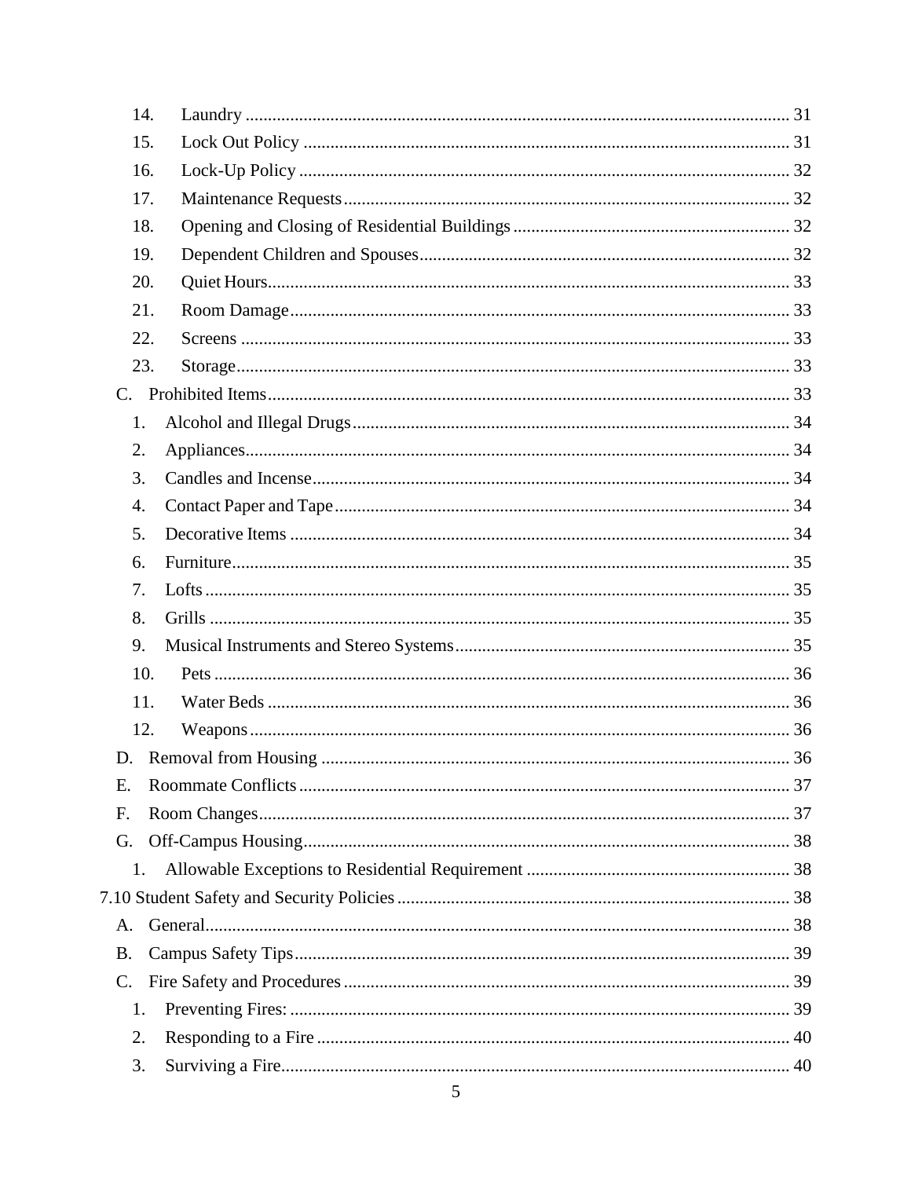14. Laundry ............................................................................................................ 31
15. Lock Out Policy ............................................................................................... 31
16. Lock-Up Policy ................................................................................................ 32
17. Maintenance Requests ...................................................................................... 32
18. Opening and Closing of Residential Buildings ................................................ 32
19. Dependent Children and Spouses ..................................................................... 32
20. Quiet Hours ...................................................................................................... 33
21. Room Damage .................................................................................................. 33
22. Screens ............................................................................................................ 33
23. Storage ............................................................................................................. 33

C. Prohibited Items ...................................................................................................... 33

1. Alcohol and Illegal Drugs .................................................................................. 34
2. Appliances ......................................................................................................... 34
3. Candles and Incense ........................................................................................... 34
4. Contact Paper and Tape ..................................................................................... 34
5. Decorative Items ................................................................................................ 34
6. Furniture ............................................................................................................ 35
7. Lofts .................................................................................................................. 35
8. Grills ................................................................................................................. 35
9. Musical Instruments and Stereo Systems ........................................................... 35
10. Pets ................................................................................................................. 36
11. Water Beds ...................................................................................................... 36
12. Weapons .......................................................................................................... 36

D. Removal from Housing ............................................................................................ 36

E. Roommate Conflicts ................................................................................................. 37

F. Room Changes .......................................................................................................... 37

G. Off-Campus Housing ................................................................................................ 38

1. Allowable Exceptions to Residential Requirement ............................................ 38

7.10 Student Safety and Security Policies ........................................................................ 38

A. General ..................................................................................................................... 38

B. Campus Safety Tips .................................................................................................. 39

C. Fire Safety and Procedures ....................................................................................... 39

1. Preventing Fires: ................................................................................................ 39
2. Responding to a Fire .......................................................................................... 40
3. Surviving a Fire .................................................................................................. 40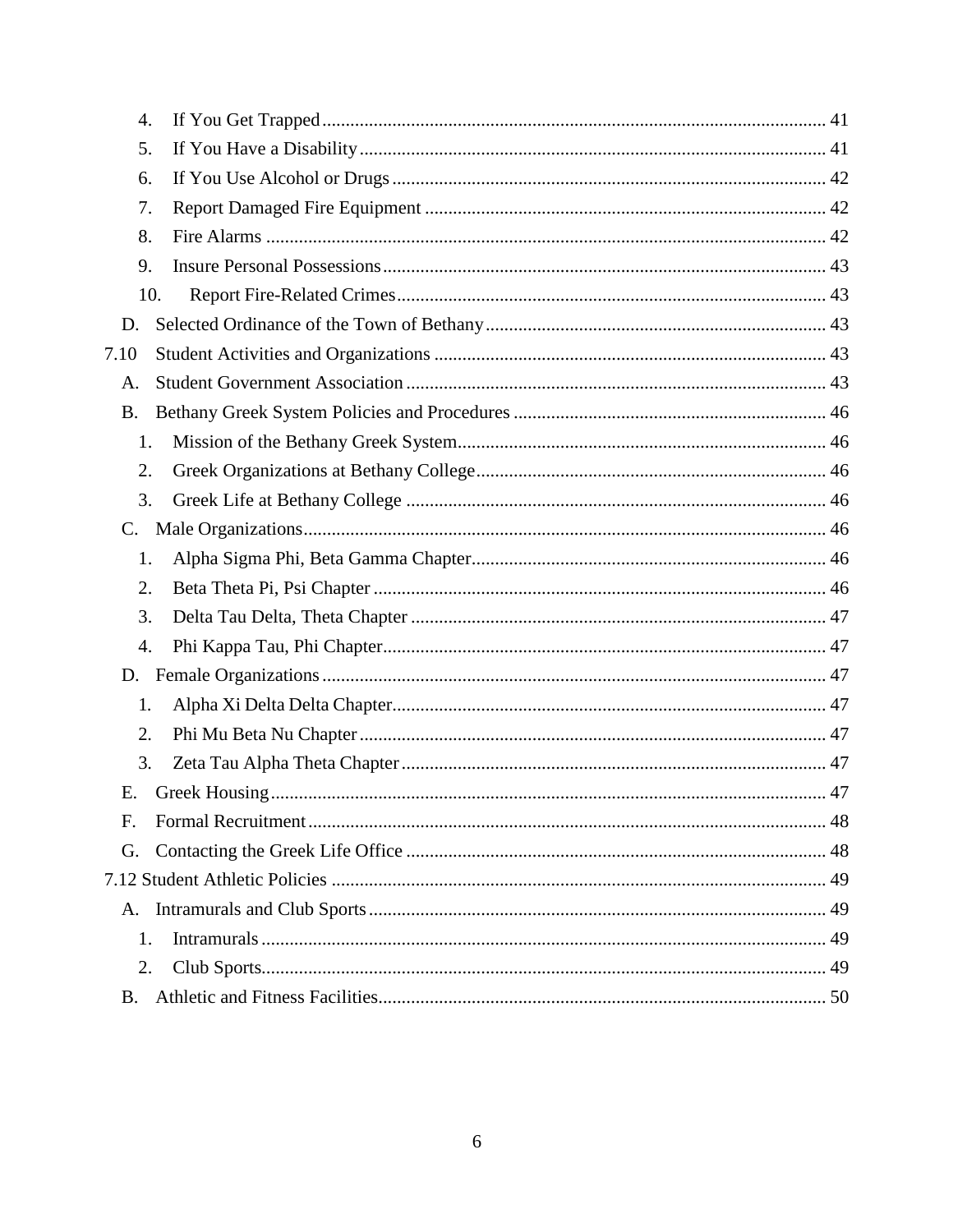4. If You Get Trapped ... 41
5. If You Have a Disability ... 41
6. If You Use Alcohol or Drugs ... 42
7. Report Damaged Fire Equipment ... 42
8. Fire Alarms ... 42
9. Insure Personal Possessions ... 43
10. Report Fire-Related Crimes ... 43

D. Selected Ordinance of the Town of Bethany ... 43

7.10 Student Activities and Organizations ... 43

A. Student Government Association ... 43

B. Bethany Greek System Policies and Procedures ... 46

1. Mission of the Bethany Greek System ... 46
2. Greek Organizations at Bethany College ... 46
3. Greek Life at Bethany College ... 46

C. Male Organizations ... 46

1. Alpha Sigma Phi, Beta Gamma Chapter ... 46
2. Beta Theta Pi, Psi Chapter ... 46
3. Delta Tau Delta, Theta Chapter ... 47
4. Phi Kappa Tau, Phi Chapter ... 47

D. Female Organizations ... 47

1. Alpha Xi Delta Delta Chapter ... 47
2. Phi Mu Beta Nu Chapter ... 47
3. Zeta Tau Alpha Theta Chapter ... 47

E. Greek Housing ... 47

F. Formal Recruitment ... 48

G. Contacting the Greek Life Office ... 48

7.12 Student Athletic Policies ... 49

A. Intramurals and Club Sports ... 49

1. Intramurals ... 49
2. Club Sports ... 49

B. Athletic and Fitness Facilities ... 50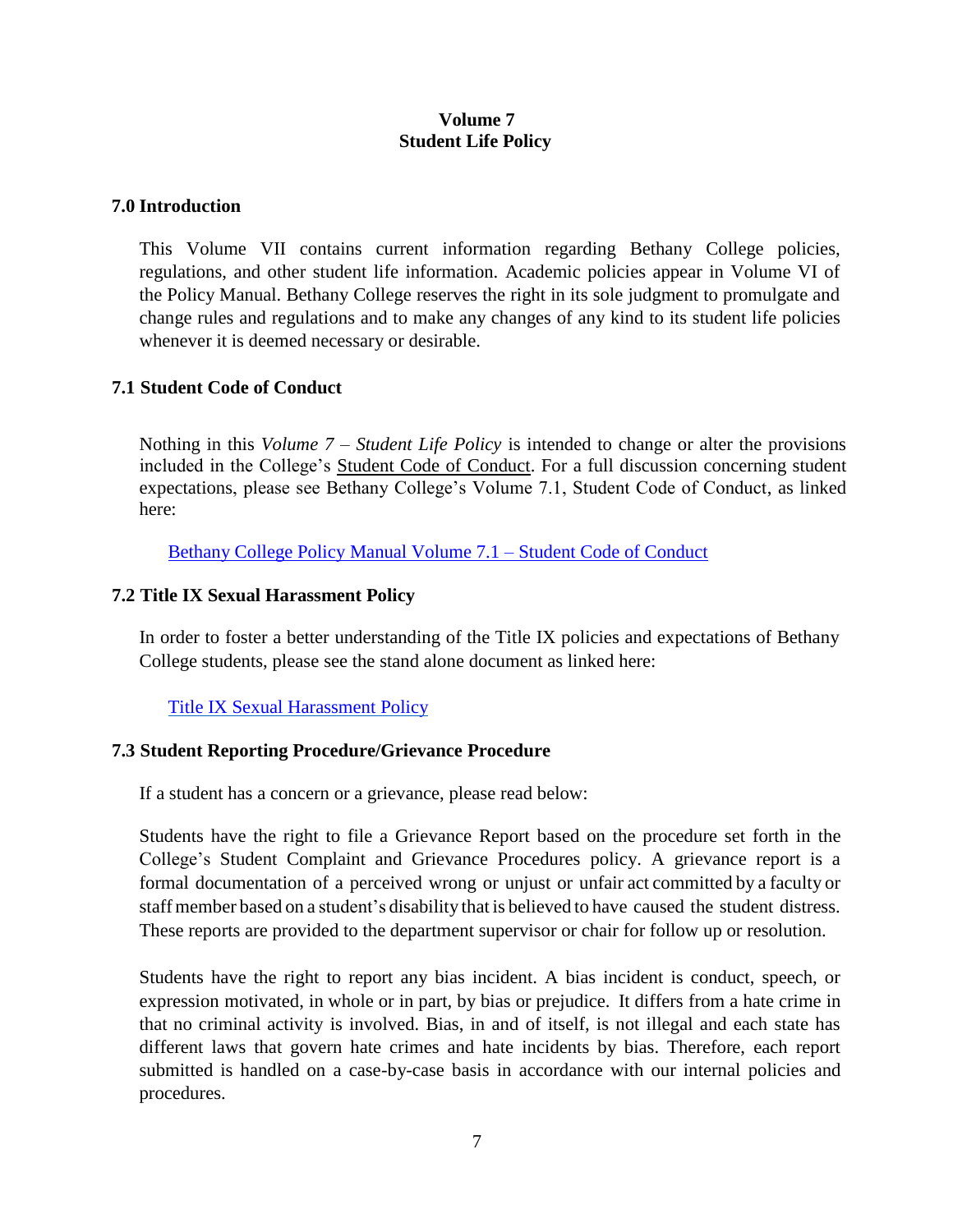# Volume 7
# Student Life Policy

## 7.0 Introduction

This Volume VII contains current information regarding Bethany College policies, regulations, and other student life information. Academic policies appear in Volume VI of the Policy Manual. Bethany College reserves the right in its sole judgment to promulgate and change rules and regulations and to make any changes of any kind to its student life policies whenever it is deemed necessary or desirable.

## 7.1 Student Code of Conduct

Nothing in this *Volume 7 – Student Life Policy* is intended to change or alter the provisions included in the College's Student Code of Conduct. For a full discussion concerning student expectations, please see Bethany College's Volume 7.1, Student Code of Conduct, as linked here:

Bethany College Policy Manual Volume 7.1 – Student Code of Conduct

## 7.2 Title IX Sexual Harassment Policy

In order to foster a better understanding of the Title IX policies and expectations of Bethany College students, please see the stand alone document as linked here:

Title IX Sexual Harassment Policy

## 7.3 Student Reporting Procedure/Grievance Procedure

If a student has a concern or a grievance, please read below:

Students have the right to file a Grievance Report based on the procedure set forth in the College's Student Complaint and Grievance Procedures policy. A grievance report is a formal documentation of a perceived wrong or unjust or unfair act committed by a faculty or staff member based on a student's disability that is believed to have caused the student distress. These reports are provided to the department supervisor or chair for follow up or resolution.

Students have the right to report any bias incident. A bias incident is conduct, speech, or expression motivated, in whole or in part, by bias or prejudice. It differs from a hate crime in that no criminal activity is involved. Bias, in and of itself, is not illegal and each state has different laws that govern hate crimes and hate incidents by bias. Therefore, each report submitted is handled on a case-by-case basis in accordance with our internal policies and procedures.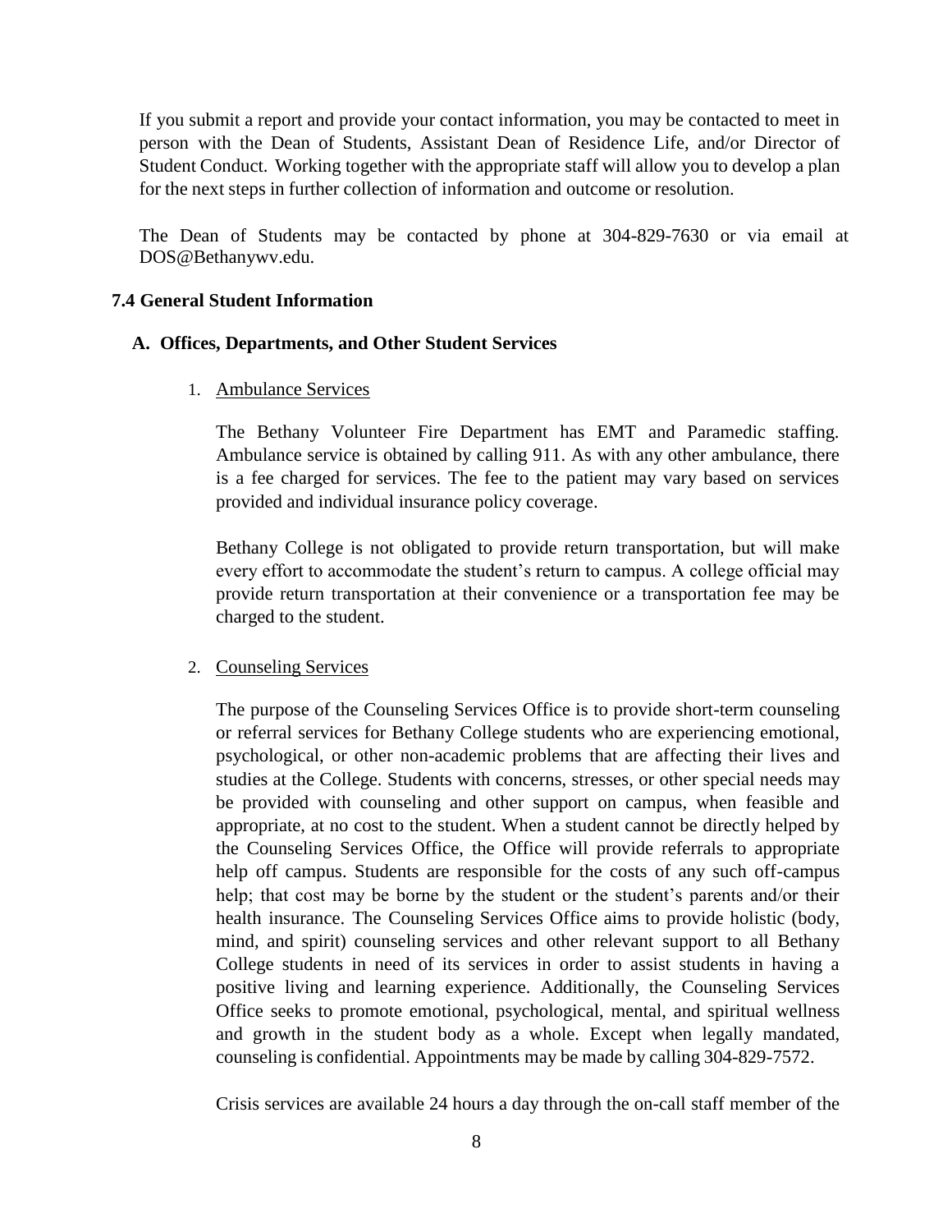If you submit a report and provide your contact information, you may be contacted to meet in person with the Dean of Students, Assistant Dean of Residence Life, and/or Director of Student Conduct. Working together with the appropriate staff will allow you to develop a plan for the next steps in further collection of information and outcome or resolution.

The Dean of Students may be contacted by phone at 304-829-7630 or via email at DOS@Bethanywv.edu.

### 7.4 General Student Information

#### A. Offices, Departments, and Other Student Services

1. Ambulance Services

   The Bethany Volunteer Fire Department has EMT and Paramedic staffing. Ambulance service is obtained by calling 911. As with any other ambulance, there is a fee charged for services. The fee to the patient may vary based on services provided and individual insurance policy coverage.

   Bethany College is not obligated to provide return transportation, but will make every effort to accommodate the student's return to campus. A college official may provide return transportation at their convenience or a transportation fee may be charged to the student.

2. Counseling Services

   The purpose of the Counseling Services Office is to provide short-term counseling or referral services for Bethany College students who are experiencing emotional, psychological, or other non-academic problems that are affecting their lives and studies at the College. Students with concerns, stresses, or other special needs may be provided with counseling and other support on campus, when feasible and appropriate, at no cost to the student. When a student cannot be directly helped by the Counseling Services Office, the Office will provide referrals to appropriate help off campus. Students are responsible for the costs of any such off-campus help; that cost may be borne by the student or the student's parents and/or their health insurance. The Counseling Services Office aims to provide holistic (body, mind, and spirit) counseling services and other relevant support to all Bethany College students in need of its services in order to assist students in having a positive living and learning experience. Additionally, the Counseling Services Office seeks to promote emotional, psychological, mental, and spiritual wellness and growth in the student body as a whole. Except when legally mandated, counseling is confidential. Appointments may be made by calling 304-829-7572.

   Crisis services are available 24 hours a day through the on-call staff member of the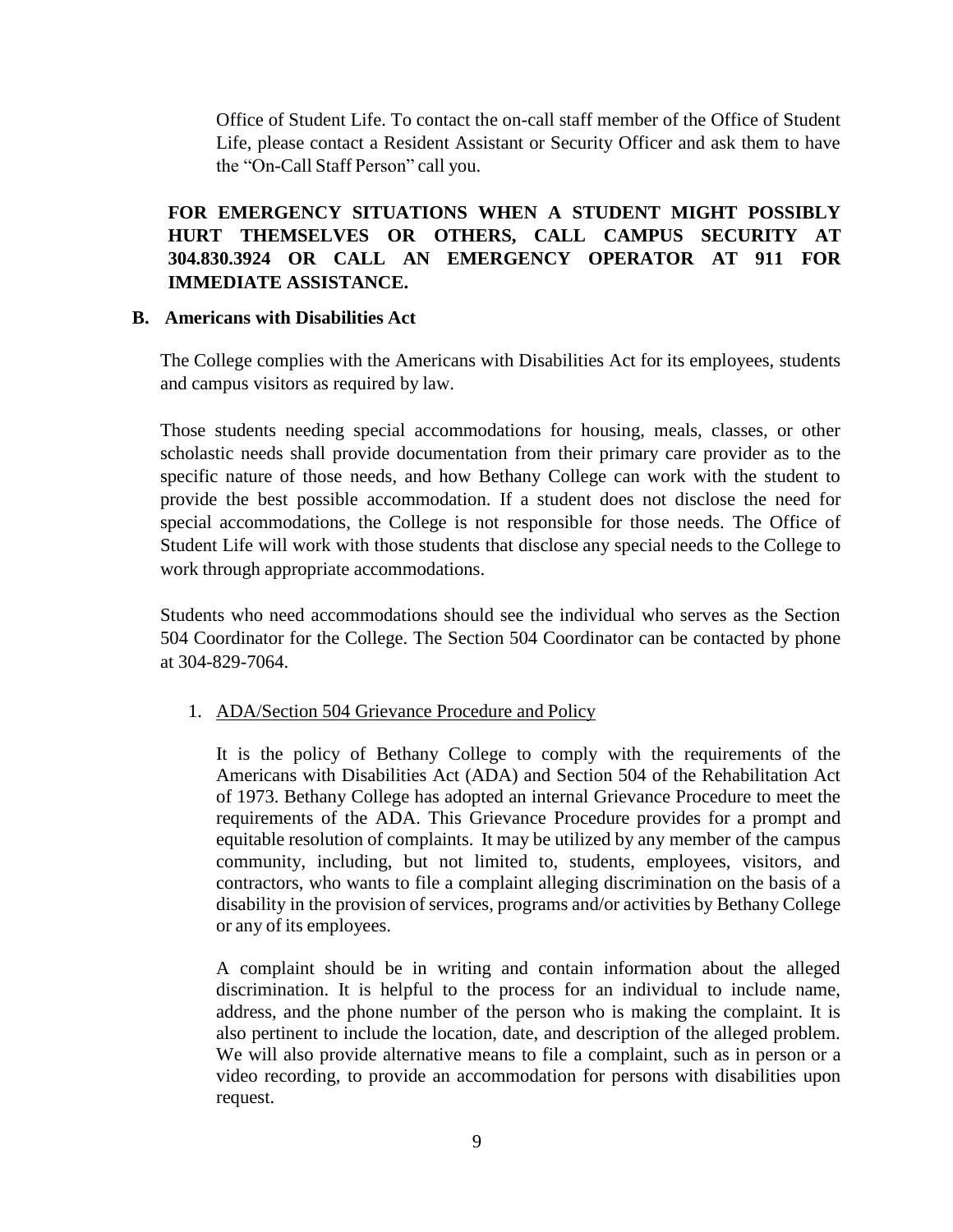Office of Student Life. To contact the on-call staff member of the Office of Student Life, please contact a Resident Assistant or Security Officer and ask them to have the "On-Call Staff Person" call you.

**FOR EMERGENCY SITUATIONS WHEN A STUDENT MIGHT POSSIBLY HURT THEMSELVES OR OTHERS, CALL CAMPUS SECURITY AT 304.830.3924 OR CALL AN EMERGENCY OPERATOR AT 911 FOR IMMEDIATE ASSISTANCE.**

### B. Americans with Disabilities Act

The College complies with the Americans with Disabilities Act for its employees, students and campus visitors as required by law.

Those students needing special accommodations for housing, meals, classes, or other scholastic needs shall provide documentation from their primary care provider as to the specific nature of those needs, and how Bethany College can work with the student to provide the best possible accommodation. If a student does not disclose the need for special accommodations, the College is not responsible for those needs. The Office of Student Life will work with those students that disclose any special needs to the College to work through appropriate accommodations.

Students who need accommodations should see the individual who serves as the Section 504 Coordinator for the College. The Section 504 Coordinator can be contacted by phone at 304-829-7064.

1. <u>ADA/Section 504 Grievance Procedure and Policy</u>

   It is the policy of Bethany College to comply with the requirements of the Americans with Disabilities Act (ADA) and Section 504 of the Rehabilitation Act of 1973. Bethany College has adopted an internal Grievance Procedure to meet the requirements of the ADA. This Grievance Procedure provides for a prompt and equitable resolution of complaints. It may be utilized by any member of the campus community, including, but not limited to, students, employees, visitors, and contractors, who wants to file a complaint alleging discrimination on the basis of a disability in the provision of services, programs and/or activities by Bethany College or any of its employees.

   A complaint should be in writing and contain information about the alleged discrimination. It is helpful to the process for an individual to include name, address, and the phone number of the person who is making the complaint. It is also pertinent to include the location, date, and description of the alleged problem. We will also provide alternative means to file a complaint, such as in person or a video recording, to provide an accommodation for persons with disabilities upon request.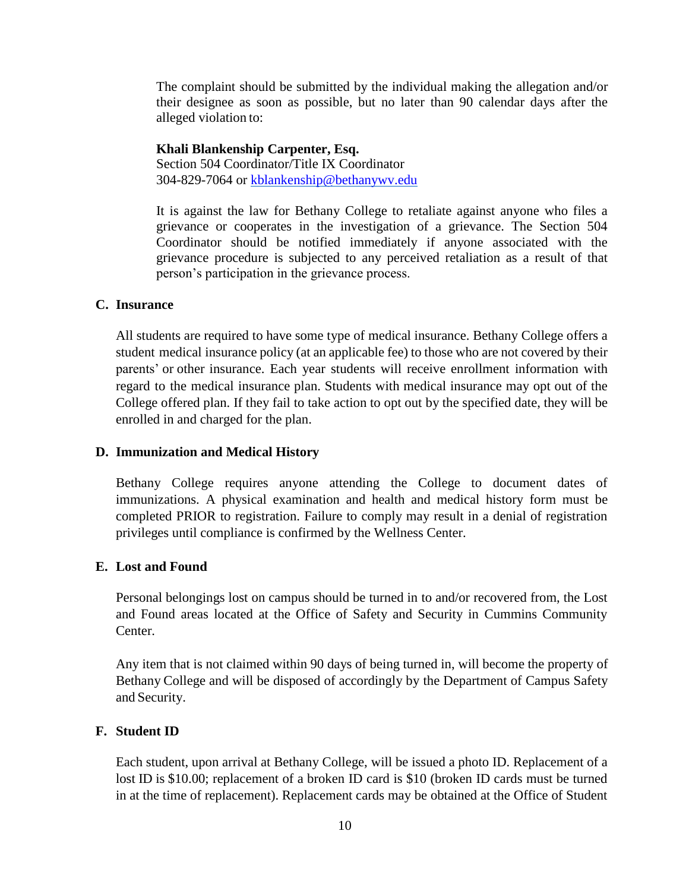The complaint should be submitted by the individual making the allegation and/or their designee as soon as possible, but no later than 90 calendar days after the alleged violation to:

**Khali Blankenship Carpenter, Esq.**
Section 504 Coordinator/Title IX Coordinator
304-829-7064 or [kblankenship@bethanywv.edu](mailto:kblankenship@bethanywv.edu)

It is against the law for Bethany College to retaliate against anyone who files a grievance or cooperates in the investigation of a grievance. The Section 504 Coordinator should be notified immediately if anyone associated with the grievance procedure is subjected to any perceived retaliation as a result of that person's participation in the grievance process.

### C. Insurance

All students are required to have some type of medical insurance. Bethany College offers a student medical insurance policy (at an applicable fee) to those who are not covered by their parents' or other insurance. Each year students will receive enrollment information with regard to the medical insurance plan. Students with medical insurance may opt out of the College offered plan. If they fail to take action to opt out by the specified date, they will be enrolled in and charged for the plan.

### D. Immunization and Medical History

Bethany College requires anyone attending the College to document dates of immunizations. A physical examination and health and medical history form must be completed PRIOR to registration. Failure to comply may result in a denial of registration privileges until compliance is confirmed by the Wellness Center.

### E. Lost and Found

Personal belongings lost on campus should be turned in to and/or recovered from, the Lost and Found areas located at the Office of Safety and Security in Cummins Community Center.

Any item that is not claimed within 90 days of being turned in, will become the property of Bethany College and will be disposed of accordingly by the Department of Campus Safety and Security.

### F. Student ID

Each student, upon arrival at Bethany College, will be issued a photo ID. Replacement of a lost ID is $10.00; replacement of a broken ID card is $10 (broken ID cards must be turned in at the time of replacement). Replacement cards may be obtained at the Office of Student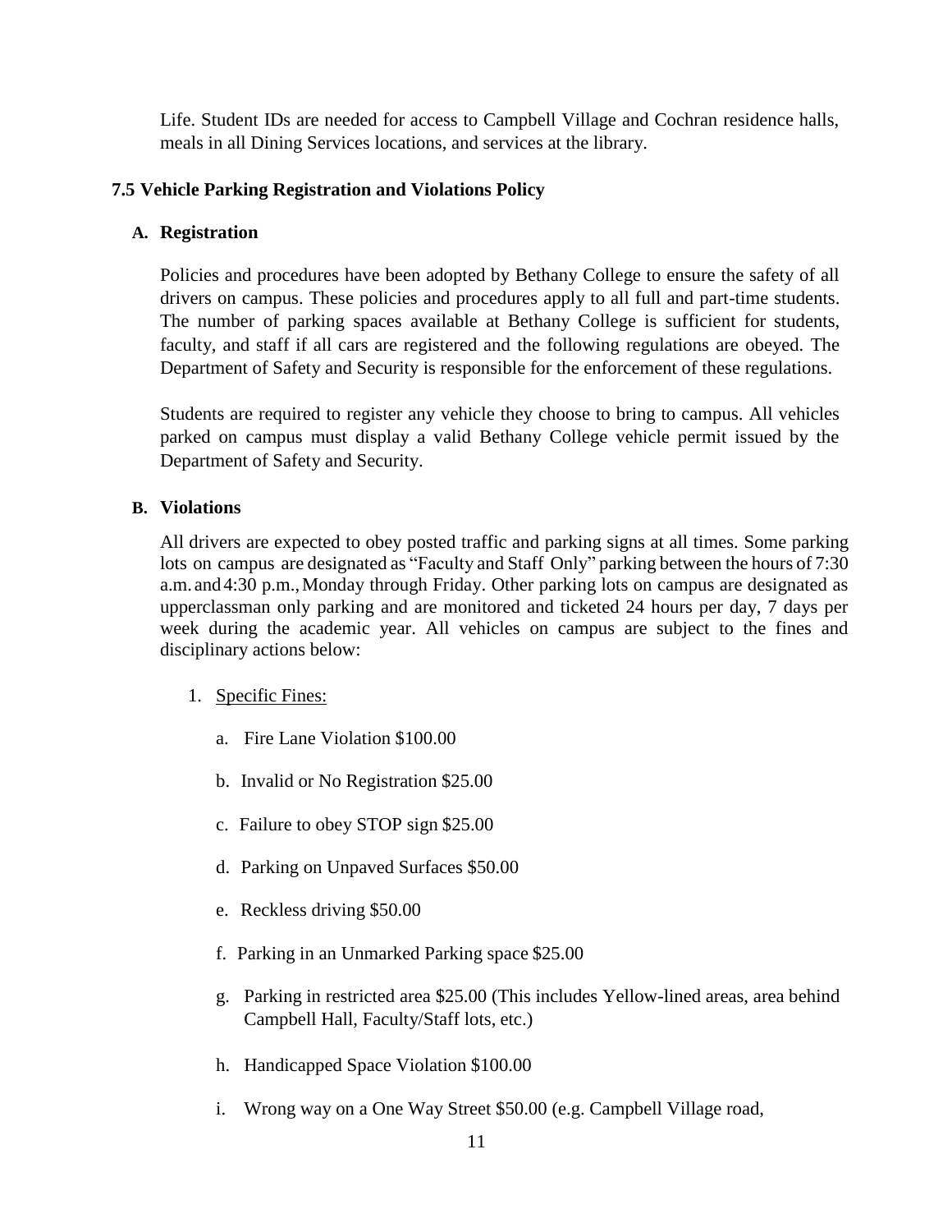Life. Student IDs are needed for access to Campbell Village and Cochran residence halls, meals in all Dining Services locations, and services at the library.

### 7.5 Vehicle Parking Registration and Violations Policy

#### A. Registration

Policies and procedures have been adopted by Bethany College to ensure the safety of all drivers on campus. These policies and procedures apply to all full and part-time students. The number of parking spaces available at Bethany College is sufficient for students, faculty, and staff if all cars are registered and the following regulations are obeyed. The Department of Safety and Security is responsible for the enforcement of these regulations.

Students are required to register any vehicle they choose to bring to campus. All vehicles parked on campus must display a valid Bethany College vehicle permit issued by the Department of Safety and Security.

#### B. Violations

All drivers are expected to obey posted traffic and parking signs at all times. Some parking lots on campus are designated as "Faculty and Staff Only" parking between the hours of 7:30 a.m. and 4:30 p.m., Monday through Friday. Other parking lots on campus are designated as upperclassman only parking and are monitored and ticketed 24 hours per day, 7 days per week during the academic year. All vehicles on campus are subject to the fines and disciplinary actions below:

1. Specific Fines:

   a. Fire Lane Violation $100.00

   b. Invalid or No Registration $25.00

   c. Failure to obey STOP sign $25.00

   d. Parking on Unpaved Surfaces $50.00

   e. Reckless driving $50.00

   f. Parking in an Unmarked Parking space $25.00

   g. Parking in restricted area $25.00 (This includes Yellow-lined areas, area behind Campbell Hall, Faculty/Staff lots, etc.)

   h. Handicapped Space Violation $100.00

   i. Wrong way on a One Way Street $50.00 (e.g. Campbell Village road,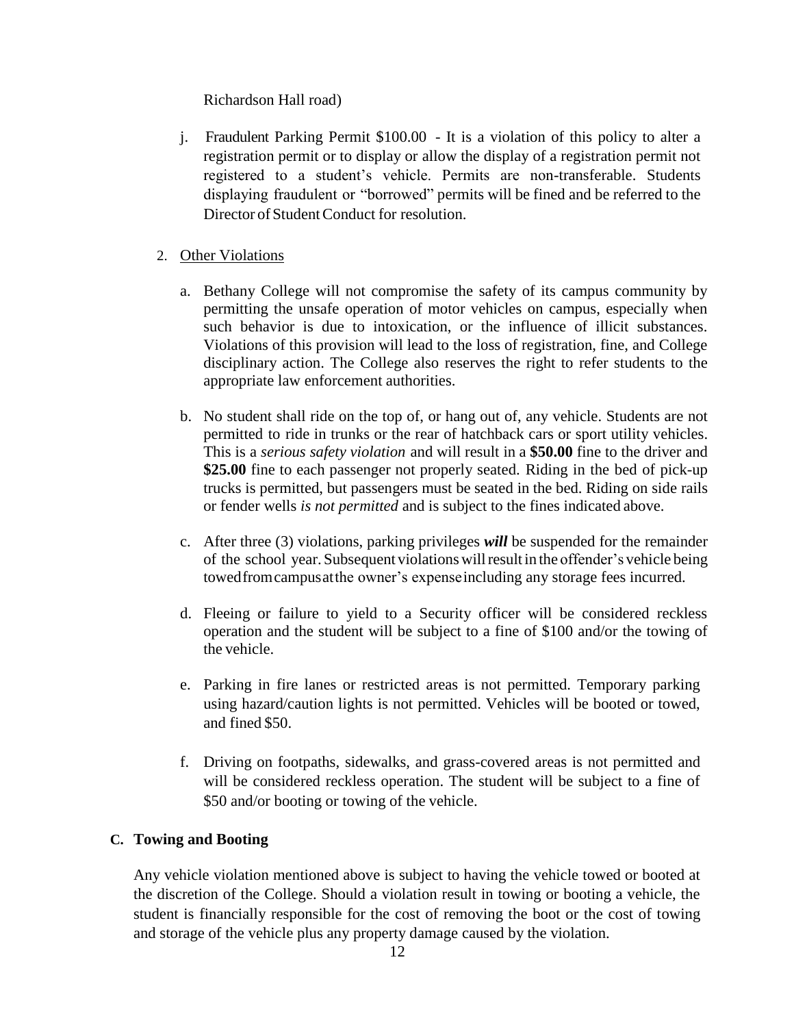Richardson Hall road)

j. Fraudulent Parking Permit $100.00 - It is a violation of this policy to alter a registration permit or to display or allow the display of a registration permit not registered to a student's vehicle. Permits are non-transferable. Students displaying fraudulent or "borrowed" permits will be fined and be referred to the Director of Student Conduct for resolution.

2. Other Violations

a. Bethany College will not compromise the safety of its campus community by permitting the unsafe operation of motor vehicles on campus, especially when such behavior is due to intoxication, or the influence of illicit substances. Violations of this provision will lead to the loss of registration, fine, and College disciplinary action. The College also reserves the right to refer students to the appropriate law enforcement authorities.

b. No student shall ride on the top of, or hang out of, any vehicle. Students are not permitted to ride in trunks or the rear of hatchback cars or sport utility vehicles. This is a *serious safety violation* and will result in a **$50.00** fine to the driver and **$25.00** fine to each passenger not properly seated. Riding in the bed of pick-up trucks is permitted, but passengers must be seated in the bed. Riding on side rails or fender wells *is not permitted* and is subject to the fines indicated above.

c. After three (3) violations, parking privileges ***will*** be suspended for the remainder of the school year. Subsequent violations will result in the offender's vehicle being towed from campus at the owner's expense including any storage fees incurred.

d. Fleeing or failure to yield to a Security officer will be considered reckless operation and the student will be subject to a fine of $100 and/or the towing of the vehicle.

e. Parking in fire lanes or restricted areas is not permitted. Temporary parking using hazard/caution lights is not permitted. Vehicles will be booted or towed, and fined $50.

f. Driving on footpaths, sidewalks, and grass-covered areas is not permitted and will be considered reckless operation. The student will be subject to a fine of $50 and/or booting or towing of the vehicle.

**C. Towing and Booting**

Any vehicle violation mentioned above is subject to having the vehicle towed or booted at the discretion of the College. Should a violation result in towing or booting a vehicle, the student is financially responsible for the cost of removing the boot or the cost of towing and storage of the vehicle plus any property damage caused by the violation.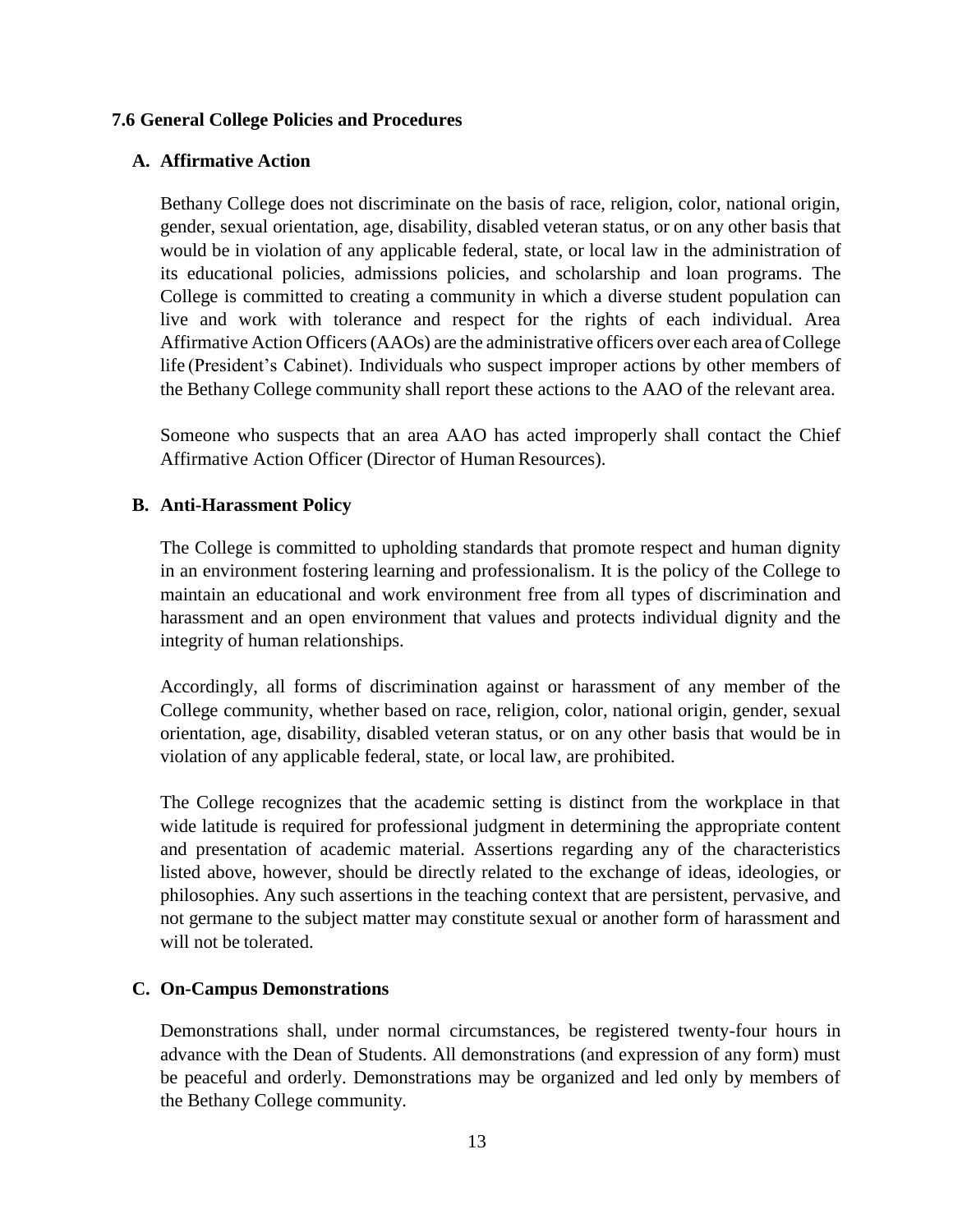### 7.6 General College Policies and Procedures

#### A. Affirmative Action

Bethany College does not discriminate on the basis of race, religion, color, national origin, gender, sexual orientation, age, disability, disabled veteran status, or on any other basis that would be in violation of any applicable federal, state, or local law in the administration of its educational policies, admissions policies, and scholarship and loan programs. The College is committed to creating a community in which a diverse student population can live and work with tolerance and respect for the rights of each individual. Area Affirmative Action Officers (AAOs) are the administrative officers over each area of College life (President's Cabinet). Individuals who suspect improper actions by other members of the Bethany College community shall report these actions to the AAO of the relevant area.

Someone who suspects that an area AAO has acted improperly shall contact the Chief Affirmative Action Officer (Director of Human Resources).

#### B. Anti-Harassment Policy

The College is committed to upholding standards that promote respect and human dignity in an environment fostering learning and professionalism. It is the policy of the College to maintain an educational and work environment free from all types of discrimination and harassment and an open environment that values and protects individual dignity and the integrity of human relationships.

Accordingly, all forms of discrimination against or harassment of any member of the College community, whether based on race, religion, color, national origin, gender, sexual orientation, age, disability, disabled veteran status, or on any other basis that would be in violation of any applicable federal, state, or local law, are prohibited.

The College recognizes that the academic setting is distinct from the workplace in that wide latitude is required for professional judgment in determining the appropriate content and presentation of academic material. Assertions regarding any of the characteristics listed above, however, should be directly related to the exchange of ideas, ideologies, or philosophies. Any such assertions in the teaching context that are persistent, pervasive, and not germane to the subject matter may constitute sexual or another form of harassment and will not be tolerated.

#### C. On-Campus Demonstrations

Demonstrations shall, under normal circumstances, be registered twenty-four hours in advance with the Dean of Students. All demonstrations (and expression of any form) must be peaceful and orderly. Demonstrations may be organized and led only by members of the Bethany College community.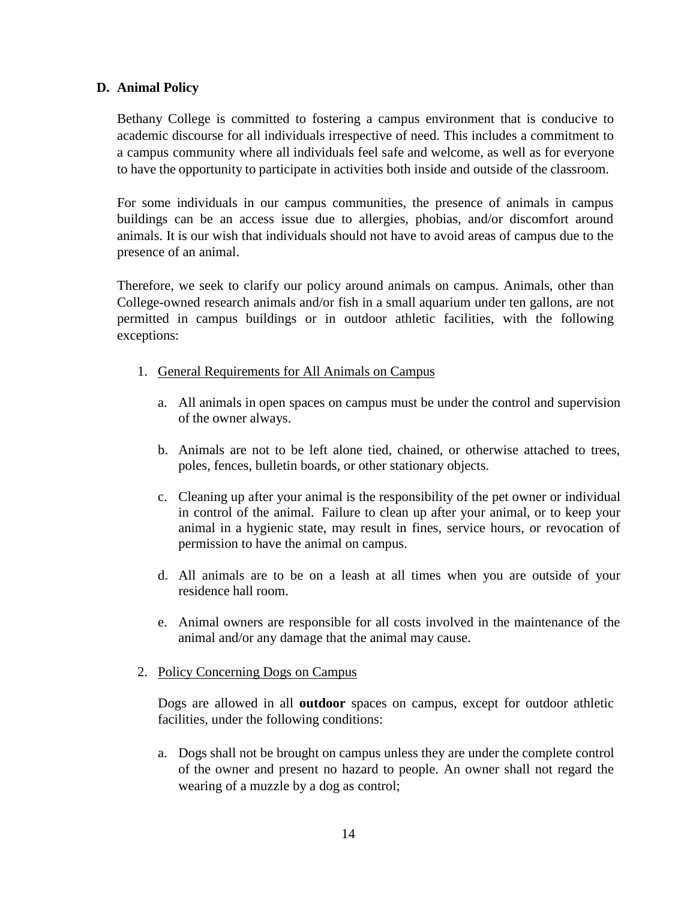## D. Animal Policy

Bethany College is committed to fostering a campus environment that is conducive to academic discourse for all individuals irrespective of need. This includes a commitment to a campus community where all individuals feel safe and welcome, as well as for everyone to have the opportunity to participate in activities both inside and outside of the classroom.

For some individuals in our campus communities, the presence of animals in campus buildings can be an access issue due to allergies, phobias, and/or discomfort around animals. It is our wish that individuals should not have to avoid areas of campus due to the presence of an animal.

Therefore, we seek to clarify our policy around animals on campus. Animals, other than College-owned research animals and/or fish in a small aquarium under ten gallons, are not permitted in campus buildings or in outdoor athletic facilities, with the following exceptions:

1. <u>General Requirements for All Animals on Campus</u>

   a. All animals in open spaces on campus must be under the control and supervision of the owner always.

   b. Animals are not to be left alone tied, chained, or otherwise attached to trees, poles, fences, bulletin boards, or other stationary objects.

   c. Cleaning up after your animal is the responsibility of the pet owner or individual in control of the animal. Failure to clean up after your animal, or to keep your animal in a hygienic state, may result in fines, service hours, or revocation of permission to have the animal on campus.

   d. All animals are to be on a leash at all times when you are outside of your residence hall room.

   e. Animal owners are responsible for all costs involved in the maintenance of the animal and/or any damage that the animal may cause.

2. <u>Policy Concerning Dogs on Campus</u>

   Dogs are allowed in all **outdoor** spaces on campus, except for outdoor athletic facilities, under the following conditions:

   a. Dogs shall not be brought on campus unless they are under the complete control of the owner and present no hazard to people. An owner shall not regard the wearing of a muzzle by a dog as control;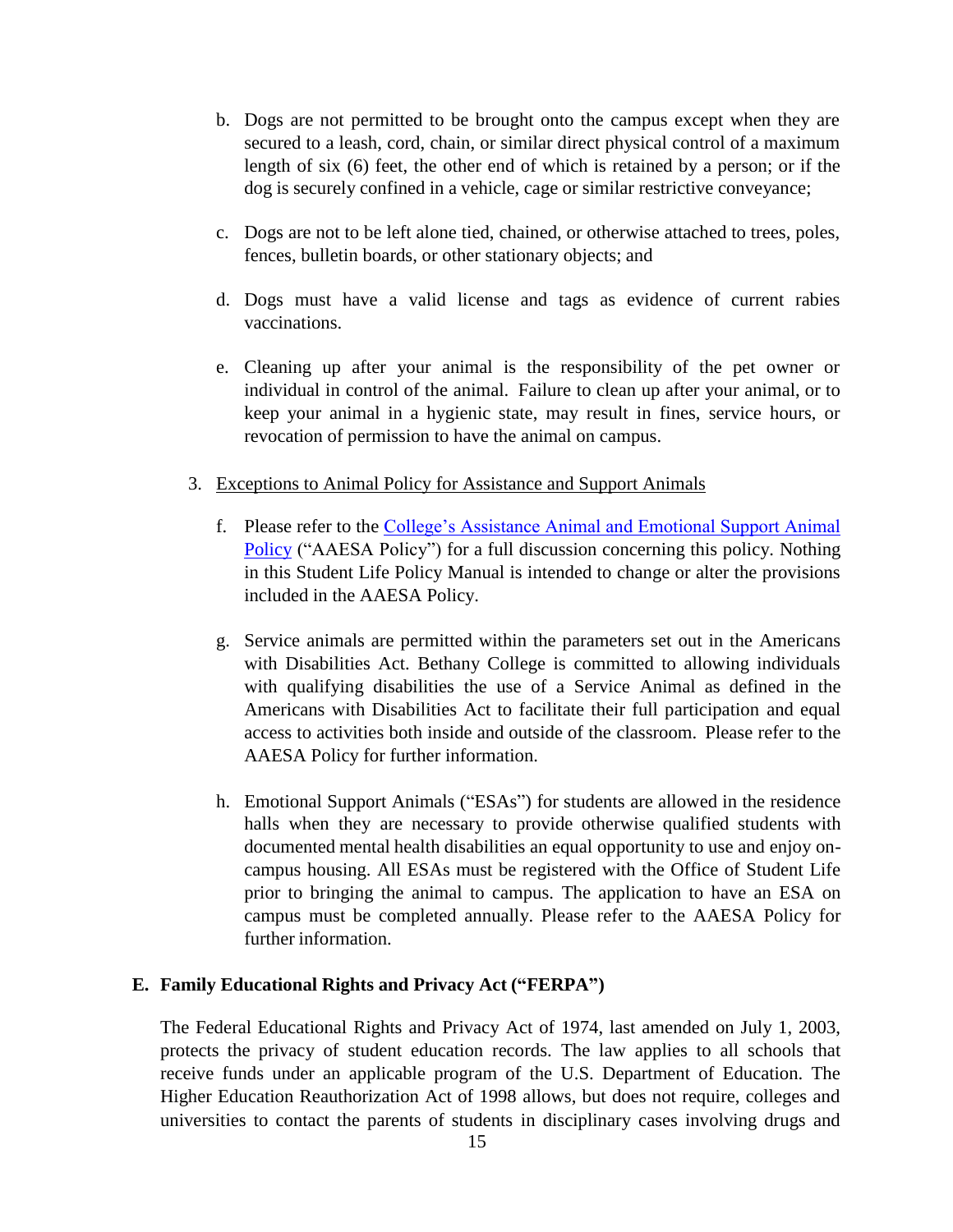b. Dogs are not permitted to be brought onto the campus except when they are secured to a leash, cord, chain, or similar direct physical control of a maximum length of six (6) feet, the other end of which is retained by a person; or if the dog is securely confined in a vehicle, cage or similar restrictive conveyance;

c. Dogs are not to be left alone tied, chained, or otherwise attached to trees, poles, fences, bulletin boards, or other stationary objects; and

d. Dogs must have a valid license and tags as evidence of current rabies vaccinations.

e. Cleaning up after your animal is the responsibility of the pet owner or individual in control of the animal. Failure to clean up after your animal, or to keep your animal in a hygienic state, may result in fines, service hours, or revocation of permission to have the animal on campus.

3. Exceptions to Animal Policy for Assistance and Support Animals

f. Please refer to the [College's Assistance Animal and Emotional Support Animal Policy]() ("AAESA Policy") for a full discussion concerning this policy. Nothing in this Student Life Policy Manual is intended to change or alter the provisions included in the AAESA Policy.

g. Service animals are permitted within the parameters set out in the Americans with Disabilities Act. Bethany College is committed to allowing individuals with qualifying disabilities the use of a Service Animal as defined in the Americans with Disabilities Act to facilitate their full participation and equal access to activities both inside and outside of the classroom. Please refer to the AAESA Policy for further information.

h. Emotional Support Animals ("ESAs") for students are allowed in the residence halls when they are necessary to provide otherwise qualified students with documented mental health disabilities an equal opportunity to use and enjoy on-campus housing. All ESAs must be registered with the Office of Student Life prior to bringing the animal to campus. The application to have an ESA on campus must be completed annually. Please refer to the AAESA Policy for further information.

**E. Family Educational Rights and Privacy Act ("FERPA")**

The Federal Educational Rights and Privacy Act of 1974, last amended on July 1, 2003, protects the privacy of student education records. The law applies to all schools that receive funds under an applicable program of the U.S. Department of Education. The Higher Education Reauthorization Act of 1998 allows, but does not require, colleges and universities to contact the parents of students in disciplinary cases involving drugs and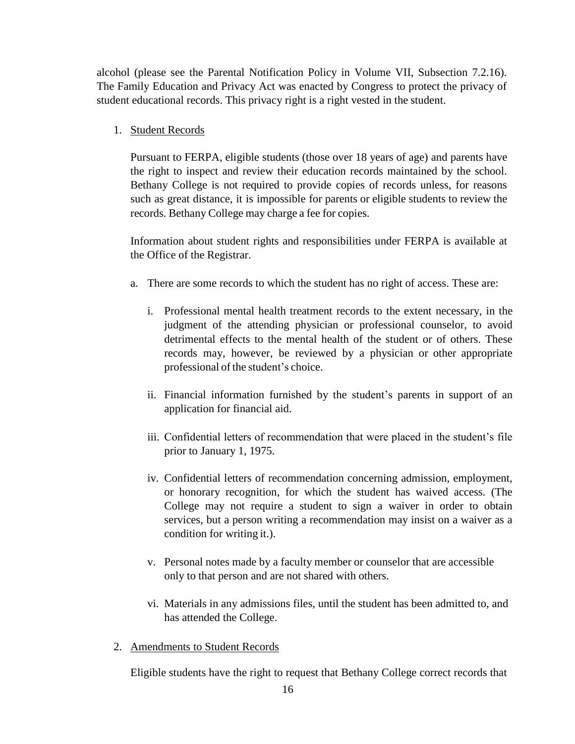alcohol (please see the Parental Notification Policy in Volume VII, Subsection 7.2.16). The Family Education and Privacy Act was enacted by Congress to protect the privacy of student educational records. This privacy right is a right vested in the student.

1. <u>Student Records</u>

   Pursuant to FERPA, eligible students (those over 18 years of age) and parents have the right to inspect and review their education records maintained by the school. Bethany College is not required to provide copies of records unless, for reasons such as great distance, it is impossible for parents or eligible students to review the records. Bethany College may charge a fee for copies.

   Information about student rights and responsibilities under FERPA is available at the Office of the Registrar.

   a. There are some records to which the student has no right of access. These are:

      i. Professional mental health treatment records to the extent necessary, in the judgment of the attending physician or professional counselor, to avoid detrimental effects to the mental health of the student or of others. These records may, however, be reviewed by a physician or other appropriate professional of the student's choice.

      ii. Financial information furnished by the student's parents in support of an application for financial aid.

      iii. Confidential letters of recommendation that were placed in the student's file prior to January 1, 1975.

      iv. Confidential letters of recommendation concerning admission, employment, or honorary recognition, for which the student has waived access. (The College may not require a student to sign a waiver in order to obtain services, but a person writing a recommendation may insist on a waiver as a condition for writing it.).

      v. Personal notes made by a faculty member or counselor that are accessible only to that person and are not shared with others.

      vi. Materials in any admissions files, until the student has been admitted to, and has attended the College.

2. <u>Amendments to Student Records</u>

   Eligible students have the right to request that Bethany College correct records that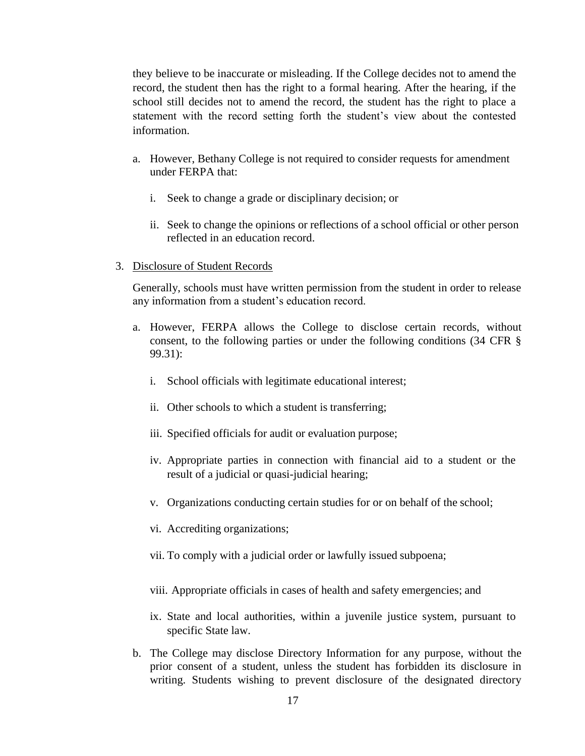they believe to be inaccurate or misleading. If the College decides not to amend the record, the student then has the right to a formal hearing. After the hearing, if the school still decides not to amend the record, the student has the right to place a statement with the record setting forth the student's view about the contested information.

a. However, Bethany College is not required to consider requests for amendment under FERPA that:

   i. Seek to change a grade or disciplinary decision; or

   ii. Seek to change the opinions or reflections of a school official or other person reflected in an education record.

3. Disclosure of Student Records

   Generally, schools must have written permission from the student in order to release any information from a student's education record.

   a. However, FERPA allows the College to disclose certain records, without consent, to the following parties or under the following conditions (34 CFR § 99.31):

      i. School officials with legitimate educational interest;

      ii. Other schools to which a student is transferring;

      iii. Specified officials for audit or evaluation purpose;

      iv. Appropriate parties in connection with financial aid to a student or the result of a judicial or quasi-judicial hearing;

      v. Organizations conducting certain studies for or on behalf of the school;

      vi. Accrediting organizations;

      vii. To comply with a judicial order or lawfully issued subpoena;

      viii. Appropriate officials in cases of health and safety emergencies; and

      ix. State and local authorities, within a juvenile justice system, pursuant to specific State law.

   b. The College may disclose Directory Information for any purpose, without the prior consent of a student, unless the student has forbidden its disclosure in writing. Students wishing to prevent disclosure of the designated directory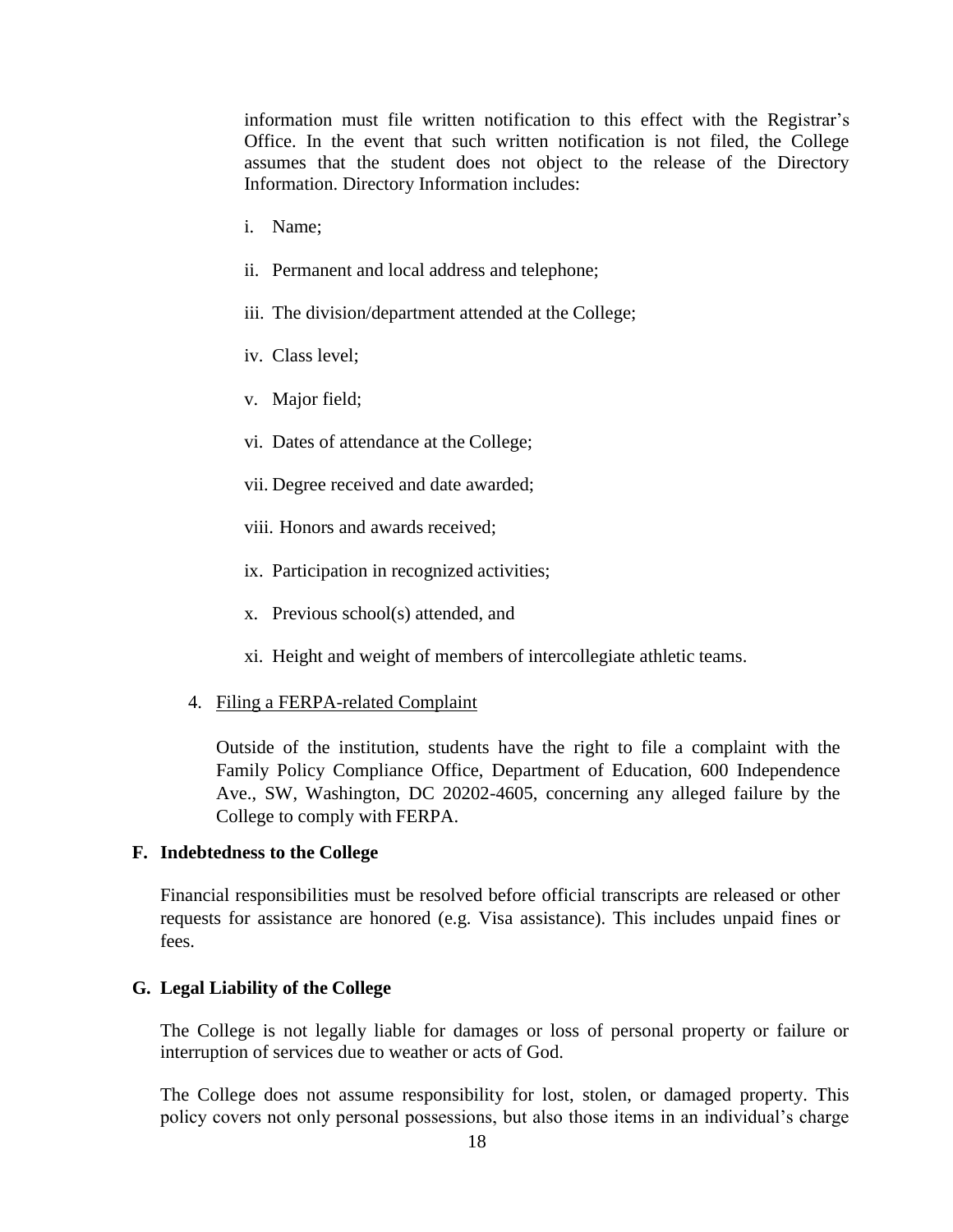information must file written notification to this effect with the Registrar's Office. In the event that such written notification is not filed, the College assumes that the student does not object to the release of the Directory Information. Directory Information includes:

i. Name;

ii. Permanent and local address and telephone;

iii. The division/department attended at the College;

iv. Class level;

v. Major field;

vi. Dates of attendance at the College;

vii. Degree received and date awarded;

viii. Honors and awards received;

ix. Participation in recognized activities;

x. Previous school(s) attended, and

xi. Height and weight of members of intercollegiate athletic teams.

4. <u>Filing a FERPA-related Complaint</u>

Outside of the institution, students have the right to file a complaint with the Family Policy Compliance Office, Department of Education, 600 Independence Ave., SW, Washington, DC 20202-4605, concerning any alleged failure by the College to comply with FERPA.

### F. Indebtedness to the College

Financial responsibilities must be resolved before official transcripts are released or other requests for assistance are honored (e.g. Visa assistance). This includes unpaid fines or fees.

### G. Legal Liability of the College

The College is not legally liable for damages or loss of personal property or failure or interruption of services due to weather or acts of God.

The College does not assume responsibility for lost, stolen, or damaged property. This policy covers not only personal possessions, but also those items in an individual's charge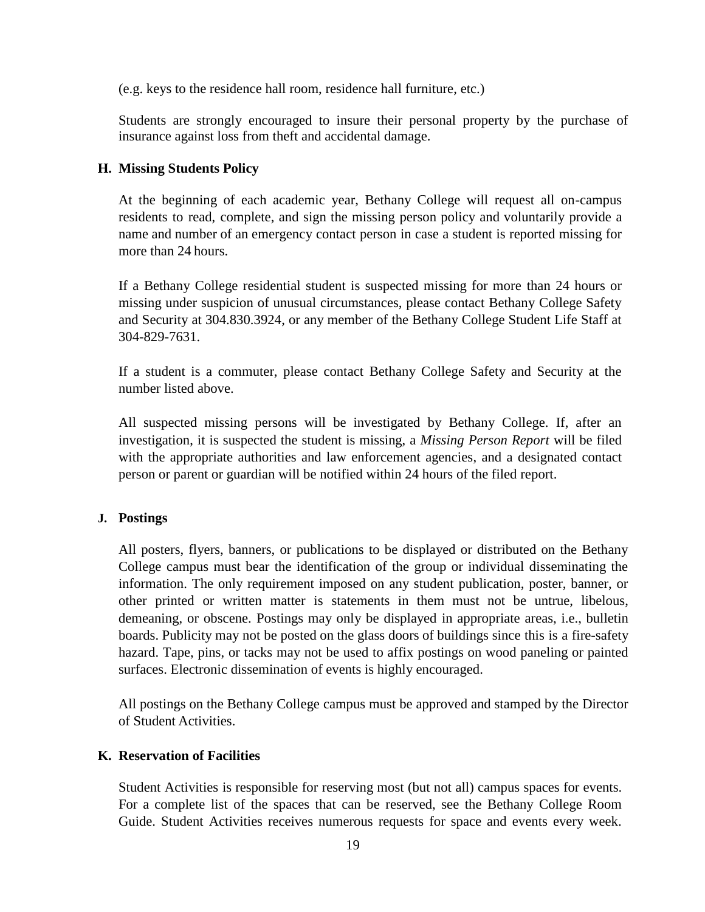(e.g. keys to the residence hall room, residence hall furniture, etc.)

Students are strongly encouraged to insure their personal property by the purchase of insurance against loss from theft and accidental damage.

### H. Missing Students Policy

At the beginning of each academic year, Bethany College will request all on-campus residents to read, complete, and sign the missing person policy and voluntarily provide a name and number of an emergency contact person in case a student is reported missing for more than 24 hours.

If a Bethany College residential student is suspected missing for more than 24 hours or missing under suspicion of unusual circumstances, please contact Bethany College Safety and Security at 304.830.3924, or any member of the Bethany College Student Life Staff at 304-829-7631.

If a student is a commuter, please contact Bethany College Safety and Security at the number listed above.

All suspected missing persons will be investigated by Bethany College. If, after an investigation, it is suspected the student is missing, a *Missing Person Report* will be filed with the appropriate authorities and law enforcement agencies, and a designated contact person or parent or guardian will be notified within 24 hours of the filed report.

### J. Postings

All posters, flyers, banners, or publications to be displayed or distributed on the Bethany College campus must bear the identification of the group or individual disseminating the information. The only requirement imposed on any student publication, poster, banner, or other printed or written matter is statements in them must not be untrue, libelous, demeaning, or obscene. Postings may only be displayed in appropriate areas, i.e., bulletin boards. Publicity may not be posted on the glass doors of buildings since this is a fire-safety hazard. Tape, pins, or tacks may not be used to affix postings on wood paneling or painted surfaces. Electronic dissemination of events is highly encouraged.

All postings on the Bethany College campus must be approved and stamped by the Director of Student Activities.

### K. Reservation of Facilities

Student Activities is responsible for reserving most (but not all) campus spaces for events. For a complete list of the spaces that can be reserved, see the Bethany College Room Guide. Student Activities receives numerous requests for space and events every week.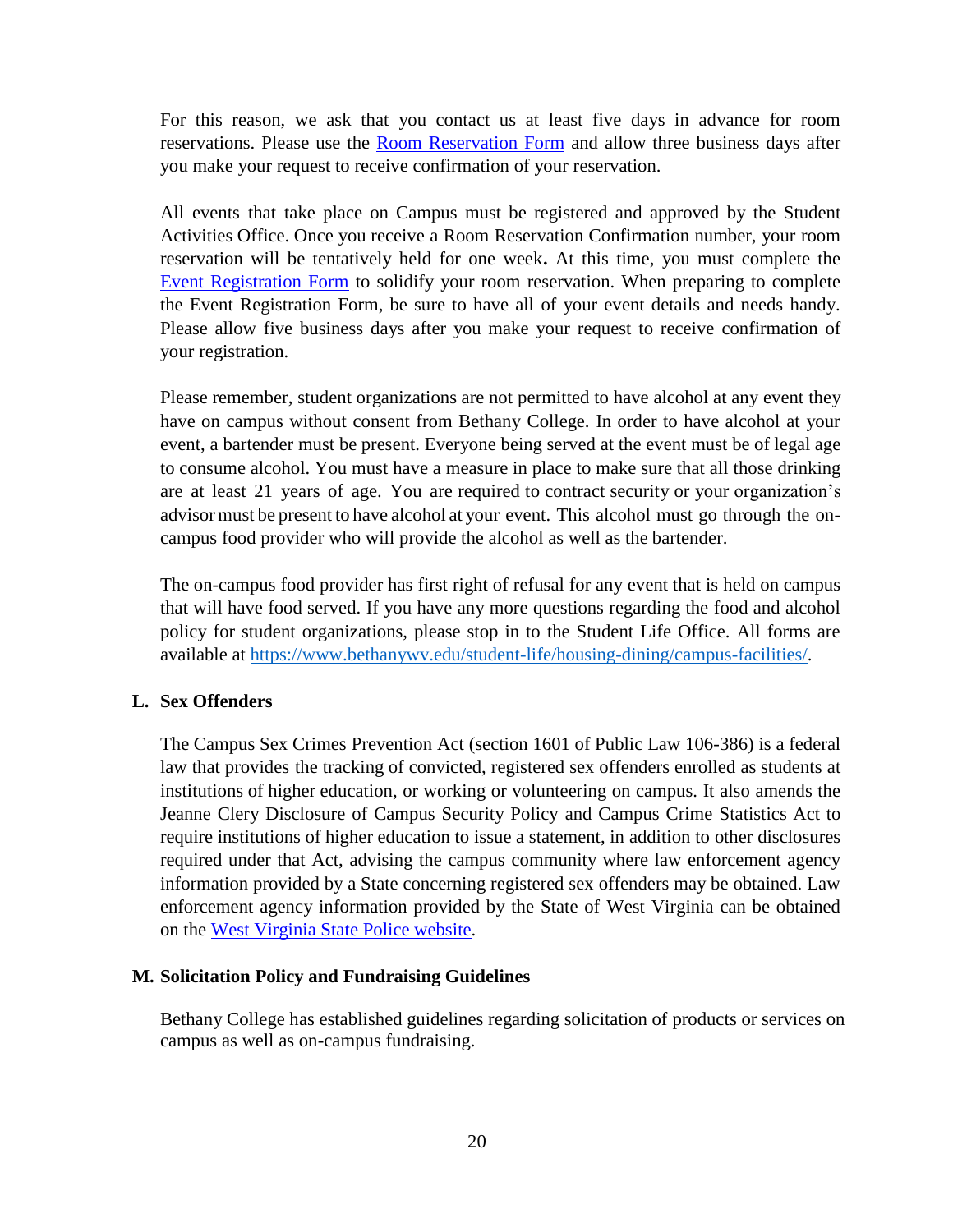For this reason, we ask that you contact us at least five days in advance for room reservations. Please use the [Room Reservation Form](#) and allow three business days after you make your request to receive confirmation of your reservation.

All events that take place on Campus must be registered and approved by the Student Activities Office. Once you receive a Room Reservation Confirmation number, your room reservation will be tentatively held for one week**.** At this time, you must complete the [Event Registration Form](#) to solidify your room reservation. When preparing to complete the Event Registration Form, be sure to have all of your event details and needs handy. Please allow five business days after you make your request to receive confirmation of your registration.

Please remember, student organizations are not permitted to have alcohol at any event they have on campus without consent from Bethany College. In order to have alcohol at your event, a bartender must be present. Everyone being served at the event must be of legal age to consume alcohol. You must have a measure in place to make sure that all those drinking are at least 21 years of age. You are required to contract security or your organization's advisor must be present to have alcohol at your event. This alcohol must go through the on-campus food provider who will provide the alcohol as well as the bartender.

The on-campus food provider has first right of refusal for any event that is held on campus that will have food served. If you have any more questions regarding the food and alcohol policy for student organizations, please stop in to the Student Life Office. All forms are available at https://www.bethanywv.edu/student-life/housing-dining/campus-facilities/.

### L. Sex Offenders

The Campus Sex Crimes Prevention Act (section 1601 of Public Law 106-386) is a federal law that provides the tracking of convicted, registered sex offenders enrolled as students at institutions of higher education, or working or volunteering on campus. It also amends the Jeanne Clery Disclosure of Campus Security Policy and Campus Crime Statistics Act to require institutions of higher education to issue a statement, in addition to other disclosures required under that Act, advising the campus community where law enforcement agency information provided by a State concerning registered sex offenders may be obtained. Law enforcement agency information provided by the State of West Virginia can be obtained on the [West Virginia State Police website](#).

### M. Solicitation Policy and Fundraising Guidelines

Bethany College has established guidelines regarding solicitation of products or services on campus as well as on-campus fundraising.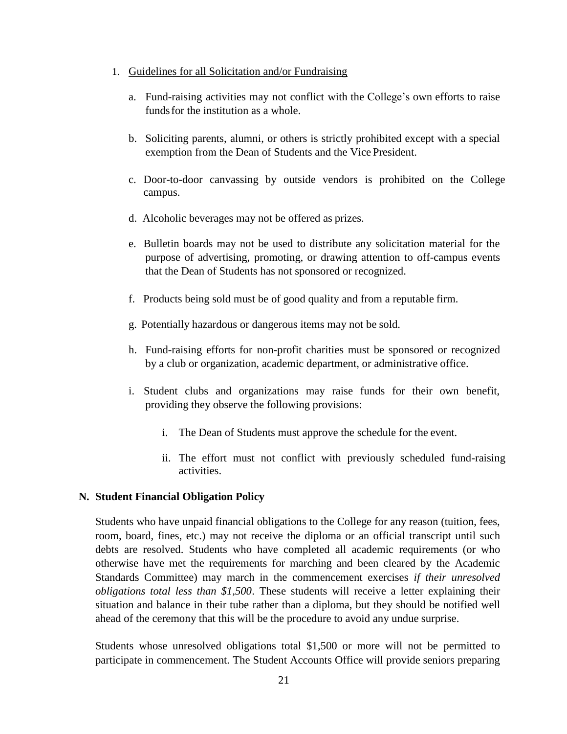1. Guidelines for all Solicitation and/or Fundraising

   a. Fund-raising activities may not conflict with the College's own efforts to raise funds for the institution as a whole.

   b. Soliciting parents, alumni, or others is strictly prohibited except with a special exemption from the Dean of Students and the Vice President.

   c. Door-to-door canvassing by outside vendors is prohibited on the College campus.

   d. Alcoholic beverages may not be offered as prizes.

   e. Bulletin boards may not be used to distribute any solicitation material for the purpose of advertising, promoting, or drawing attention to off-campus events that the Dean of Students has not sponsored or recognized.

   f. Products being sold must be of good quality and from a reputable firm.

   g. Potentially hazardous or dangerous items may not be sold.

   h. Fund-raising efforts for non-profit charities must be sponsored or recognized by a club or organization, academic department, or administrative office.

   i. Student clubs and organizations may raise funds for their own benefit, providing they observe the following provisions:

      i. The Dean of Students must approve the schedule for the event.

      ii. The effort must not conflict with previously scheduled fund-raising activities.

### N. Student Financial Obligation Policy

Students who have unpaid financial obligations to the College for any reason (tuition, fees, room, board, fines, etc.) may not receive the diploma or an official transcript until such debts are resolved. Students who have completed all academic requirements (or who otherwise have met the requirements for marching and been cleared by the Academic Standards Committee) may march in the commencement exercises *if their unresolved obligations total less than $1,500*. These students will receive a letter explaining their situation and balance in their tube rather than a diploma, but they should be notified well ahead of the ceremony that this will be the procedure to avoid any undue surprise.

Students whose unresolved obligations total $1,500 or more will not be permitted to participate in commencement. The Student Accounts Office will provide seniors preparing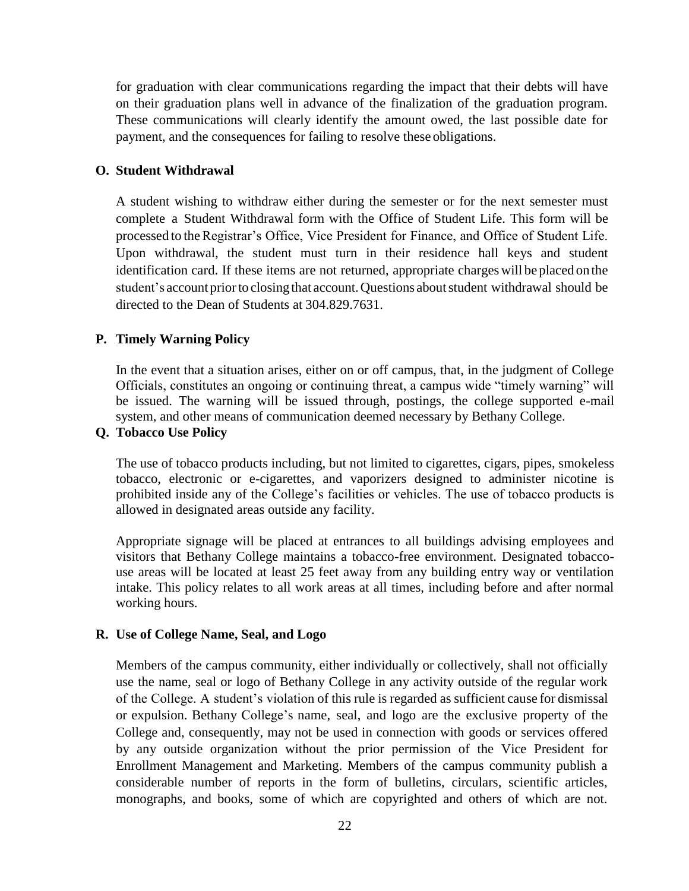for graduation with clear communications regarding the impact that their debts will have on their graduation plans well in advance of the finalization of the graduation program. These communications will clearly identify the amount owed, the last possible date for payment, and the consequences for failing to resolve these obligations.

### O. Student Withdrawal

A student wishing to withdraw either during the semester or for the next semester must complete a Student Withdrawal form with the Office of Student Life. This form will be processed to the Registrar's Office, Vice President for Finance, and Office of Student Life. Upon withdrawal, the student must turn in their residence hall keys and student identification card. If these items are not returned, appropriate charges will be placed on the student's account prior to closing that account. Questions about student withdrawal should be directed to the Dean of Students at 304.829.7631.

### P. Timely Warning Policy

In the event that a situation arises, either on or off campus, that, in the judgment of College Officials, constitutes an ongoing or continuing threat, a campus wide "timely warning" will be issued. The warning will be issued through, postings, the college supported e-mail system, and other means of communication deemed necessary by Bethany College.

### Q. Tobacco Use Policy

The use of tobacco products including, but not limited to cigarettes, cigars, pipes, smokeless tobacco, electronic or e-cigarettes, and vaporizers designed to administer nicotine is prohibited inside any of the College's facilities or vehicles. The use of tobacco products is allowed in designated areas outside any facility.

Appropriate signage will be placed at entrances to all buildings advising employees and visitors that Bethany College maintains a tobacco-free environment. Designated tobacco-use areas will be located at least 25 feet away from any building entry way or ventilation intake. This policy relates to all work areas at all times, including before and after normal working hours.

### R. Use of College Name, Seal, and Logo

Members of the campus community, either individually or collectively, shall not officially use the name, seal or logo of Bethany College in any activity outside of the regular work of the College. A student's violation of this rule is regarded as sufficient cause for dismissal or expulsion. Bethany College's name, seal, and logo are the exclusive property of the College and, consequently, may not be used in connection with goods or services offered by any outside organization without the prior permission of the Vice President for Enrollment Management and Marketing. Members of the campus community publish a considerable number of reports in the form of bulletins, circulars, scientific articles, monographs, and books, some of which are copyrighted and others of which are not.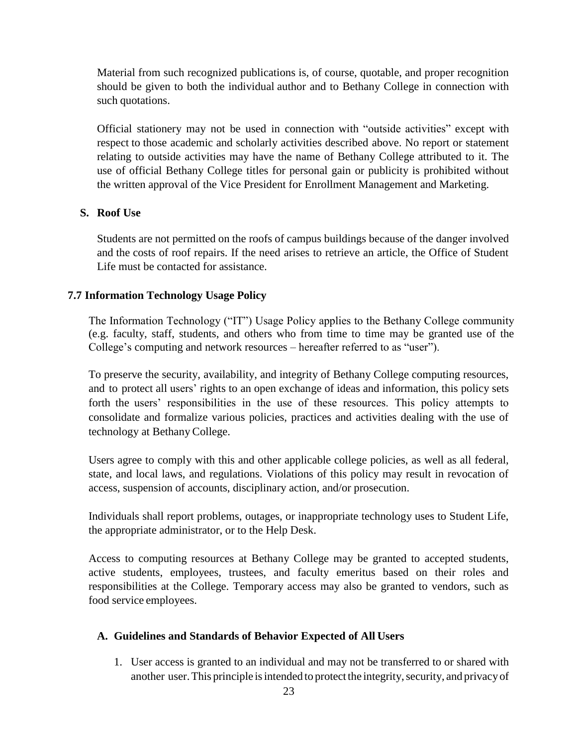Material from such recognized publications is, of course, quotable, and proper recognition should be given to both the individual author and to Bethany College in connection with such quotations.

Official stationery may not be used in connection with "outside activities" except with respect to those academic and scholarly activities described above. No report or statement relating to outside activities may have the name of Bethany College attributed to it. The use of official Bethany College titles for personal gain or publicity is prohibited without the written approval of the Vice President for Enrollment Management and Marketing.

### S. Roof Use

Students are not permitted on the roofs of campus buildings because of the danger involved and the costs of roof repairs. If the need arises to retrieve an article, the Office of Student Life must be contacted for assistance.

## 7.7 Information Technology Usage Policy

The Information Technology ("IT") Usage Policy applies to the Bethany College community (e.g. faculty, staff, students, and others who from time to time may be granted use of the College's computing and network resources – hereafter referred to as "user").

To preserve the security, availability, and integrity of Bethany College computing resources, and to protect all users' rights to an open exchange of ideas and information, this policy sets forth the users' responsibilities in the use of these resources. This policy attempts to consolidate and formalize various policies, practices and activities dealing with the use of technology at Bethany College.

Users agree to comply with this and other applicable college policies, as well as all federal, state, and local laws, and regulations. Violations of this policy may result in revocation of access, suspension of accounts, disciplinary action, and/or prosecution.

Individuals shall report problems, outages, or inappropriate technology uses to Student Life, the appropriate administrator, or to the Help Desk.

Access to computing resources at Bethany College may be granted to accepted students, active students, employees, trustees, and faculty emeritus based on their roles and responsibilities at the College. Temporary access may also be granted to vendors, such as food service employees.

### A. Guidelines and Standards of Behavior Expected of All Users

1. User access is granted to an individual and may not be transferred to or shared with another user. This principle is intended to protect the integrity, security, and privacy of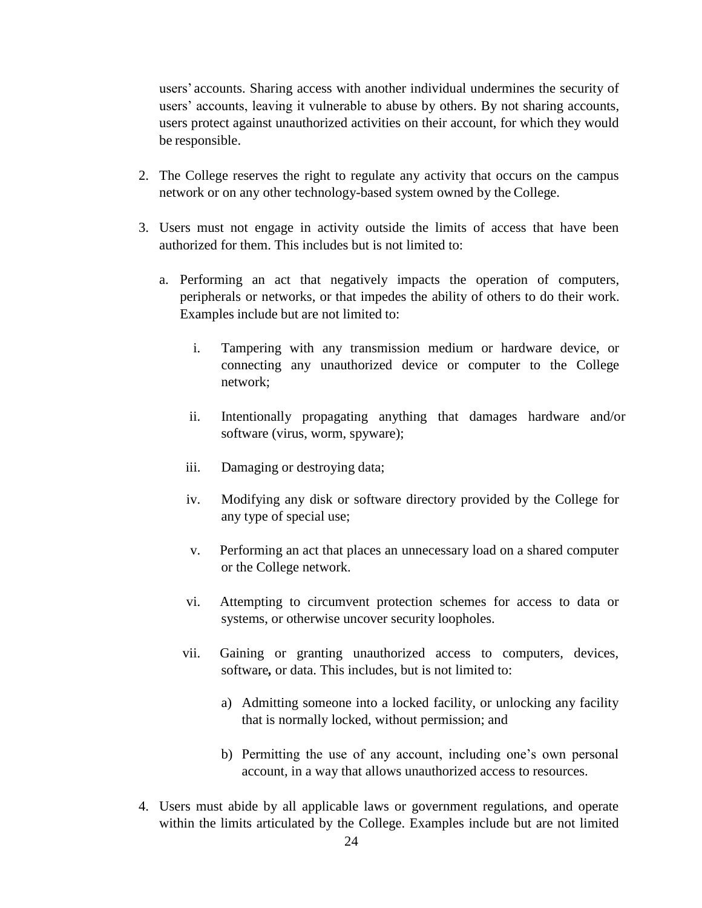users' accounts. Sharing access with another individual undermines the security of users' accounts, leaving it vulnerable to abuse by others. By not sharing accounts, users protect against unauthorized activities on their account, for which they would be responsible.

2. The College reserves the right to regulate any activity that occurs on the campus network or on any other technology-based system owned by the College.

3. Users must not engage in activity outside the limits of access that have been authorized for them. This includes but is not limited to:

   a. Performing an act that negatively impacts the operation of computers, peripherals or networks, or that impedes the ability of others to do their work. Examples include but are not limited to:

      i. Tampering with any transmission medium or hardware device, or connecting any unauthorized device or computer to the College network;

      ii. Intentionally propagating anything that damages hardware and/or software (virus, worm, spyware);

      iii. Damaging or destroying data;

      iv. Modifying any disk or software directory provided by the College for any type of special use;

      v. Performing an act that places an unnecessary load on a shared computer or the College network.

      vi. Attempting to circumvent protection schemes for access to data or systems, or otherwise uncover security loopholes.

      vii. Gaining or granting unauthorized access to computers, devices, software**,** or data. This includes, but is not limited to:

         a) Admitting someone into a locked facility, or unlocking any facility that is normally locked, without permission; and

         b) Permitting the use of any account, including one's own personal account, in a way that allows unauthorized access to resources.

4. Users must abide by all applicable laws or government regulations, and operate within the limits articulated by the College. Examples include but are not limited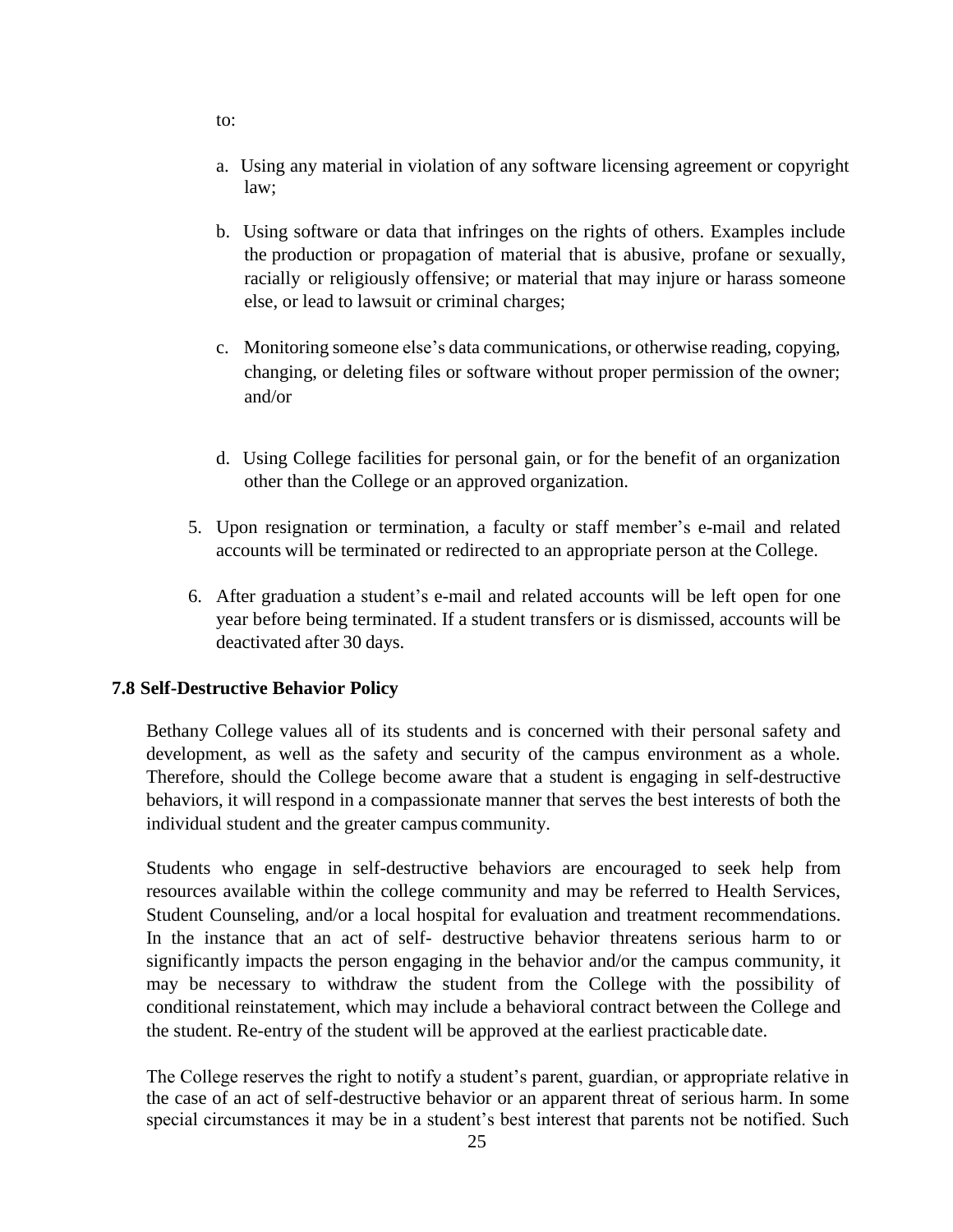to:

a. Using any material in violation of any software licensing agreement or copyright law;

b. Using software or data that infringes on the rights of others. Examples include the production or propagation of material that is abusive, profane or sexually, racially or religiously offensive; or material that may injure or harass someone else, or lead to lawsuit or criminal charges;

c. Monitoring someone else's data communications, or otherwise reading, copying, changing, or deleting files or software without proper permission of the owner; and/or

d. Using College facilities for personal gain, or for the benefit of an organization other than the College or an approved organization.

5. Upon resignation or termination, a faculty or staff member's e-mail and related accounts will be terminated or redirected to an appropriate person at the College.

6. After graduation a student's e-mail and related accounts will be left open for one year before being terminated. If a student transfers or is dismissed, accounts will be deactivated after 30 days.

### 7.8 Self-Destructive Behavior Policy

Bethany College values all of its students and is concerned with their personal safety and development, as well as the safety and security of the campus environment as a whole. Therefore, should the College become aware that a student is engaging in self-destructive behaviors, it will respond in a compassionate manner that serves the best interests of both the individual student and the greater campus community.

Students who engage in self-destructive behaviors are encouraged to seek help from resources available within the college community and may be referred to Health Services, Student Counseling, and/or a local hospital for evaluation and treatment recommendations. In the instance that an act of self- destructive behavior threatens serious harm to or significantly impacts the person engaging in the behavior and/or the campus community, it may be necessary to withdraw the student from the College with the possibility of conditional reinstatement, which may include a behavioral contract between the College and the student. Re-entry of the student will be approved at the earliest practicable date.

The College reserves the right to notify a student's parent, guardian, or appropriate relative in the case of an act of self-destructive behavior or an apparent threat of serious harm. In some special circumstances it may be in a student's best interest that parents not be notified. Such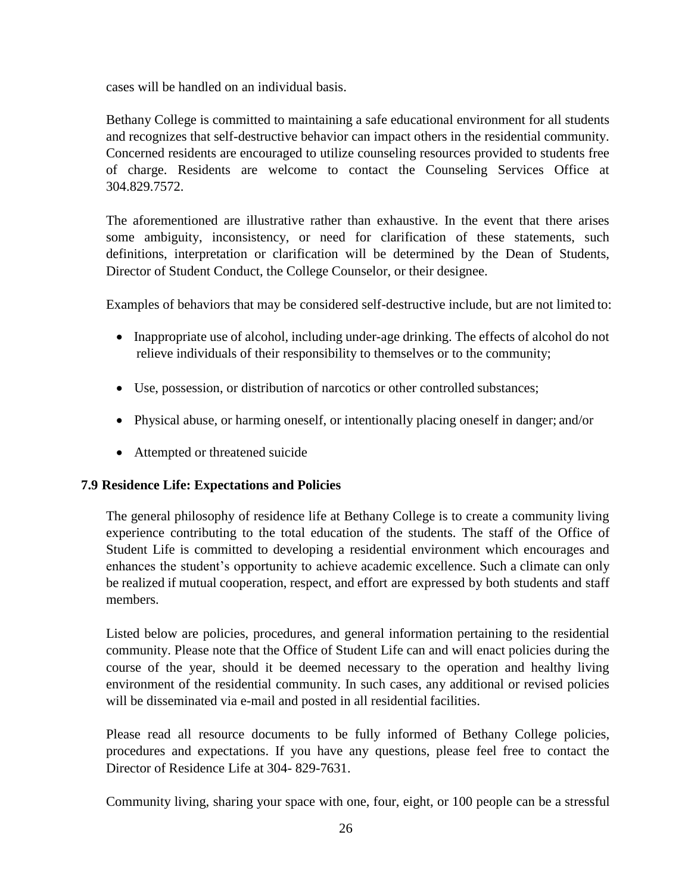cases will be handled on an individual basis.

Bethany College is committed to maintaining a safe educational environment for all students and recognizes that self-destructive behavior can impact others in the residential community. Concerned residents are encouraged to utilize counseling resources provided to students free of charge. Residents are welcome to contact the Counseling Services Office at 304.829.7572.

The aforementioned are illustrative rather than exhaustive. In the event that there arises some ambiguity, inconsistency, or need for clarification of these statements, such definitions, interpretation or clarification will be determined by the Dean of Students, Director of Student Conduct, the College Counselor, or their designee.

Examples of behaviors that may be considered self-destructive include, but are not limited to:

- Inappropriate use of alcohol, including under-age drinking. The effects of alcohol do not relieve individuals of their responsibility to themselves or to the community;
- Use, possession, or distribution of narcotics or other controlled substances;
- Physical abuse, or harming oneself, or intentionally placing oneself in danger; and/or
- Attempted or threatened suicide

### 7.9 Residence Life: Expectations and Policies

The general philosophy of residence life at Bethany College is to create a community living experience contributing to the total education of the students. The staff of the Office of Student Life is committed to developing a residential environment which encourages and enhances the student's opportunity to achieve academic excellence. Such a climate can only be realized if mutual cooperation, respect, and effort are expressed by both students and staff members.

Listed below are policies, procedures, and general information pertaining to the residential community. Please note that the Office of Student Life can and will enact policies during the course of the year, should it be deemed necessary to the operation and healthy living environment of the residential community. In such cases, any additional or revised policies will be disseminated via e-mail and posted in all residential facilities.

Please read all resource documents to be fully informed of Bethany College policies, procedures and expectations. If you have any questions, please feel free to contact the Director of Residence Life at 304- 829-7631.

Community living, sharing your space with one, four, eight, or 100 people can be a stressful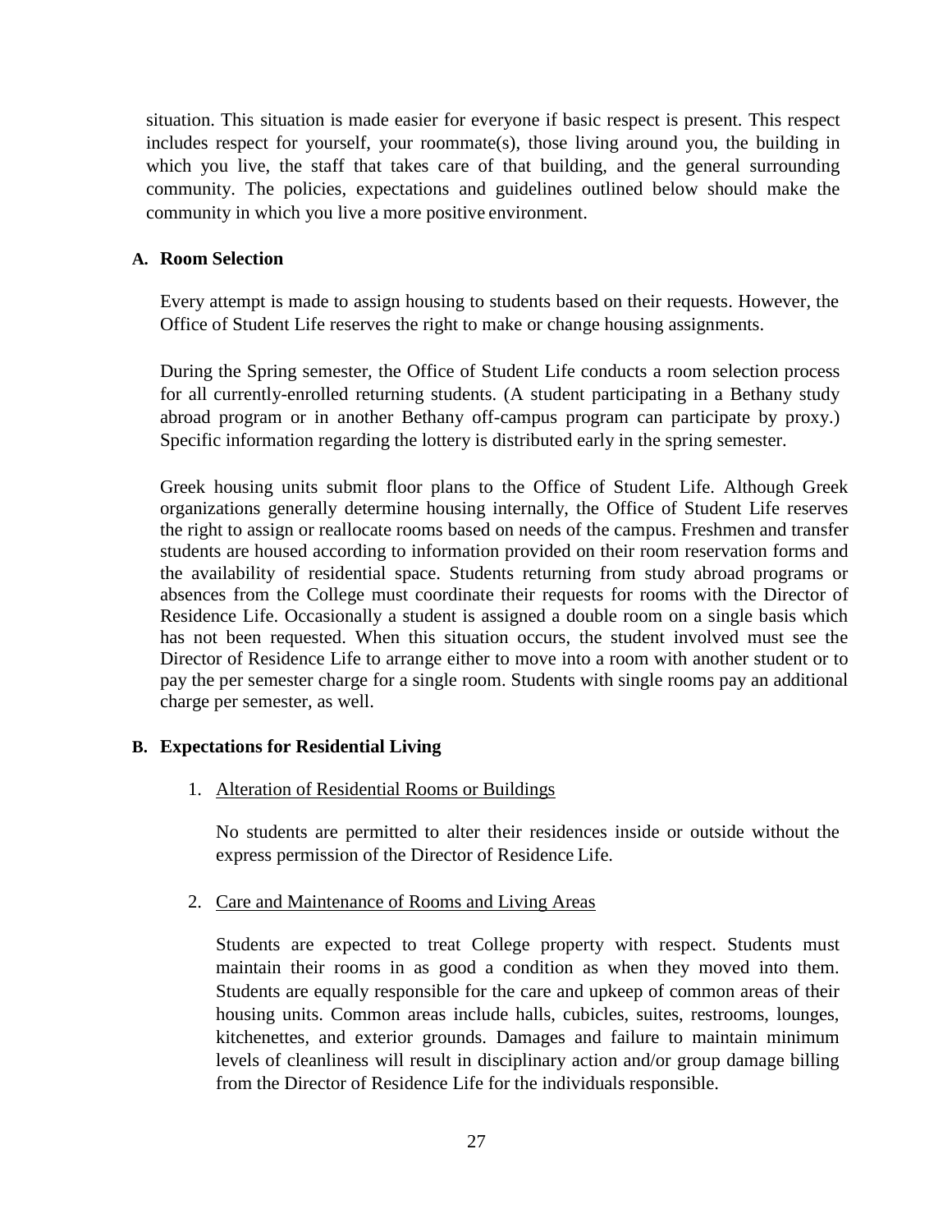situation. This situation is made easier for everyone if basic respect is present. This respect includes respect for yourself, your roommate(s), those living around you, the building in which you live, the staff that takes care of that building, and the general surrounding community. The policies, expectations and guidelines outlined below should make the community in which you live a more positive environment.

### A. Room Selection

Every attempt is made to assign housing to students based on their requests. However, the Office of Student Life reserves the right to make or change housing assignments.

During the Spring semester, the Office of Student Life conducts a room selection process for all currently-enrolled returning students. (A student participating in a Bethany study abroad program or in another Bethany off-campus program can participate by proxy.) Specific information regarding the lottery is distributed early in the spring semester.

Greek housing units submit floor plans to the Office of Student Life. Although Greek organizations generally determine housing internally, the Office of Student Life reserves the right to assign or reallocate rooms based on needs of the campus. Freshmen and transfer students are housed according to information provided on their room reservation forms and the availability of residential space. Students returning from study abroad programs or absences from the College must coordinate their requests for rooms with the Director of Residence Life. Occasionally a student is assigned a double room on a single basis which has not been requested. When this situation occurs, the student involved must see the Director of Residence Life to arrange either to move into a room with another student or to pay the per semester charge for a single room. Students with single rooms pay an additional charge per semester, as well.

### B. Expectations for Residential Living

1. <u>Alteration of Residential Rooms or Buildings</u>

   No students are permitted to alter their residences inside or outside without the express permission of the Director of Residence Life.

2. <u>Care and Maintenance of Rooms and Living Areas</u>

   Students are expected to treat College property with respect. Students must maintain their rooms in as good a condition as when they moved into them. Students are equally responsible for the care and upkeep of common areas of their housing units. Common areas include halls, cubicles, suites, restrooms, lounges, kitchenettes, and exterior grounds. Damages and failure to maintain minimum levels of cleanliness will result in disciplinary action and/or group damage billing from the Director of Residence Life for the individuals responsible.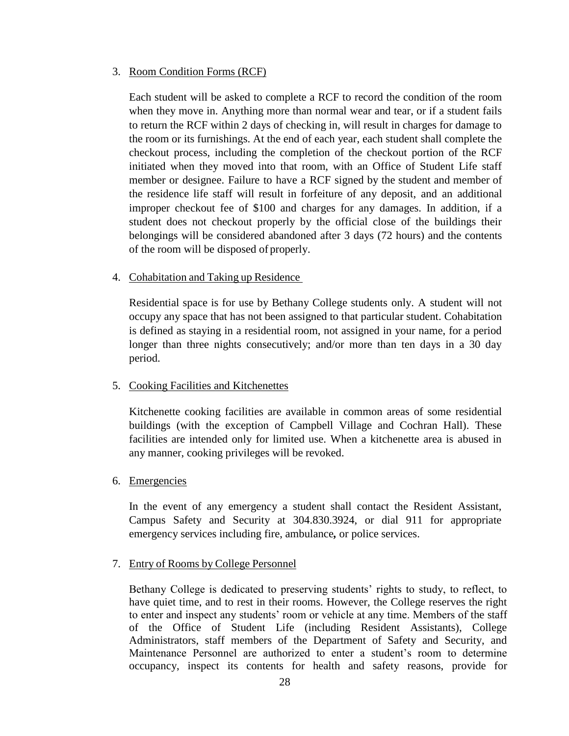3. Room Condition Forms (RCF)

   Each student will be asked to complete a RCF to record the condition of the room when they move in. Anything more than normal wear and tear, or if a student fails to return the RCF within 2 days of checking in, will result in charges for damage to the room or its furnishings. At the end of each year, each student shall complete the checkout process, including the completion of the checkout portion of the RCF initiated when they moved into that room, with an Office of Student Life staff member or designee. Failure to have a RCF signed by the student and member of the residence life staff will result in forfeiture of any deposit, and an additional improper checkout fee of $100 and charges for any damages. In addition, if a student does not checkout properly by the official close of the buildings their belongings will be considered abandoned after 3 days (72 hours) and the contents of the room will be disposed of properly.

4. Cohabitation and Taking up Residence

   Residential space is for use by Bethany College students only. A student will not occupy any space that has not been assigned to that particular student. Cohabitation is defined as staying in a residential room, not assigned in your name, for a period longer than three nights consecutively; and/or more than ten days in a 30 day period.

5. Cooking Facilities and Kitchenettes

   Kitchenette cooking facilities are available in common areas of some residential buildings (with the exception of Campbell Village and Cochran Hall). These facilities are intended only for limited use. When a kitchenette area is abused in any manner, cooking privileges will be revoked.

6. Emergencies

   In the event of any emergency a student shall contact the Resident Assistant, Campus Safety and Security at 304.830.3924, or dial 911 for appropriate emergency services including fire, ambulance, or police services.

7. Entry of Rooms by College Personnel

   Bethany College is dedicated to preserving students' rights to study, to reflect, to have quiet time, and to rest in their rooms. However, the College reserves the right to enter and inspect any students' room or vehicle at any time. Members of the staff of the Office of Student Life (including Resident Assistants), College Administrators, staff members of the Department of Safety and Security, and Maintenance Personnel are authorized to enter a student's room to determine occupancy, inspect its contents for health and safety reasons, provide for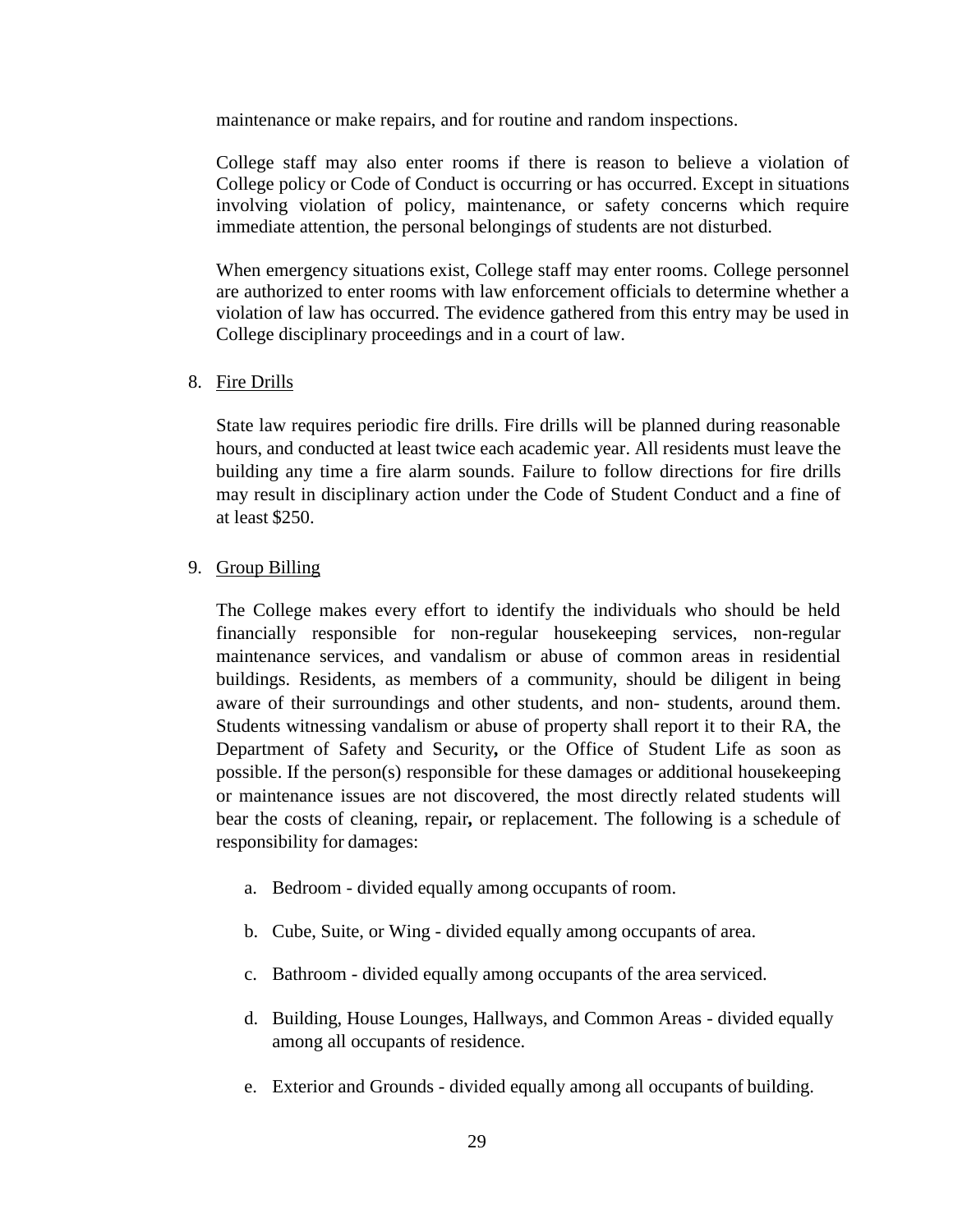maintenance or make repairs, and for routine and random inspections.

College staff may also enter rooms if there is reason to believe a violation of College policy or Code of Conduct is occurring or has occurred. Except in situations involving violation of policy, maintenance, or safety concerns which require immediate attention, the personal belongings of students are not disturbed.

When emergency situations exist, College staff may enter rooms. College personnel are authorized to enter rooms with law enforcement officials to determine whether a violation of law has occurred. The evidence gathered from this entry may be used in College disciplinary proceedings and in a court of law.

8. Fire Drills

   State law requires periodic fire drills. Fire drills will be planned during reasonable hours, and conducted at least twice each academic year. All residents must leave the building any time a fire alarm sounds. Failure to follow directions for fire drills may result in disciplinary action under the Code of Student Conduct and a fine of at least $250.

9. Group Billing

   The College makes every effort to identify the individuals who should be held financially responsible for non-regular housekeeping services, non-regular maintenance services, and vandalism or abuse of common areas in residential buildings. Residents, as members of a community, should be diligent in being aware of their surroundings and other students, and non- students, around them. Students witnessing vandalism or abuse of property shall report it to their RA, the Department of Safety and Security**,** or the Office of Student Life as soon as possible. If the person(s) responsible for these damages or additional housekeeping or maintenance issues are not discovered, the most directly related students will bear the costs of cleaning, repair**,** or replacement. The following is a schedule of responsibility for damages:

   a. Bedroom - divided equally among occupants of room.

   b. Cube, Suite, or Wing - divided equally among occupants of area.

   c. Bathroom - divided equally among occupants of the area serviced.

   d. Building, House Lounges, Hallways, and Common Areas - divided equally among all occupants of residence.

   e. Exterior and Grounds - divided equally among all occupants of building.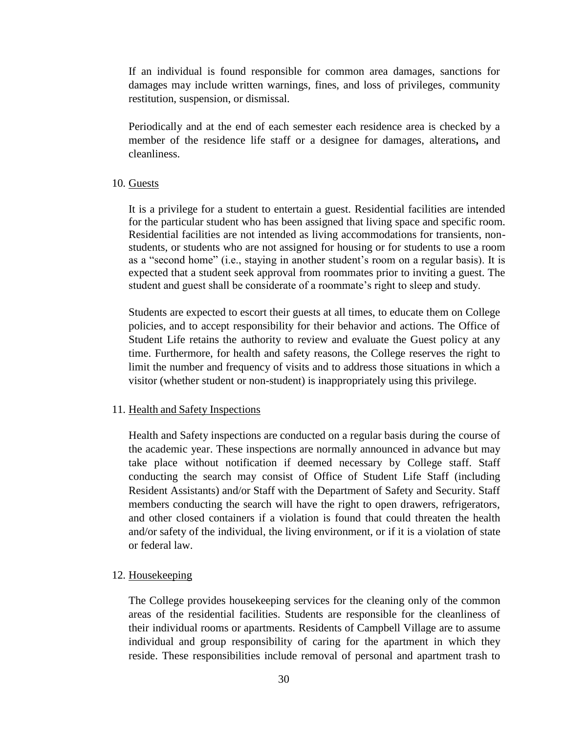If an individual is found responsible for common area damages, sanctions for damages may include written warnings, fines, and loss of privileges, community restitution, suspension, or dismissal.

Periodically and at the end of each semester each residence area is checked by a member of the residence life staff or a designee for damages, alterations**,** and cleanliness.

10. Guests

It is a privilege for a student to entertain a guest. Residential facilities are intended for the particular student who has been assigned that living space and specific room. Residential facilities are not intended as living accommodations for transients, non-students, or students who are not assigned for housing or for students to use a room as a "second home" (i.e., staying in another student's room on a regular basis). It is expected that a student seek approval from roommates prior to inviting a guest. The student and guest shall be considerate of a roommate's right to sleep and study.

Students are expected to escort their guests at all times, to educate them on College policies, and to accept responsibility for their behavior and actions. The Office of Student Life retains the authority to review and evaluate the Guest policy at any time. Furthermore, for health and safety reasons, the College reserves the right to limit the number and frequency of visits and to address those situations in which a visitor (whether student or non-student) is inappropriately using this privilege.

11. Health and Safety Inspections

Health and Safety inspections are conducted on a regular basis during the course of the academic year. These inspections are normally announced in advance but may take place without notification if deemed necessary by College staff. Staff conducting the search may consist of Office of Student Life Staff (including Resident Assistants) and/or Staff with the Department of Safety and Security. Staff members conducting the search will have the right to open drawers, refrigerators, and other closed containers if a violation is found that could threaten the health and/or safety of the individual, the living environment, or if it is a violation of state or federal law.

12. Housekeeping

The College provides housekeeping services for the cleaning only of the common areas of the residential facilities. Students are responsible for the cleanliness of their individual rooms or apartments. Residents of Campbell Village are to assume individual and group responsibility of caring for the apartment in which they reside. These responsibilities include removal of personal and apartment trash to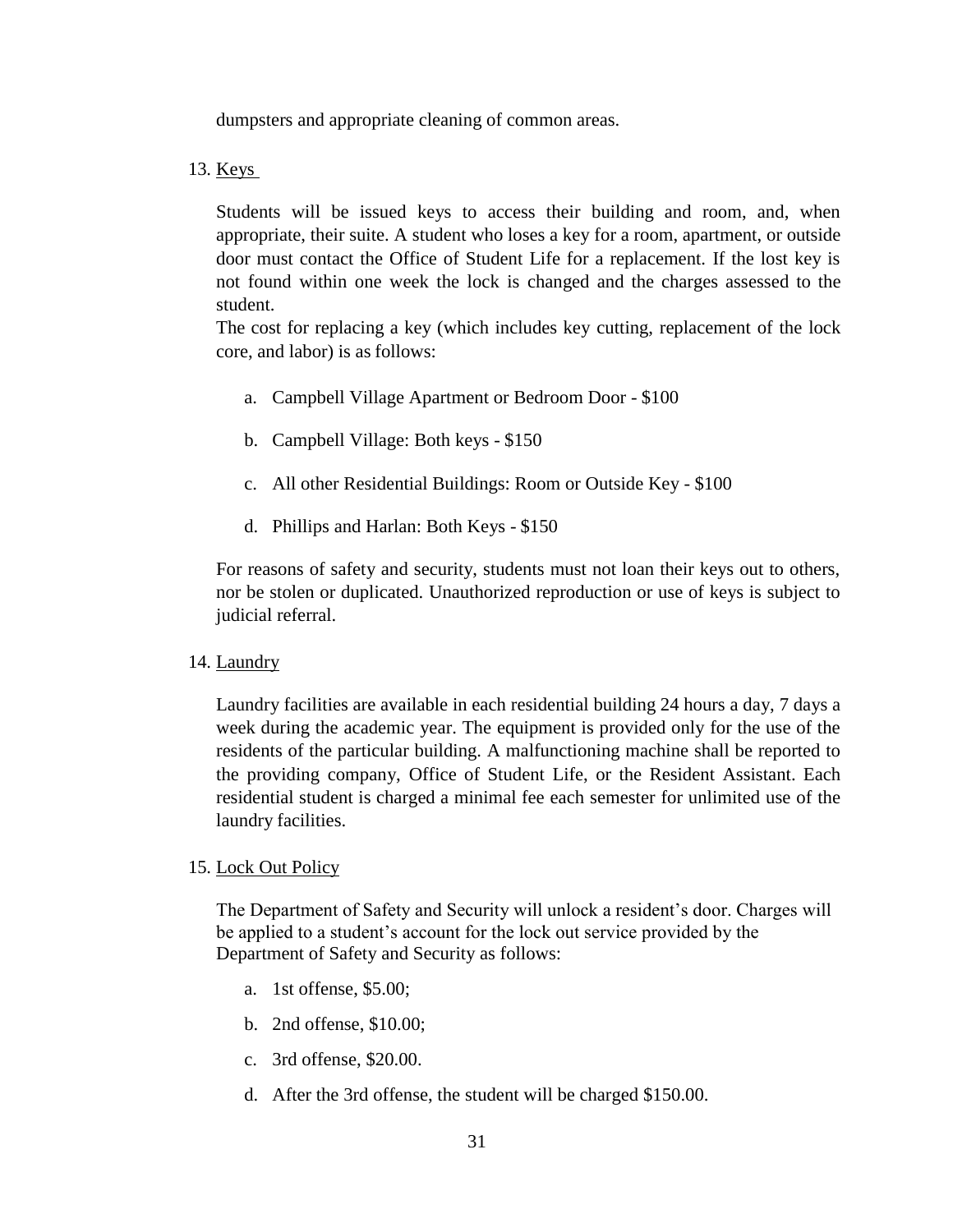dumpsters and appropriate cleaning of common areas.

13. Keys

Students will be issued keys to access their building and room, and, when appropriate, their suite. A student who loses a key for a room, apartment, or outside door must contact the Office of Student Life for a replacement. If the lost key is not found within one week the lock is changed and the charges assessed to the student.

The cost for replacing a key (which includes key cutting, replacement of the lock core, and labor) is as follows:

   a. Campbell Village Apartment or Bedroom Door - $100

   b. Campbell Village: Both keys - $150

   c. All other Residential Buildings: Room or Outside Key - $100

   d. Phillips and Harlan: Both Keys - $150

For reasons of safety and security, students must not loan their keys out to others, nor be stolen or duplicated. Unauthorized reproduction or use of keys is subject to judicial referral.

14. Laundry

Laundry facilities are available in each residential building 24 hours a day, 7 days a week during the academic year. The equipment is provided only for the use of the residents of the particular building. A malfunctioning machine shall be reported to the providing company, Office of Student Life, or the Resident Assistant. Each residential student is charged a minimal fee each semester for unlimited use of the laundry facilities.

15. Lock Out Policy

The Department of Safety and Security will unlock a resident's door. Charges will be applied to a student's account for the lock out service provided by the Department of Safety and Security as follows:

   a. 1st offense, $5.00;

   b. 2nd offense, $10.00;

   c. 3rd offense, $20.00.

   d. After the 3rd offense, the student will be charged $150.00.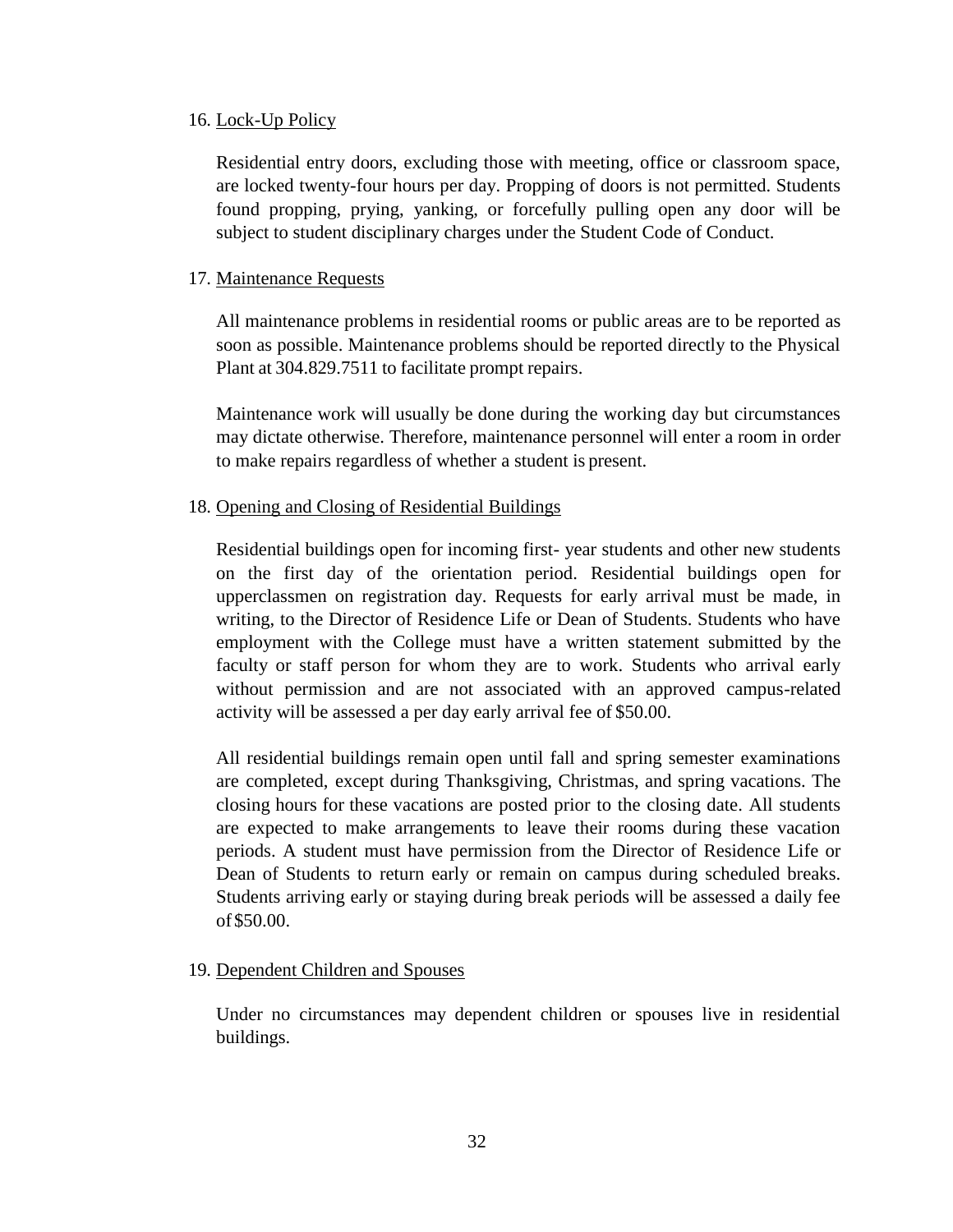16. <u>Lock-Up Policy</u>

Residential entry doors, excluding those with meeting, office or classroom space, are locked twenty-four hours per day. Propping of doors is not permitted. Students found propping, prying, yanking, or forcefully pulling open any door will be subject to student disciplinary charges under the Student Code of Conduct.

17. <u>Maintenance Requests</u>

All maintenance problems in residential rooms or public areas are to be reported as soon as possible. Maintenance problems should be reported directly to the Physical Plant at 304.829.7511 to facilitate prompt repairs.

Maintenance work will usually be done during the working day but circumstances may dictate otherwise. Therefore, maintenance personnel will enter a room in order to make repairs regardless of whether a student is present.

18. <u>Opening and Closing of Residential Buildings</u>

Residential buildings open for incoming first- year students and other new students on the first day of the orientation period. Residential buildings open for upperclassmen on registration day. Requests for early arrival must be made, in writing, to the Director of Residence Life or Dean of Students. Students who have employment with the College must have a written statement submitted by the faculty or staff person for whom they are to work. Students who arrival early without permission and are not associated with an approved campus-related activity will be assessed a per day early arrival fee of $50.00.

All residential buildings remain open until fall and spring semester examinations are completed, except during Thanksgiving, Christmas, and spring vacations. The closing hours for these vacations are posted prior to the closing date. All students are expected to make arrangements to leave their rooms during these vacation periods. A student must have permission from the Director of Residence Life or Dean of Students to return early or remain on campus during scheduled breaks. Students arriving early or staying during break periods will be assessed a daily fee of $50.00.

19. <u>Dependent Children and Spouses</u>

Under no circumstances may dependent children or spouses live in residential buildings.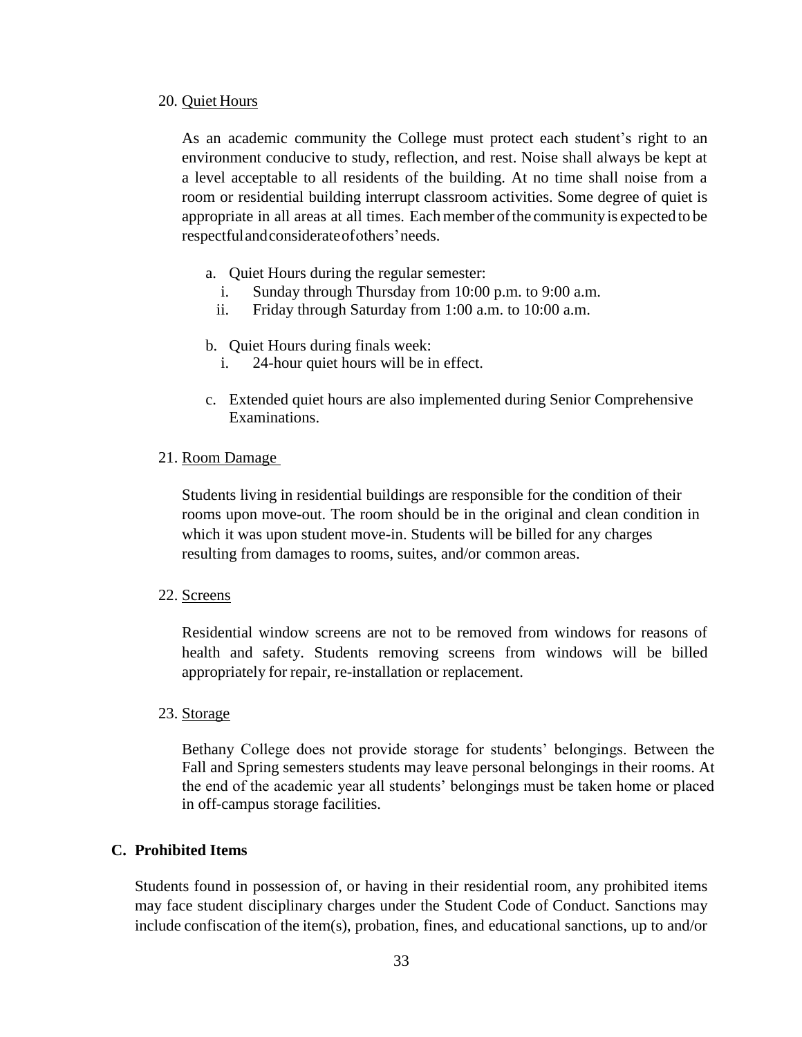20. Quiet Hours

    As an academic community the College must protect each student's right to an environment conducive to study, reflection, and rest. Noise shall always be kept at a level acceptable to all residents of the building. At no time shall noise from a room or residential building interrupt classroom activities. Some degree of quiet is appropriate in all areas at all times. Each member of the community is expected to be respectful and considerate of others' needs.

    a. Quiet Hours during the regular semester:
       i. Sunday through Thursday from 10:00 p.m. to 9:00 a.m.
       ii. Friday through Saturday from 1:00 a.m. to 10:00 a.m.

    b. Quiet Hours during finals week:
       i. 24-hour quiet hours will be in effect.

    c. Extended quiet hours are also implemented during Senior Comprehensive Examinations.

21. Room Damage

    Students living in residential buildings are responsible for the condition of their rooms upon move-out. The room should be in the original and clean condition in which it was upon student move-in. Students will be billed for any charges resulting from damages to rooms, suites, and/or common areas.

22. Screens

    Residential window screens are not to be removed from windows for reasons of health and safety. Students removing screens from windows will be billed appropriately for repair, re-installation or replacement.

23. Storage

    Bethany College does not provide storage for students' belongings. Between the Fall and Spring semesters students may leave personal belongings in their rooms. At the end of the academic year all students' belongings must be taken home or placed in off-campus storage facilities.

### C. Prohibited Items

Students found in possession of, or having in their residential room, any prohibited items may face student disciplinary charges under the Student Code of Conduct. Sanctions may include confiscation of the item(s), probation, fines, and educational sanctions, up to and/or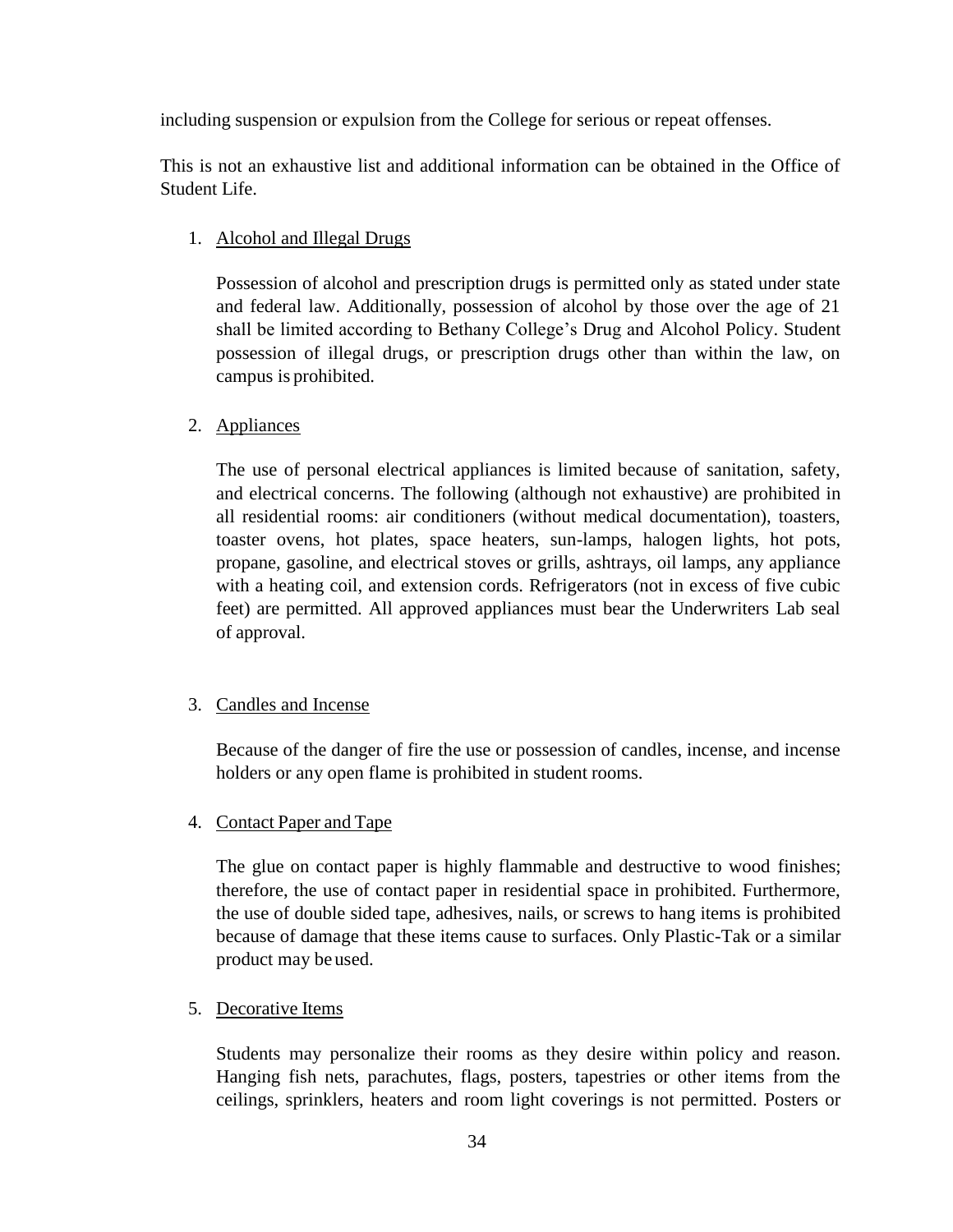including suspension or expulsion from the College for serious or repeat offenses.

This is not an exhaustive list and additional information can be obtained in the Office of Student Life.

1. Alcohol and Illegal Drugs

   Possession of alcohol and prescription drugs is permitted only as stated under state and federal law. Additionally, possession of alcohol by those over the age of 21 shall be limited according to Bethany College's Drug and Alcohol Policy. Student possession of illegal drugs, or prescription drugs other than within the law, on campus is prohibited.

2. Appliances

   The use of personal electrical appliances is limited because of sanitation, safety, and electrical concerns. The following (although not exhaustive) are prohibited in all residential rooms: air conditioners (without medical documentation), toasters, toaster ovens, hot plates, space heaters, sun-lamps, halogen lights, hot pots, propane, gasoline, and electrical stoves or grills, ashtrays, oil lamps, any appliance with a heating coil, and extension cords. Refrigerators (not in excess of five cubic feet) are permitted. All approved appliances must bear the Underwriters Lab seal of approval.

3. Candles and Incense

   Because of the danger of fire the use or possession of candles, incense, and incense holders or any open flame is prohibited in student rooms.

4. Contact Paper and Tape

   The glue on contact paper is highly flammable and destructive to wood finishes; therefore, the use of contact paper in residential space in prohibited. Furthermore, the use of double sided tape, adhesives, nails, or screws to hang items is prohibited because of damage that these items cause to surfaces. Only Plastic-Tak or a similar product may be used.

5. Decorative Items

   Students may personalize their rooms as they desire within policy and reason. Hanging fish nets, parachutes, flags, posters, tapestries or other items from the ceilings, sprinklers, heaters and room light coverings is not permitted. Posters or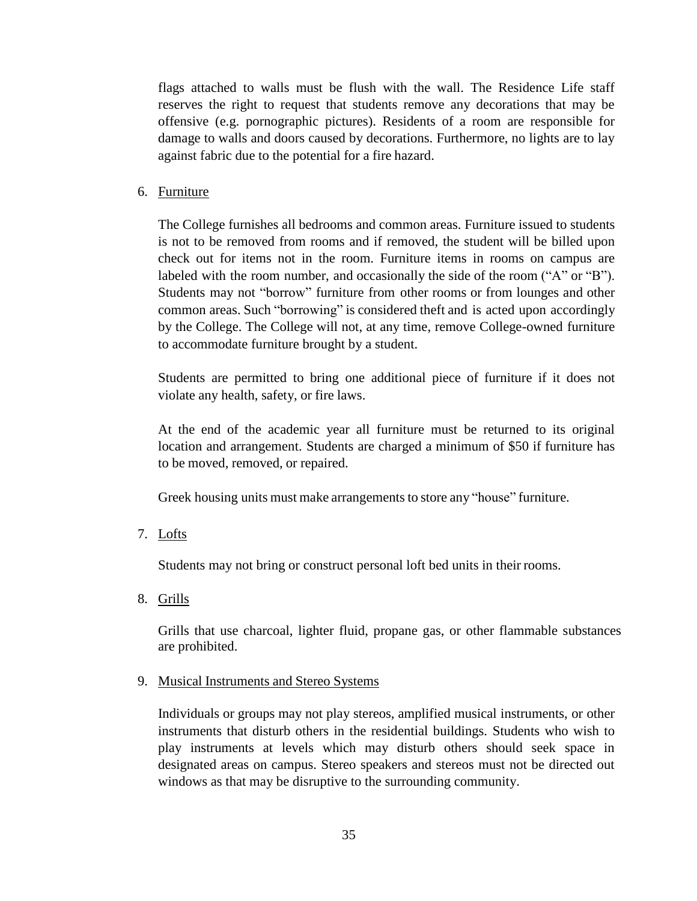flags attached to walls must be flush with the wall. The Residence Life staff reserves the right to request that students remove any decorations that may be offensive (e.g. pornographic pictures). Residents of a room are responsible for damage to walls and doors caused by decorations. Furthermore, no lights are to lay against fabric due to the potential for a fire hazard.

6. Furniture

   The College furnishes all bedrooms and common areas. Furniture issued to students is not to be removed from rooms and if removed, the student will be billed upon check out for items not in the room. Furniture items in rooms on campus are labeled with the room number, and occasionally the side of the room ("A" or "B"). Students may not "borrow" furniture from other rooms or from lounges and other common areas. Such "borrowing" is considered theft and is acted upon accordingly by the College. The College will not, at any time, remove College-owned furniture to accommodate furniture brought by a student.

   Students are permitted to bring one additional piece of furniture if it does not violate any health, safety, or fire laws.

   At the end of the academic year all furniture must be returned to its original location and arrangement. Students are charged a minimum of $50 if furniture has to be moved, removed, or repaired.

   Greek housing units must make arrangements to store any "house" furniture.

7. Lofts

   Students may not bring or construct personal loft bed units in their rooms.

8. Grills

   Grills that use charcoal, lighter fluid, propane gas, or other flammable substances are prohibited.

9. Musical Instruments and Stereo Systems

   Individuals or groups may not play stereos, amplified musical instruments, or other instruments that disturb others in the residential buildings. Students who wish to play instruments at levels which may disturb others should seek space in designated areas on campus. Stereo speakers and stereos must not be directed out windows as that may be disruptive to the surrounding community.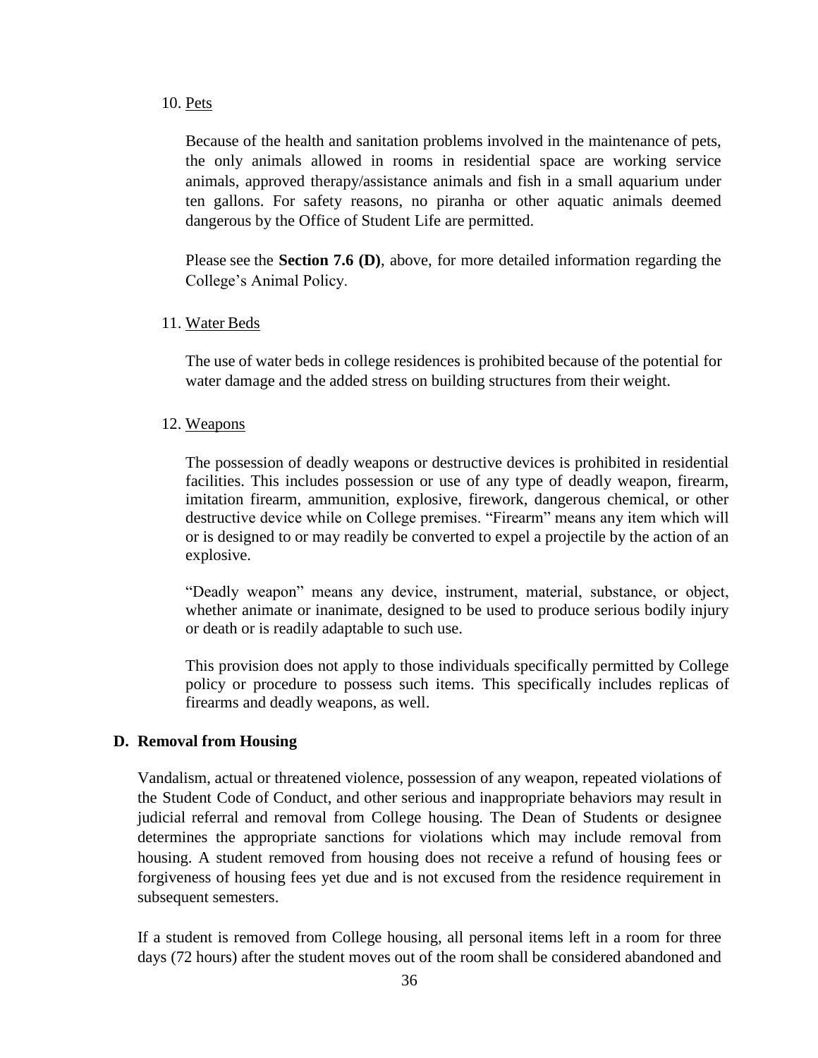10. <u>Pets</u>

    Because of the health and sanitation problems involved in the maintenance of pets, the only animals allowed in rooms in residential space are working service animals, approved therapy/assistance animals and fish in a small aquarium under ten gallons. For safety reasons, no piranha or other aquatic animals deemed dangerous by the Office of Student Life are permitted.

    Please see the **Section 7.6 (D)**, above, for more detailed information regarding the College's Animal Policy.

11. <u>Water Beds</u>

    The use of water beds in college residences is prohibited because of the potential for water damage and the added stress on building structures from their weight.

12. <u>Weapons</u>

    The possession of deadly weapons or destructive devices is prohibited in residential facilities. This includes possession or use of any type of deadly weapon, firearm, imitation firearm, ammunition, explosive, firework, dangerous chemical, or other destructive device while on College premises. "Firearm" means any item which will or is designed to or may readily be converted to expel a projectile by the action of an explosive.

    "Deadly weapon" means any device, instrument, material, substance, or object, whether animate or inanimate, designed to be used to produce serious bodily injury or death or is readily adaptable to such use.

    This provision does not apply to those individuals specifically permitted by College policy or procedure to possess such items. This specifically includes replicas of firearms and deadly weapons, as well.

### D. Removal from Housing

Vandalism, actual or threatened violence, possession of any weapon, repeated violations of the Student Code of Conduct, and other serious and inappropriate behaviors may result in judicial referral and removal from College housing. The Dean of Students or designee determines the appropriate sanctions for violations which may include removal from housing. A student removed from housing does not receive a refund of housing fees or forgiveness of housing fees yet due and is not excused from the residence requirement in subsequent semesters.

If a student is removed from College housing, all personal items left in a room for three days (72 hours) after the student moves out of the room shall be considered abandoned and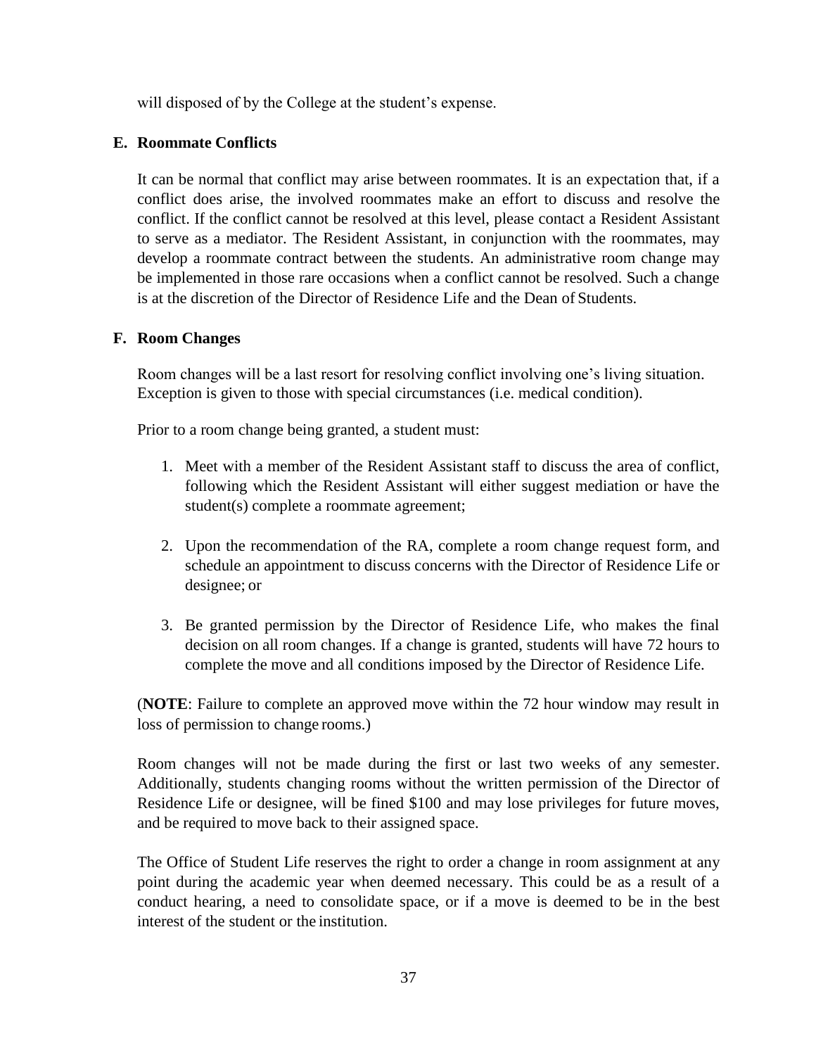will disposed of by the College at the student's expense.

### E. Roommate Conflicts

It can be normal that conflict may arise between roommates. It is an expectation that, if a conflict does arise, the involved roommates make an effort to discuss and resolve the conflict. If the conflict cannot be resolved at this level, please contact a Resident Assistant to serve as a mediator. The Resident Assistant, in conjunction with the roommates, may develop a roommate contract between the students. An administrative room change may be implemented in those rare occasions when a conflict cannot be resolved. Such a change is at the discretion of the Director of Residence Life and the Dean of Students.

### F. Room Changes

Room changes will be a last resort for resolving conflict involving one's living situation. Exception is given to those with special circumstances (i.e. medical condition).

Prior to a room change being granted, a student must:

1. Meet with a member of the Resident Assistant staff to discuss the area of conflict, following which the Resident Assistant will either suggest mediation or have the student(s) complete a roommate agreement;

2. Upon the recommendation of the RA, complete a room change request form, and schedule an appointment to discuss concerns with the Director of Residence Life or designee; or

3. Be granted permission by the Director of Residence Life, who makes the final decision on all room changes. If a change is granted, students will have 72 hours to complete the move and all conditions imposed by the Director of Residence Life.

(**NOTE**: Failure to complete an approved move within the 72 hour window may result in loss of permission to change rooms.)

Room changes will not be made during the first or last two weeks of any semester. Additionally, students changing rooms without the written permission of the Director of Residence Life or designee, will be fined $100 and may lose privileges for future moves, and be required to move back to their assigned space.

The Office of Student Life reserves the right to order a change in room assignment at any point during the academic year when deemed necessary. This could be as a result of a conduct hearing, a need to consolidate space, or if a move is deemed to be in the best interest of the student or the institution.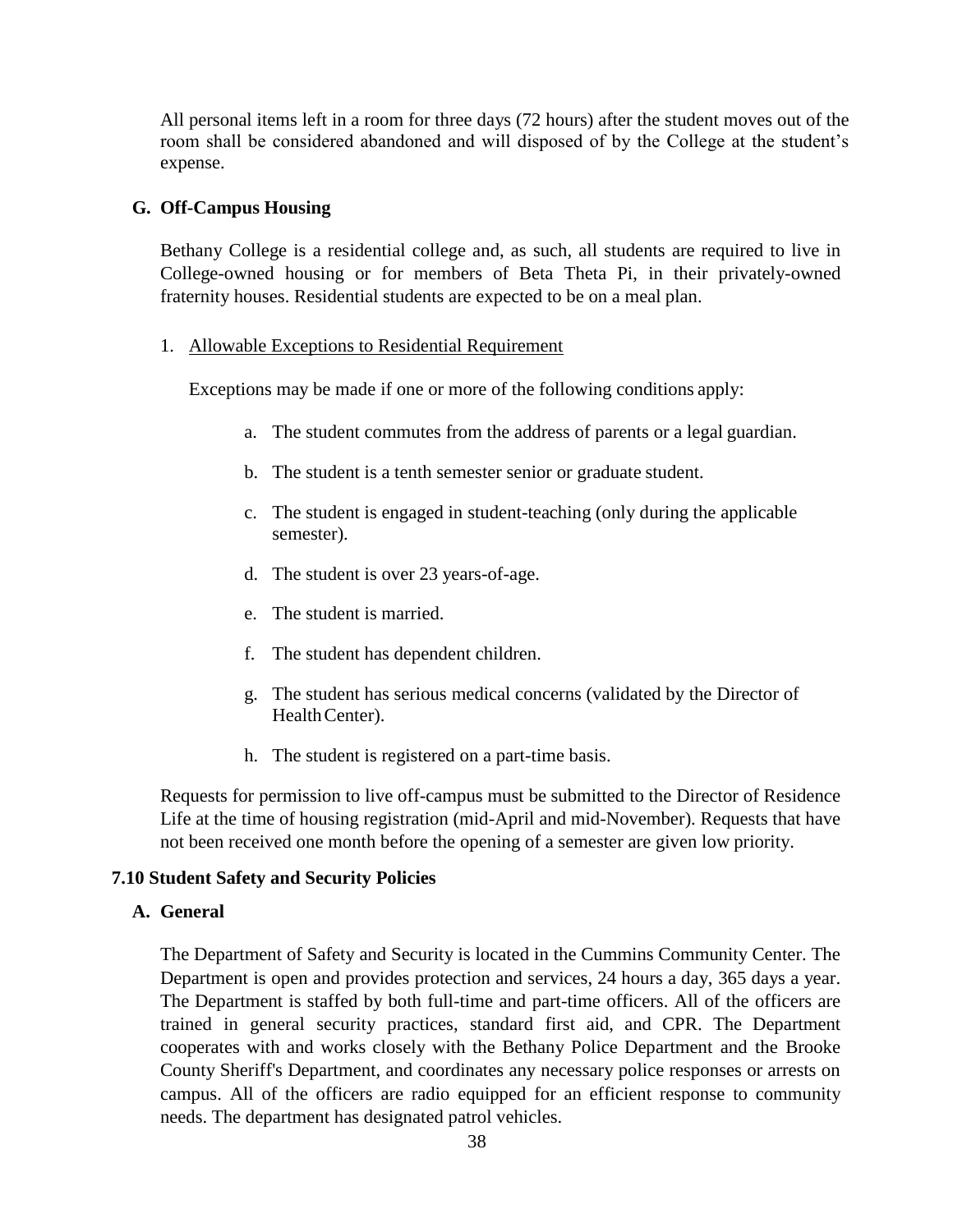All personal items left in a room for three days (72 hours) after the student moves out of the room shall be considered abandoned and will disposed of by the College at the student's expense.

### G. Off-Campus Housing

Bethany College is a residential college and, as such, all students are required to live in College-owned housing or for members of Beta Theta Pi, in their privately-owned fraternity houses. Residential students are expected to be on a meal plan.

1. Allowable Exceptions to Residential Requirement

   Exceptions may be made if one or more of the following conditions apply:

   a. The student commutes from the address of parents or a legal guardian.

   b. The student is a tenth semester senior or graduate student.

   c. The student is engaged in student-teaching (only during the applicable semester).

   d. The student is over 23 years-of-age.

   e. The student is married.

   f. The student has dependent children.

   g. The student has serious medical concerns (validated by the Director of Health Center).

   h. The student is registered on a part-time basis.

Requests for permission to live off-campus must be submitted to the Director of Residence Life at the time of housing registration (mid-April and mid-November). Requests that have not been received one month before the opening of a semester are given low priority.

## 7.10 Student Safety and Security Policies

### A. General

The Department of Safety and Security is located in the Cummins Community Center. The Department is open and provides protection and services, 24 hours a day, 365 days a year. The Department is staffed by both full-time and part-time officers. All of the officers are trained in general security practices, standard first aid, and CPR. The Department cooperates with and works closely with the Bethany Police Department and the Brooke County Sheriff's Department, and coordinates any necessary police responses or arrests on campus. All of the officers are radio equipped for an efficient response to community needs. The department has designated patrol vehicles.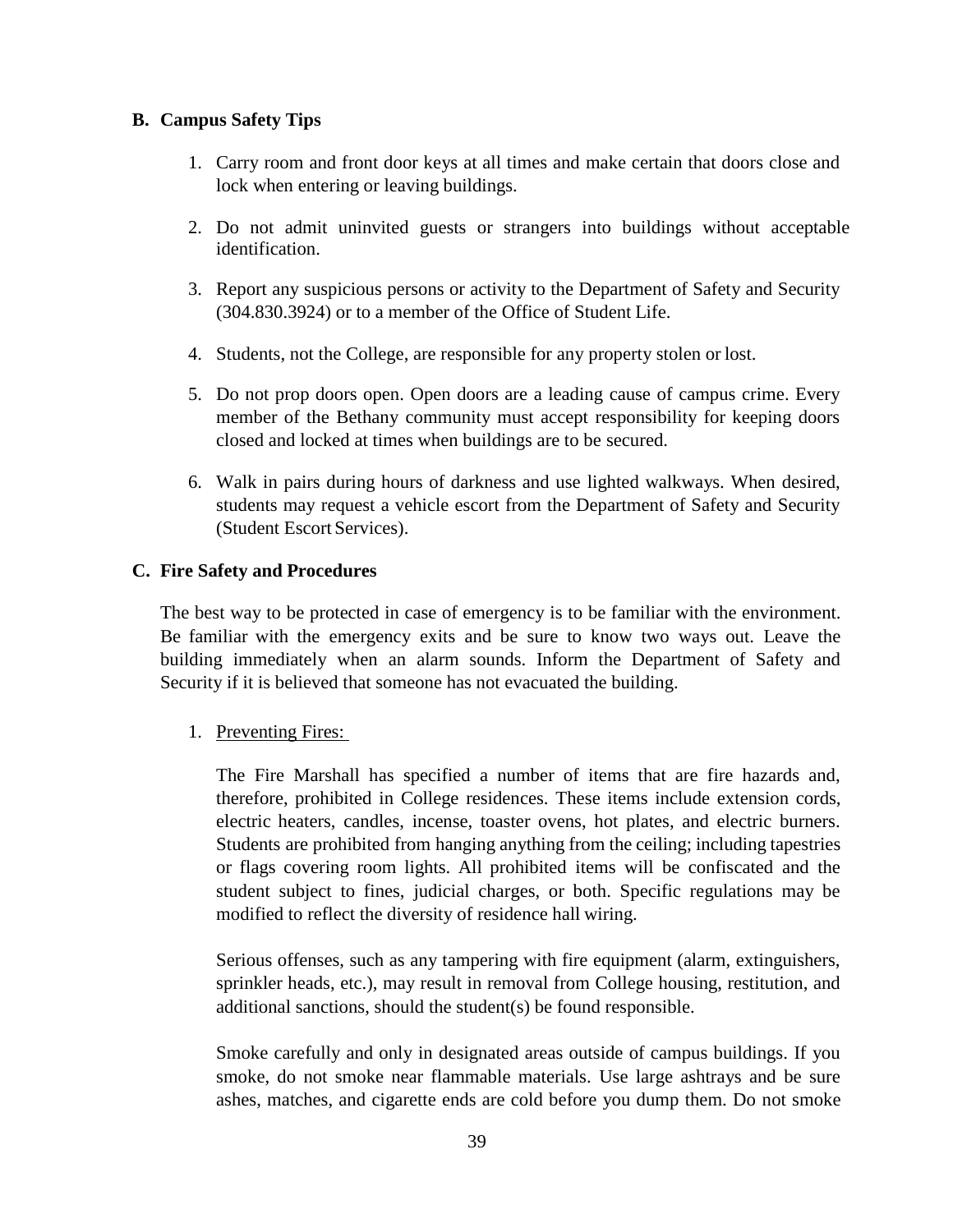### B. Campus Safety Tips

1. Carry room and front door keys at all times and make certain that doors close and lock when entering or leaving buildings.

2. Do not admit uninvited guests or strangers into buildings without acceptable identification.

3. Report any suspicious persons or activity to the Department of Safety and Security (304.830.3924) or to a member of the Office of Student Life.

4. Students, not the College, are responsible for any property stolen or lost.

5. Do not prop doors open. Open doors are a leading cause of campus crime. Every member of the Bethany community must accept responsibility for keeping doors closed and locked at times when buildings are to be secured.

6. Walk in pairs during hours of darkness and use lighted walkways. When desired, students may request a vehicle escort from the Department of Safety and Security (Student Escort Services).

### C. Fire Safety and Procedures

The best way to be protected in case of emergency is to be familiar with the environment. Be familiar with the emergency exits and be sure to know two ways out. Leave the building immediately when an alarm sounds. Inform the Department of Safety and Security if it is believed that someone has not evacuated the building.

1. <u>Preventing Fires:</u>

   The Fire Marshall has specified a number of items that are fire hazards and, therefore, prohibited in College residences. These items include extension cords, electric heaters, candles, incense, toaster ovens, hot plates, and electric burners. Students are prohibited from hanging anything from the ceiling; including tapestries or flags covering room lights. All prohibited items will be confiscated and the student subject to fines, judicial charges, or both. Specific regulations may be modified to reflect the diversity of residence hall wiring.

   Serious offenses, such as any tampering with fire equipment (alarm, extinguishers, sprinkler heads, etc.), may result in removal from College housing, restitution, and additional sanctions, should the student(s) be found responsible.

   Smoke carefully and only in designated areas outside of campus buildings. If you smoke, do not smoke near flammable materials. Use large ashtrays and be sure ashes, matches, and cigarette ends are cold before you dump them. Do not smoke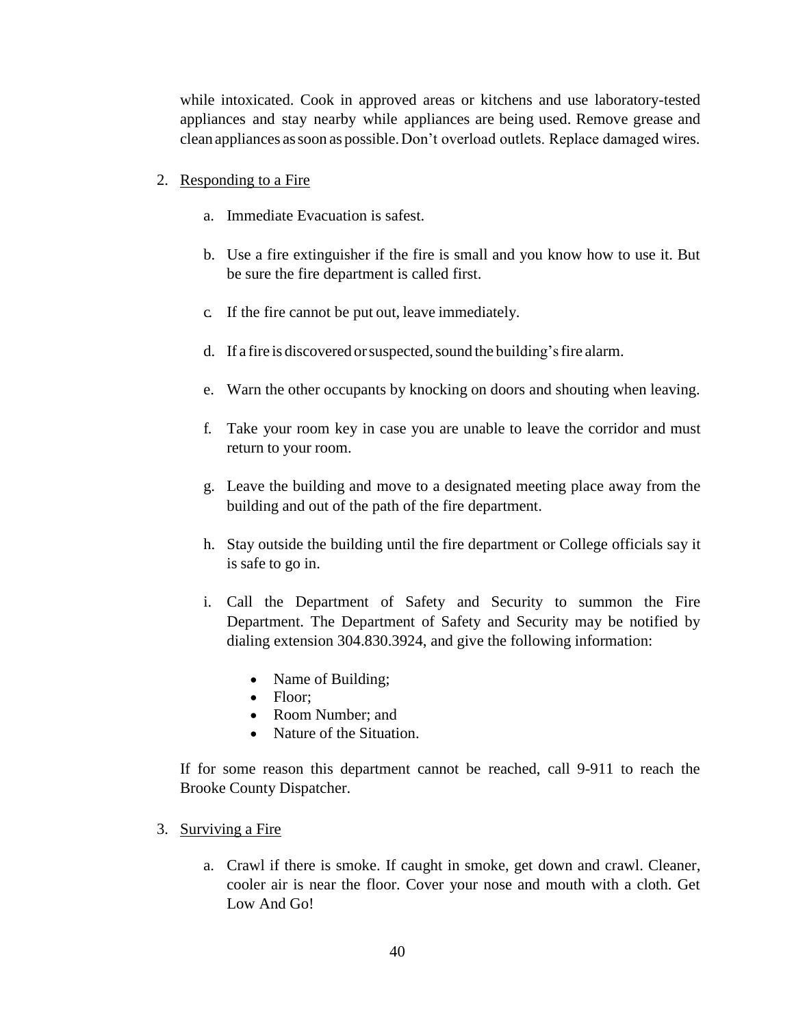while intoxicated. Cook in approved areas or kitchens and use laboratory-tested appliances and stay nearby while appliances are being used. Remove grease and clean appliances as soon as possible. Don't overload outlets. Replace damaged wires.

2. Responding to a Fire

   a. Immediate Evacuation is safest.

   b. Use a fire extinguisher if the fire is small and you know how to use it. But be sure the fire department is called first.

   c. If the fire cannot be put out, leave immediately.

   d. If a fire is discovered or suspected, sound the building's fire alarm.

   e. Warn the other occupants by knocking on doors and shouting when leaving.

   f. Take your room key in case you are unable to leave the corridor and must return to your room.

   g. Leave the building and move to a designated meeting place away from the building and out of the path of the fire department.

   h. Stay outside the building until the fire department or College officials say it is safe to go in.

   i. Call the Department of Safety and Security to summon the Fire Department. The Department of Safety and Security may be notified by dialing extension 304.830.3924, and give the following information:

      - Name of Building;
      - Floor;
      - Room Number; and
      - Nature of the Situation.

   If for some reason this department cannot be reached, call 9-911 to reach the Brooke County Dispatcher.

3. Surviving a Fire

   a. Crawl if there is smoke. If caught in smoke, get down and crawl. Cleaner, cooler air is near the floor. Cover your nose and mouth with a cloth. Get Low And Go!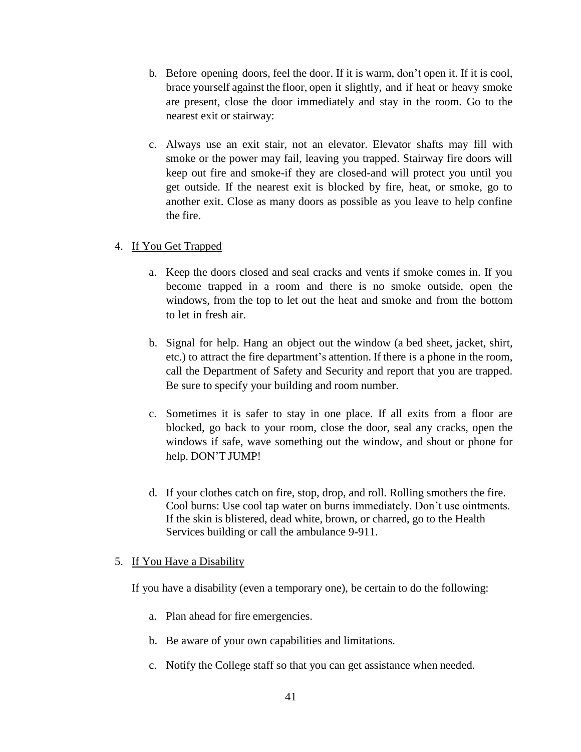b. Before opening doors, feel the door. If it is warm, don't open it. If it is cool, brace yourself against the floor, open it slightly, and if heat or heavy smoke are present, close the door immediately and stay in the room. Go to the nearest exit or stairway:

c. Always use an exit stair, not an elevator. Elevator shafts may fill with smoke or the power may fail, leaving you trapped. Stairway fire doors will keep out fire and smoke-if they are closed-and will protect you until you get outside. If the nearest exit is blocked by fire, heat, or smoke, go to another exit. Close as many doors as possible as you leave to help confine the fire.

4. <u>If You Get Trapped</u>

a. Keep the doors closed and seal cracks and vents if smoke comes in. If you become trapped in a room and there is no smoke outside, open the windows, from the top to let out the heat and smoke and from the bottom to let in fresh air.

b. Signal for help. Hang an object out the window (a bed sheet, jacket, shirt, etc.) to attract the fire department's attention. If there is a phone in the room, call the Department of Safety and Security and report that you are trapped. Be sure to specify your building and room number.

c. Sometimes it is safer to stay in one place. If all exits from a floor are blocked, go back to your room, close the door, seal any cracks, open the windows if safe, wave something out the window, and shout or phone for help. DON'T JUMP!

d. If your clothes catch on fire, stop, drop, and roll. Rolling smothers the fire. Cool burns: Use cool tap water on burns immediately. Don't use ointments. If the skin is blistered, dead white, brown, or charred, go to the Health Services building or call the ambulance 9-911.

5. <u>If You Have a Disability</u>

If you have a disability (even a temporary one), be certain to do the following:

a. Plan ahead for fire emergencies.

b. Be aware of your own capabilities and limitations.

c. Notify the College staff so that you can get assistance when needed.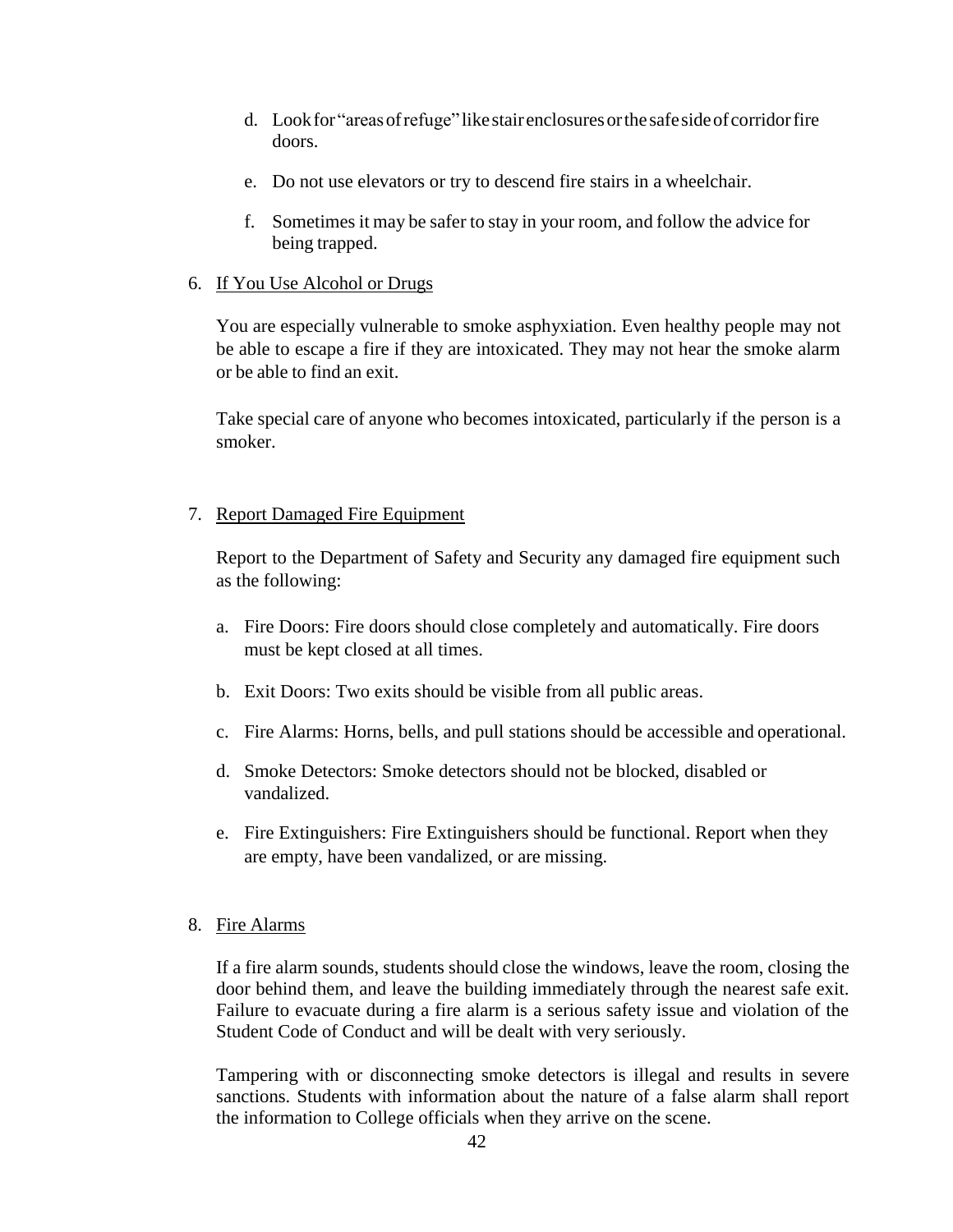d. Look for "areas of refuge" like stair enclosures or the safe side of corridor fire doors.

e. Do not use elevators or try to descend fire stairs in a wheelchair.

f. Sometimes it may be safer to stay in your room, and follow the advice for being trapped.

6. <u>If You Use Alcohol or Drugs</u>

   You are especially vulnerable to smoke asphyxiation. Even healthy people may not be able to escape a fire if they are intoxicated. They may not hear the smoke alarm or be able to find an exit.

   Take special care of anyone who becomes intoxicated, particularly if the person is a smoker.

7. <u>Report Damaged Fire Equipment</u>

   Report to the Department of Safety and Security any damaged fire equipment such as the following:

   a. Fire Doors: Fire doors should close completely and automatically. Fire doors must be kept closed at all times.

   b. Exit Doors: Two exits should be visible from all public areas.

   c. Fire Alarms: Horns, bells, and pull stations should be accessible and operational.

   d. Smoke Detectors: Smoke detectors should not be blocked, disabled or vandalized.

   e. Fire Extinguishers: Fire Extinguishers should be functional. Report when they are empty, have been vandalized, or are missing.

8. <u>Fire Alarms</u>

   If a fire alarm sounds, students should close the windows, leave the room, closing the door behind them, and leave the building immediately through the nearest safe exit. Failure to evacuate during a fire alarm is a serious safety issue and violation of the Student Code of Conduct and will be dealt with very seriously.

   Tampering with or disconnecting smoke detectors is illegal and results in severe sanctions. Students with information about the nature of a false alarm shall report the information to College officials when they arrive on the scene.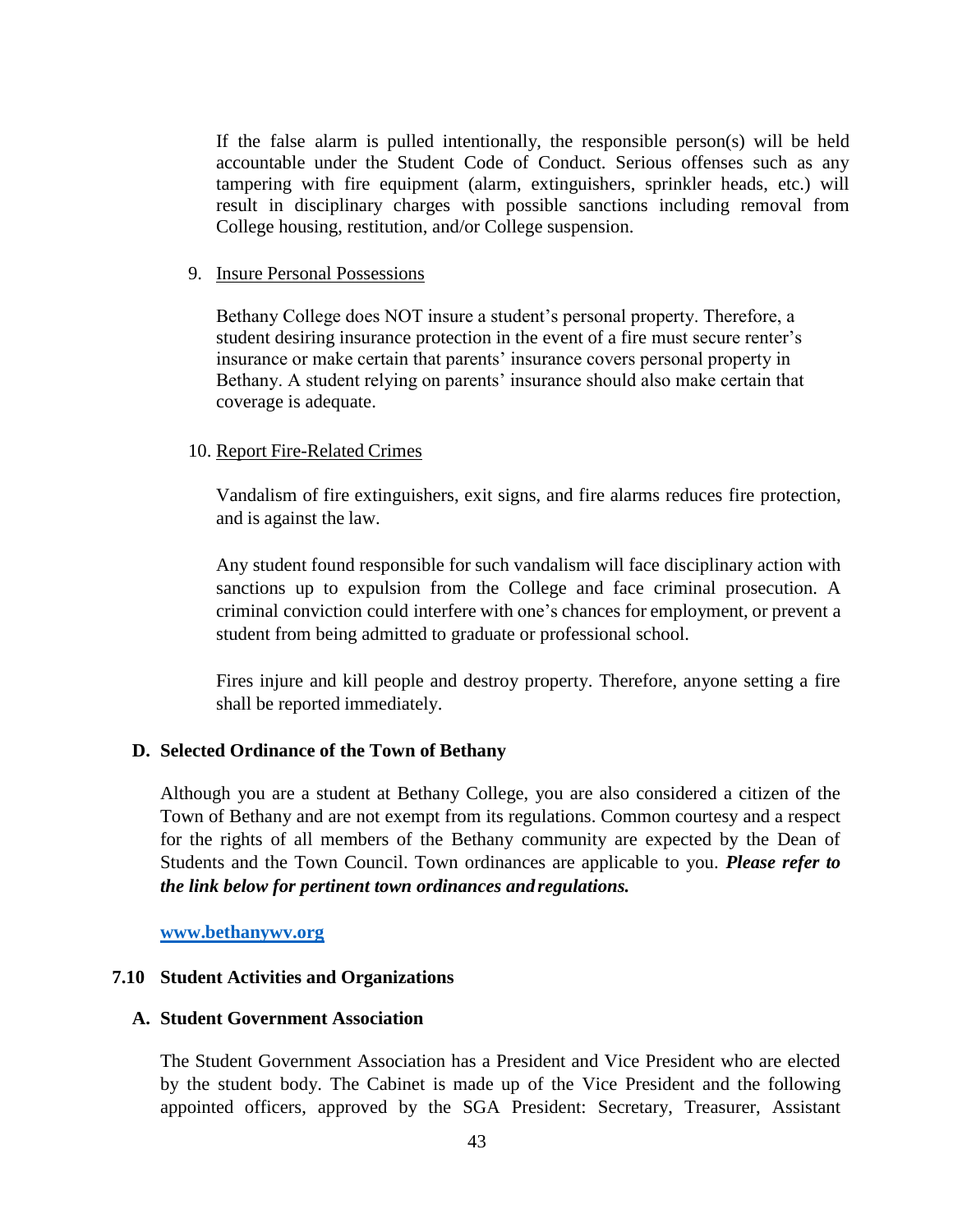If the false alarm is pulled intentionally, the responsible person(s) will be held accountable under the Student Code of Conduct. Serious offenses such as any tampering with fire equipment (alarm, extinguishers, sprinkler heads, etc.) will result in disciplinary charges with possible sanctions including removal from College housing, restitution, and/or College suspension.

9. Insure Personal Possessions

   Bethany College does NOT insure a student's personal property. Therefore, a student desiring insurance protection in the event of a fire must secure renter's insurance or make certain that parents' insurance covers personal property in Bethany. A student relying on parents' insurance should also make certain that coverage is adequate.

10. Report Fire-Related Crimes

    Vandalism of fire extinguishers, exit signs, and fire alarms reduces fire protection, and is against the law.

    Any student found responsible for such vandalism will face disciplinary action with sanctions up to expulsion from the College and face criminal prosecution. A criminal conviction could interfere with one's chances for employment, or prevent a student from being admitted to graduate or professional school.

    Fires injure and kill people and destroy property. Therefore, anyone setting a fire shall be reported immediately.

### D. Selected Ordinance of the Town of Bethany

Although you are a student at Bethany College, you are also considered a citizen of the Town of Bethany and are not exempt from its regulations. Common courtesy and a respect for the rights of all members of the Bethany community are expected by the Dean of Students and the Town Council. Town ordinances are applicable to you. ***Please refer to the link below for pertinent town ordinances and regulations.***

**www.bethanywv.org**

## 7.10 Student Activities and Organizations

### A. Student Government Association

The Student Government Association has a President and Vice President who are elected by the student body. The Cabinet is made up of the Vice President and the following appointed officers, approved by the SGA President: Secretary, Treasurer, Assistant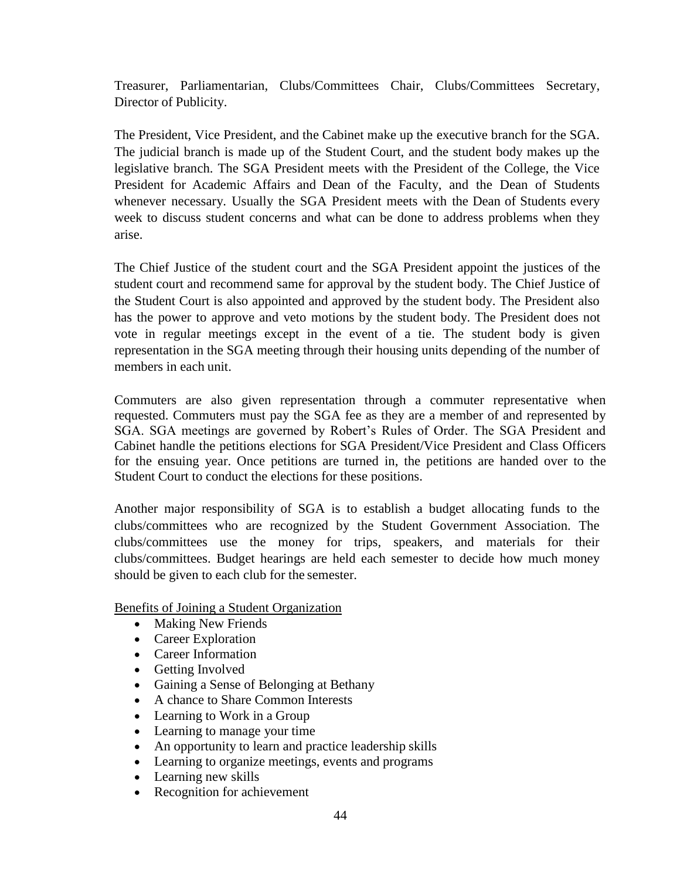Treasurer, Parliamentarian, Clubs/Committees Chair, Clubs/Committees Secretary, Director of Publicity.

The President, Vice President, and the Cabinet make up the executive branch for the SGA. The judicial branch is made up of the Student Court, and the student body makes up the legislative branch. The SGA President meets with the President of the College, the Vice President for Academic Affairs and Dean of the Faculty, and the Dean of Students whenever necessary. Usually the SGA President meets with the Dean of Students every week to discuss student concerns and what can be done to address problems when they arise.

The Chief Justice of the student court and the SGA President appoint the justices of the student court and recommend same for approval by the student body. The Chief Justice of the Student Court is also appointed and approved by the student body. The President also has the power to approve and veto motions by the student body. The President does not vote in regular meetings except in the event of a tie. The student body is given representation in the SGA meeting through their housing units depending of the number of members in each unit.

Commuters are also given representation through a commuter representative when requested. Commuters must pay the SGA fee as they are a member of and represented by SGA. SGA meetings are governed by Robert's Rules of Order. The SGA President and Cabinet handle the petitions elections for SGA President/Vice President and Class Officers for the ensuing year. Once petitions are turned in, the petitions are handed over to the Student Court to conduct the elections for these positions.

Another major responsibility of SGA is to establish a budget allocating funds to the clubs/committees who are recognized by the Student Government Association. The clubs/committees use the money for trips, speakers, and materials for their clubs/committees. Budget hearings are held each semester to decide how much money should be given to each club for the semester.

Benefits of Joining a Student Organization

- Making New Friends
- Career Exploration
- Career Information
- Getting Involved
- Gaining a Sense of Belonging at Bethany
- A chance to Share Common Interests
- Learning to Work in a Group
- Learning to manage your time
- An opportunity to learn and practice leadership skills
- Learning to organize meetings, events and programs
- Learning new skills
- Recognition for achievement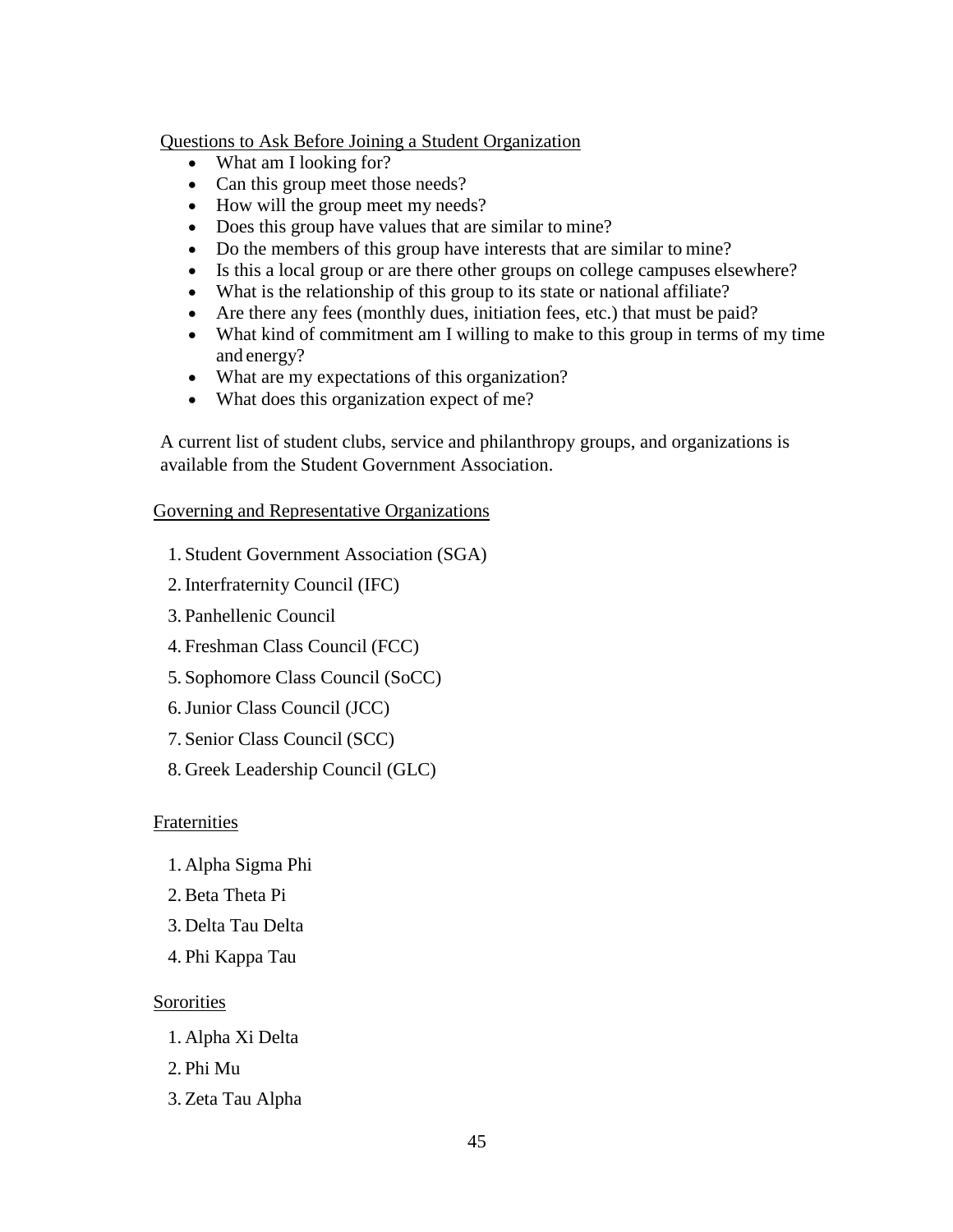## Questions to Ask Before Joining a Student Organization

- What am I looking for?
- Can this group meet those needs?
- How will the group meet my needs?
- Does this group have values that are similar to mine?
- Do the members of this group have interests that are similar to mine?
- Is this a local group or are there other groups on college campuses elsewhere?
- What is the relationship of this group to its state or national affiliate?
- Are there any fees (monthly dues, initiation fees, etc.) that must be paid?
- What kind of commitment am I willing to make to this group in terms of my time and energy?
- What are my expectations of this organization?
- What does this organization expect of me?

A current list of student clubs, service and philanthropy groups, and organizations is available from the Student Government Association.

## Governing and Representative Organizations

1. Student Government Association (SGA)
2. Interfraternity Council (IFC)
3. Panhellenic Council
4. Freshman Class Council (FCC)
5. Sophomore Class Council (SoCC)
6. Junior Class Council (JCC)
7. Senior Class Council (SCC)
8. Greek Leadership Council (GLC)

## Fraternities

1. Alpha Sigma Phi
2. Beta Theta Pi
3. Delta Tau Delta
4. Phi Kappa Tau

## Sororities

1. Alpha Xi Delta
2. Phi Mu
3. Zeta Tau Alpha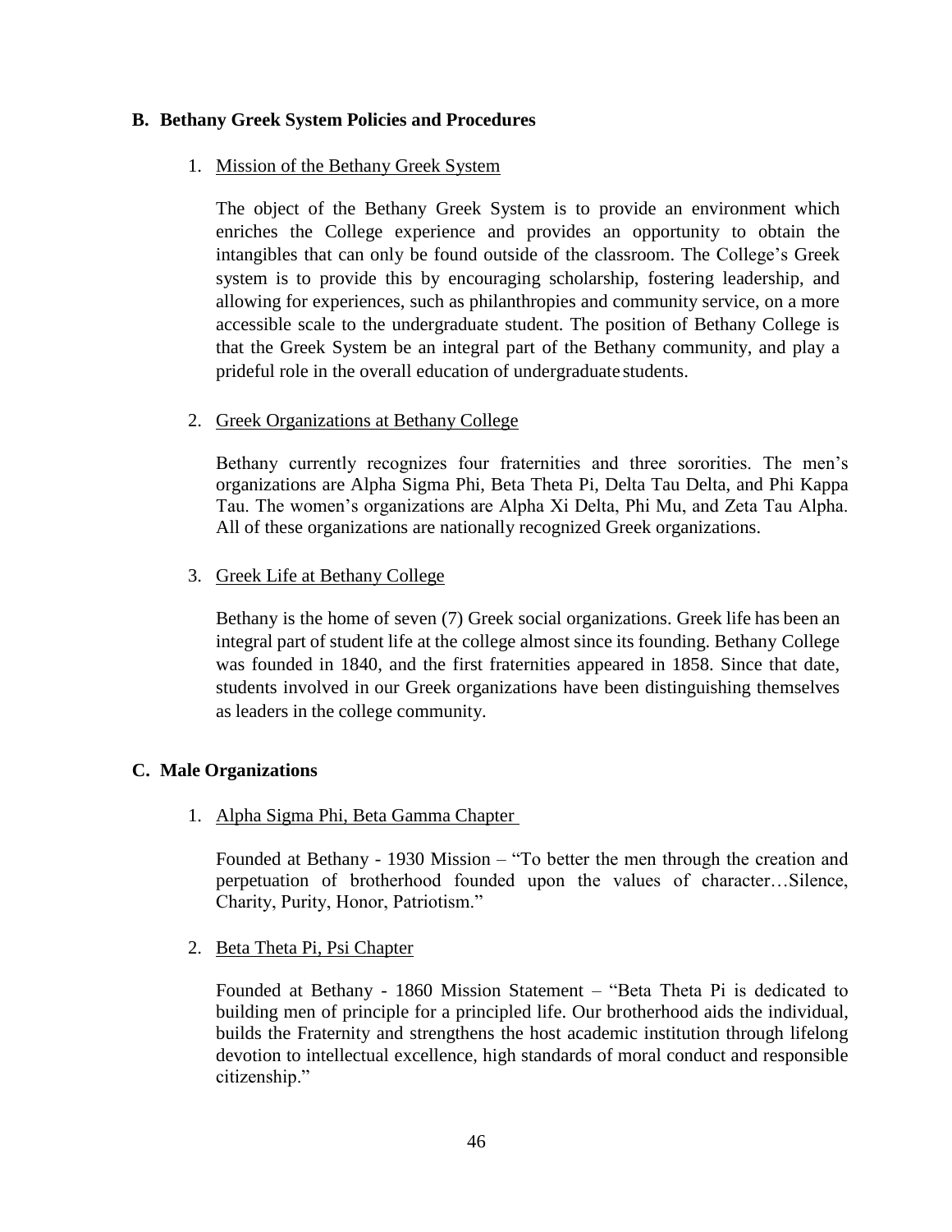## B. Bethany Greek System Policies and Procedures

### 1. Mission of the Bethany Greek System

The object of the Bethany Greek System is to provide an environment which enriches the College experience and provides an opportunity to obtain the intangibles that can only be found outside of the classroom. The College's Greek system is to provide this by encouraging scholarship, fostering leadership, and allowing for experiences, such as philanthropies and community service, on a more accessible scale to the undergraduate student. The position of Bethany College is that the Greek System be an integral part of the Bethany community, and play a prideful role in the overall education of undergraduate students.

### 2. Greek Organizations at Bethany College

Bethany currently recognizes four fraternities and three sororities. The men's organizations are Alpha Sigma Phi, Beta Theta Pi, Delta Tau Delta, and Phi Kappa Tau. The women's organizations are Alpha Xi Delta, Phi Mu, and Zeta Tau Alpha. All of these organizations are nationally recognized Greek organizations.

### 3. Greek Life at Bethany College

Bethany is the home of seven (7) Greek social organizations. Greek life has been an integral part of student life at the college almost since its founding. Bethany College was founded in 1840, and the first fraternities appeared in 1858. Since that date, students involved in our Greek organizations have been distinguishing themselves as leaders in the college community.

## C. Male Organizations

### 1. Alpha Sigma Phi, Beta Gamma Chapter

Founded at Bethany - 1930 Mission – "To better the men through the creation and perpetuation of brotherhood founded upon the values of character…Silence, Charity, Purity, Honor, Patriotism."

### 2. Beta Theta Pi, Psi Chapter

Founded at Bethany - 1860 Mission Statement – "Beta Theta Pi is dedicated to building men of principle for a principled life. Our brotherhood aids the individual, builds the Fraternity and strengthens the host academic institution through lifelong devotion to intellectual excellence, high standards of moral conduct and responsible citizenship."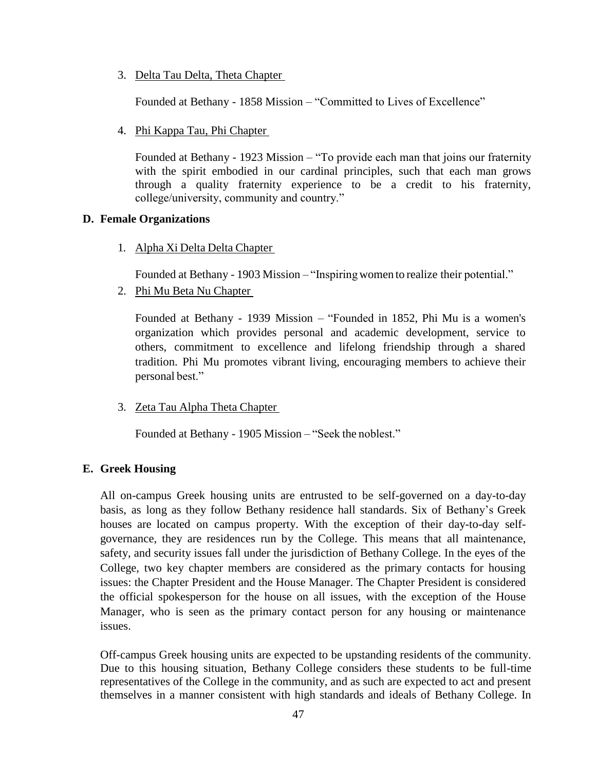3. Delta Tau Delta, Theta Chapter

   Founded at Bethany - 1858 Mission – "Committed to Lives of Excellence"

4. Phi Kappa Tau, Phi Chapter

   Founded at Bethany - 1923 Mission – "To provide each man that joins our fraternity with the spirit embodied in our cardinal principles, such that each man grows through a quality fraternity experience to be a credit to his fraternity, college/university, community and country."

### D. Female Organizations

1. Alpha Xi Delta Delta Chapter

   Founded at Bethany - 1903 Mission – "Inspiring women to realize their potential."

2. Phi Mu Beta Nu Chapter

   Founded at Bethany - 1939 Mission – "Founded in 1852, Phi Mu is a women's organization which provides personal and academic development, service to others, commitment to excellence and lifelong friendship through a shared tradition. Phi Mu promotes vibrant living, encouraging members to achieve their personal best."

3. Zeta Tau Alpha Theta Chapter

   Founded at Bethany - 1905 Mission – "Seek the noblest."

### E. Greek Housing

All on-campus Greek housing units are entrusted to be self-governed on a day-to-day basis, as long as they follow Bethany residence hall standards. Six of Bethany's Greek houses are located on campus property. With the exception of their day-to-day self-governance, they are residences run by the College. This means that all maintenance, safety, and security issues fall under the jurisdiction of Bethany College. In the eyes of the College, two key chapter members are considered as the primary contacts for housing issues: the Chapter President and the House Manager. The Chapter President is considered the official spokesperson for the house on all issues, with the exception of the House Manager, who is seen as the primary contact person for any housing or maintenance issues.

Off-campus Greek housing units are expected to be upstanding residents of the community. Due to this housing situation, Bethany College considers these students to be full-time representatives of the College in the community, and as such are expected to act and present themselves in a manner consistent with high standards and ideals of Bethany College. In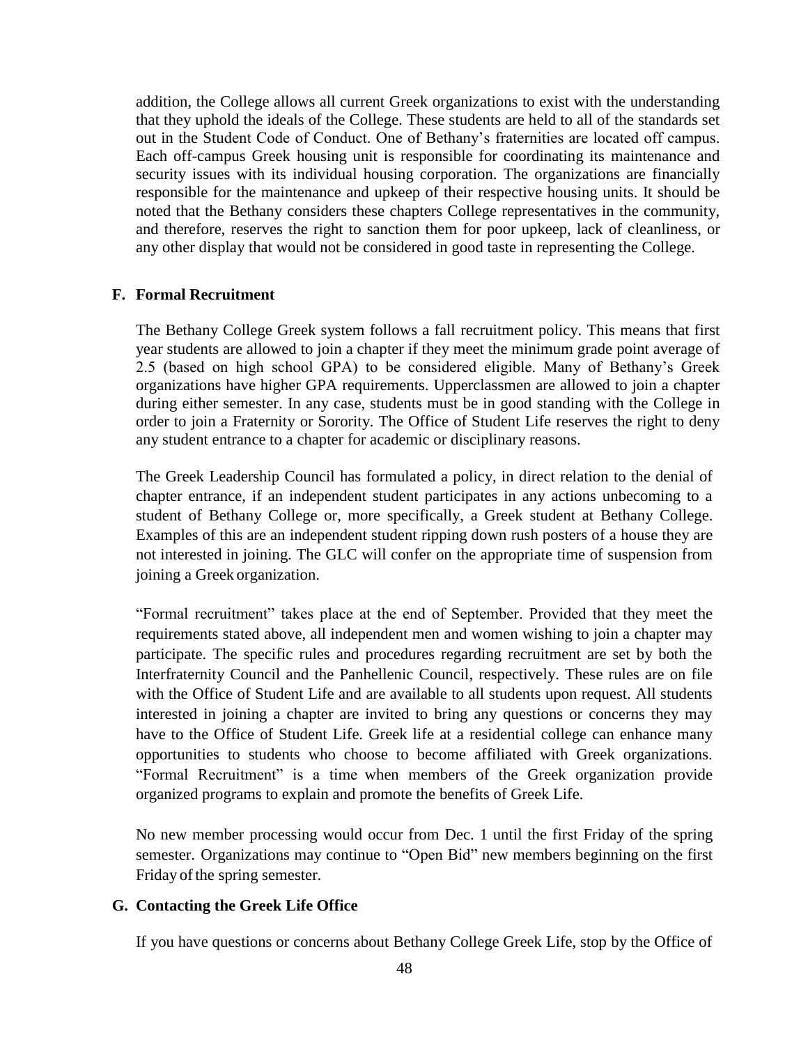addition, the College allows all current Greek organizations to exist with the understanding that they uphold the ideals of the College. These students are held to all of the standards set out in the Student Code of Conduct. One of Bethany's fraternities are located off campus. Each off-campus Greek housing unit is responsible for coordinating its maintenance and security issues with its individual housing corporation. The organizations are financially responsible for the maintenance and upkeep of their respective housing units. It should be noted that the Bethany considers these chapters College representatives in the community, and therefore, reserves the right to sanction them for poor upkeep, lack of cleanliness, or any other display that would not be considered in good taste in representing the College.

### F. Formal Recruitment

The Bethany College Greek system follows a fall recruitment policy. This means that first year students are allowed to join a chapter if they meet the minimum grade point average of 2.5 (based on high school GPA) to be considered eligible. Many of Bethany's Greek organizations have higher GPA requirements. Upperclassmen are allowed to join a chapter during either semester. In any case, students must be in good standing with the College in order to join a Fraternity or Sorority. The Office of Student Life reserves the right to deny any student entrance to a chapter for academic or disciplinary reasons.

The Greek Leadership Council has formulated a policy, in direct relation to the denial of chapter entrance, if an independent student participates in any actions unbecoming to a student of Bethany College or, more specifically, a Greek student at Bethany College. Examples of this are an independent student ripping down rush posters of a house they are not interested in joining. The GLC will confer on the appropriate time of suspension from joining a Greek organization.

"Formal recruitment" takes place at the end of September. Provided that they meet the requirements stated above, all independent men and women wishing to join a chapter may participate. The specific rules and procedures regarding recruitment are set by both the Interfraternity Council and the Panhellenic Council, respectively. These rules are on file with the Office of Student Life and are available to all students upon request. All students interested in joining a chapter are invited to bring any questions or concerns they may have to the Office of Student Life. Greek life at a residential college can enhance many opportunities to students who choose to become affiliated with Greek organizations. "Formal Recruitment" is a time when members of the Greek organization provide organized programs to explain and promote the benefits of Greek Life.

No new member processing would occur from Dec. 1 until the first Friday of the spring semester. Organizations may continue to "Open Bid" new members beginning on the first Friday of the spring semester.

### G. Contacting the Greek Life Office

If you have questions or concerns about Bethany College Greek Life, stop by the Office of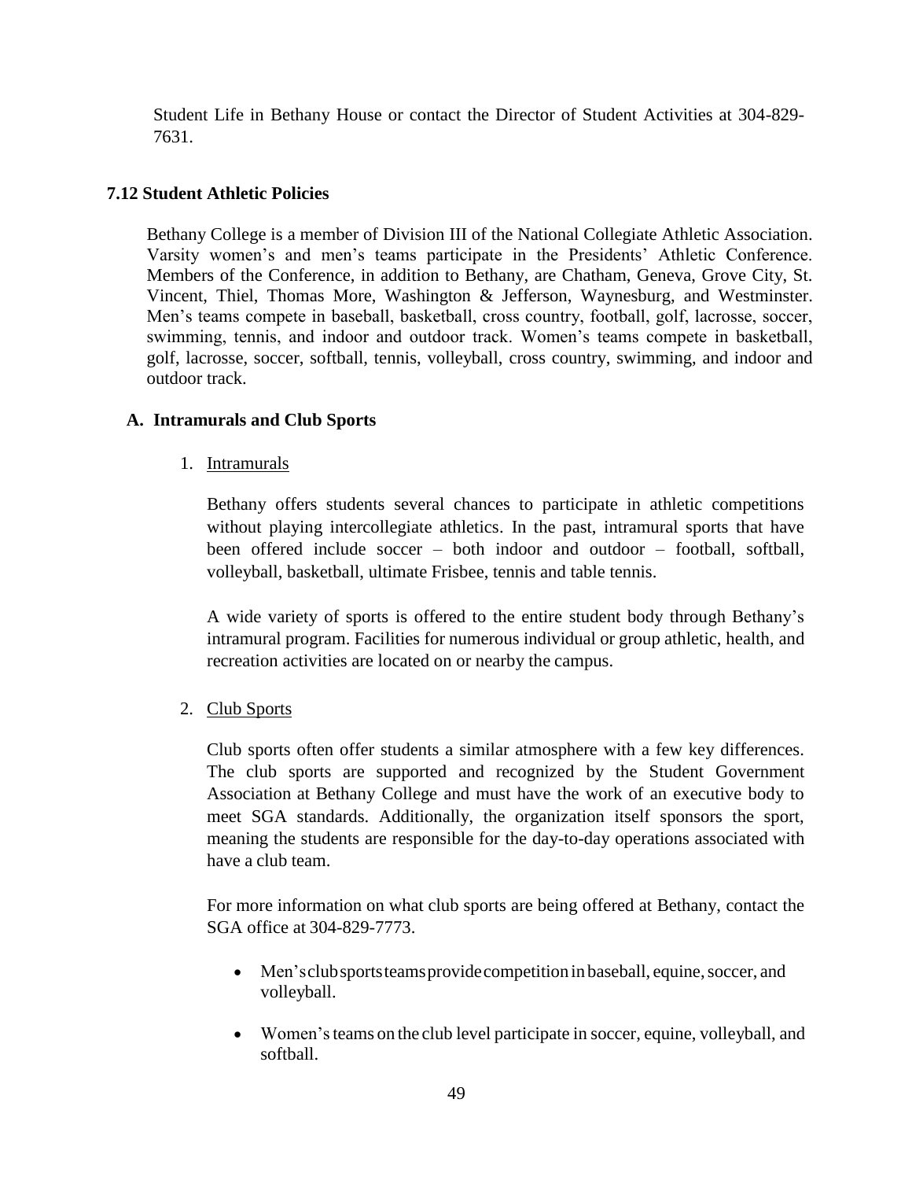Student Life in Bethany House or contact the Director of Student Activities at 304-829-7631.

### 7.12 Student Athletic Policies

Bethany College is a member of Division III of the National Collegiate Athletic Association. Varsity women's and men's teams participate in the Presidents' Athletic Conference. Members of the Conference, in addition to Bethany, are Chatham, Geneva, Grove City, St. Vincent, Thiel, Thomas More, Washington & Jefferson, Waynesburg, and Westminster. Men's teams compete in baseball, basketball, cross country, football, golf, lacrosse, soccer, swimming, tennis, and indoor and outdoor track. Women's teams compete in basketball, golf, lacrosse, soccer, softball, tennis, volleyball, cross country, swimming, and indoor and outdoor track.

#### A. Intramurals and Club Sports

1. Intramurals

   Bethany offers students several chances to participate in athletic competitions without playing intercollegiate athletics. In the past, intramural sports that have been offered include soccer – both indoor and outdoor – football, softball, volleyball, basketball, ultimate Frisbee, tennis and table tennis.

   A wide variety of sports is offered to the entire student body through Bethany's intramural program. Facilities for numerous individual or group athletic, health, and recreation activities are located on or nearby the campus.

2. Club Sports

   Club sports often offer students a similar atmosphere with a few key differences. The club sports are supported and recognized by the Student Government Association at Bethany College and must have the work of an executive body to meet SGA standards. Additionally, the organization itself sponsors the sport, meaning the students are responsible for the day-to-day operations associated with have a club team.

   For more information on what club sports are being offered at Bethany, contact the SGA office at 304-829-7773.

   - Men's club sports teams provide competition in baseball, equine, soccer, and volleyball.
   - Women's teams on the club level participate in soccer, equine, volleyball, and softball.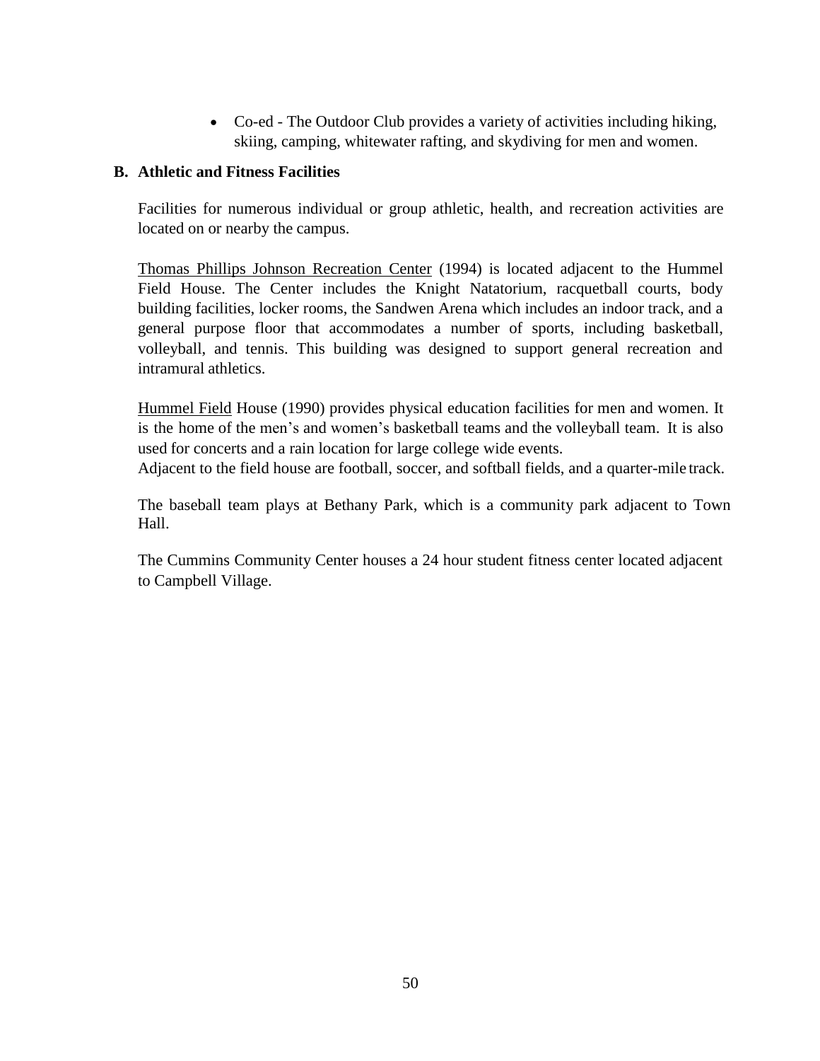- Co-ed - The Outdoor Club provides a variety of activities including hiking, skiing, camping, whitewater rafting, and skydiving for men and women.

### B. Athletic and Fitness Facilities

Facilities for numerous individual or group athletic, health, and recreation activities are located on or nearby the campus.

Thomas Phillips Johnson Recreation Center (1994) is located adjacent to the Hummel Field House. The Center includes the Knight Natatorium, racquetball courts, body building facilities, locker rooms, the Sandwen Arena which includes an indoor track, and a general purpose floor that accommodates a number of sports, including basketball, volleyball, and tennis. This building was designed to support general recreation and intramural athletics.

Hummel Field House (1990) provides physical education facilities for men and women. It is the home of the men's and women's basketball teams and the volleyball team. It is also used for concerts and a rain location for large college wide events.
Adjacent to the field house are football, soccer, and softball fields, and a quarter-mile track.

The baseball team plays at Bethany Park, which is a community park adjacent to Town Hall.

The Cummins Community Center houses a 24 hour student fitness center located adjacent to Campbell Village.